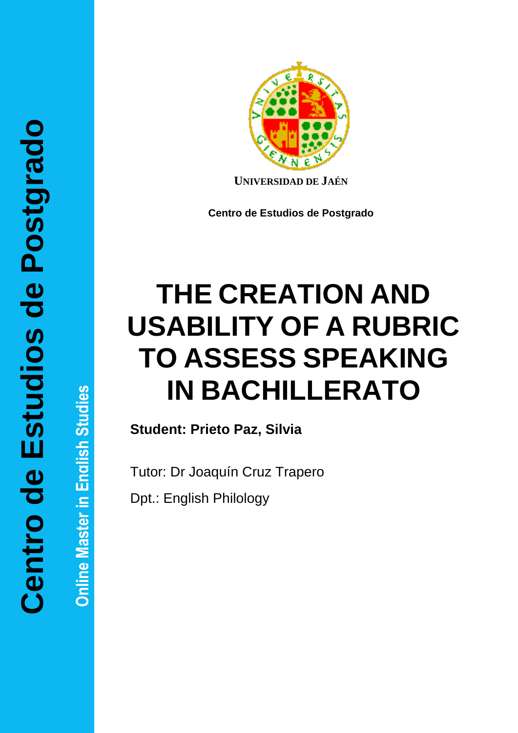Centro de Estudios de Postgrado

Online Master in English Studies

UNIVERSIDAD DE JAÉN

Centro de Estudios de Postgrado

# THE CREATION AND USABILITY OF A RUBRIC TO ASSESS SPEAKING IN BACHILLERATO

**Student: Prieto Paz, Silvia**

Tutor: Dr Joaquín Cruz Trapero

Dpt.: English Philology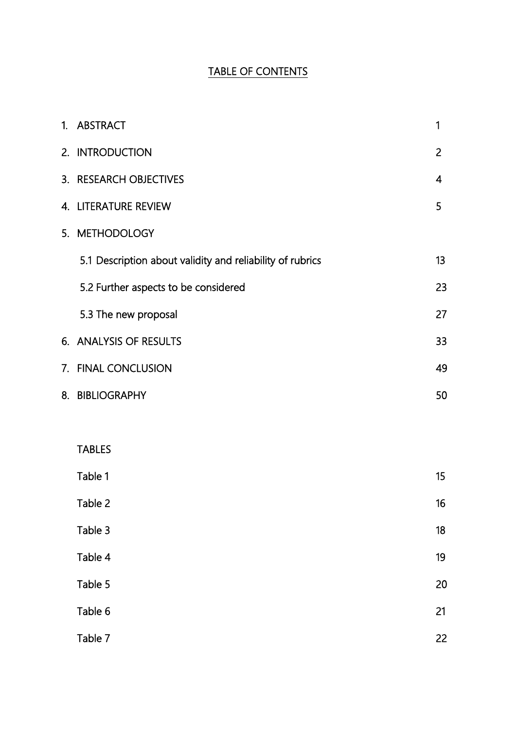# TABLE OF CONTENTS

| | |
|---|---|
| 1. ABSTRACT | 1 |
| 2. INTRODUCTION | 2 |
| 3. RESEARCH OBJECTIVES | 4 |
| 4. LITERATURE REVIEW | 5 |
| 5. METHODOLOGY | |
| 5.1 Description about validity and reliability of rubrics | 13 |
| 5.2 Further aspects to be considered | 23 |
| 5.3 The new proposal | 27 |
| 6. ANALYSIS OF RESULTS | 33 |
| 7. FINAL CONCLUSION | 49 |
| 8. BIBLIOGRAPHY | 50 |

TABLES

| | |
|---|---|
| Table 1 | 15 |
| Table 2 | 16 |
| Table 3 | 18 |
| Table 4 | 19 |
| Table 5 | 20 |
| Table 6 | 21 |
| Table 7 | 22 |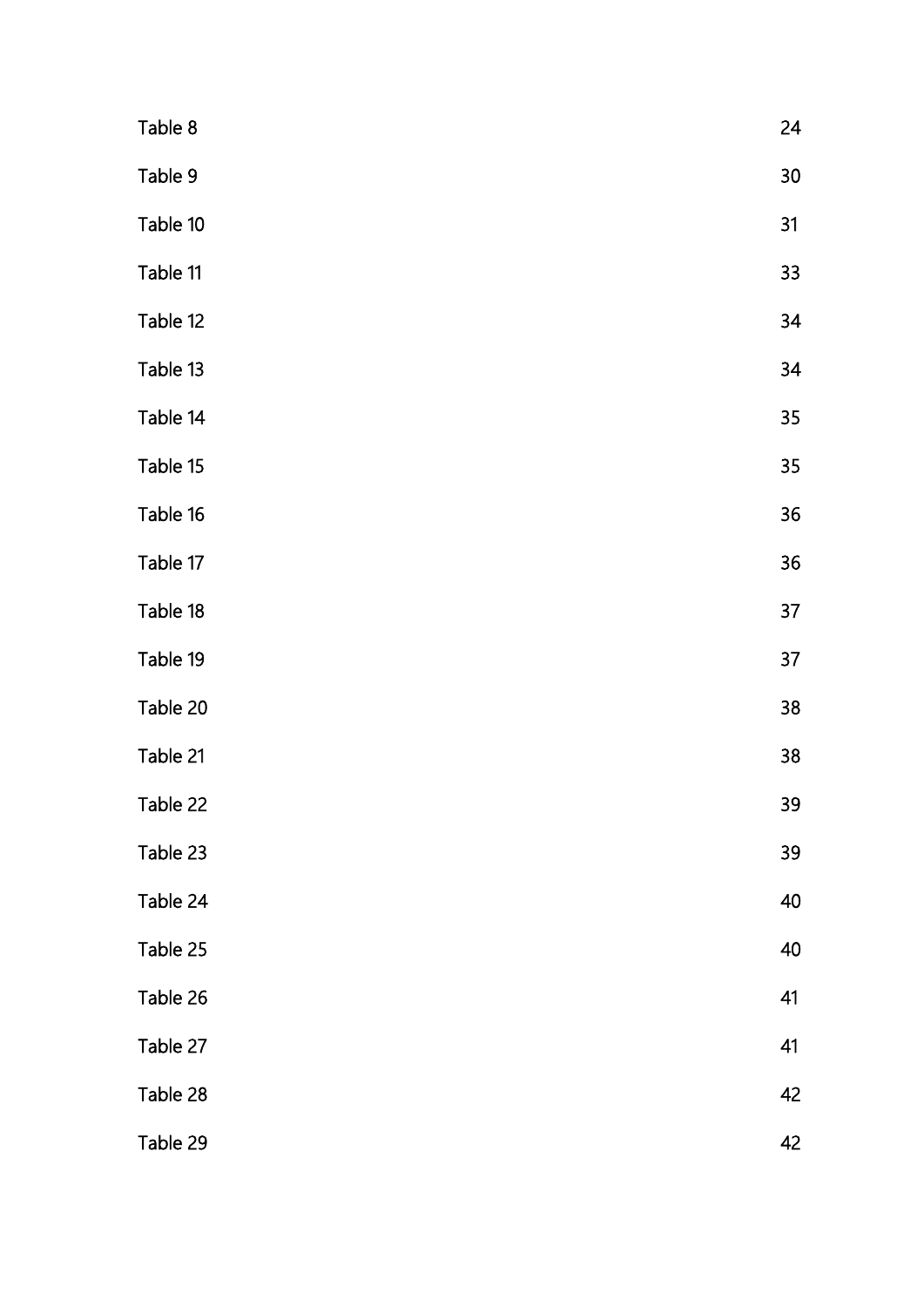Table 8 24

Table 9 30

Table 10 31

Table 11 33

Table 12 34

Table 13 34

Table 14 35

Table 15 35

Table 16 36

Table 17 36

Table 18 37

Table 19 37

Table 20 38

Table 21 38

Table 22 39

Table 23 39

Table 24 40

Table 25 40

Table 26 41

Table 27 41

Table 28 42

Table 29 42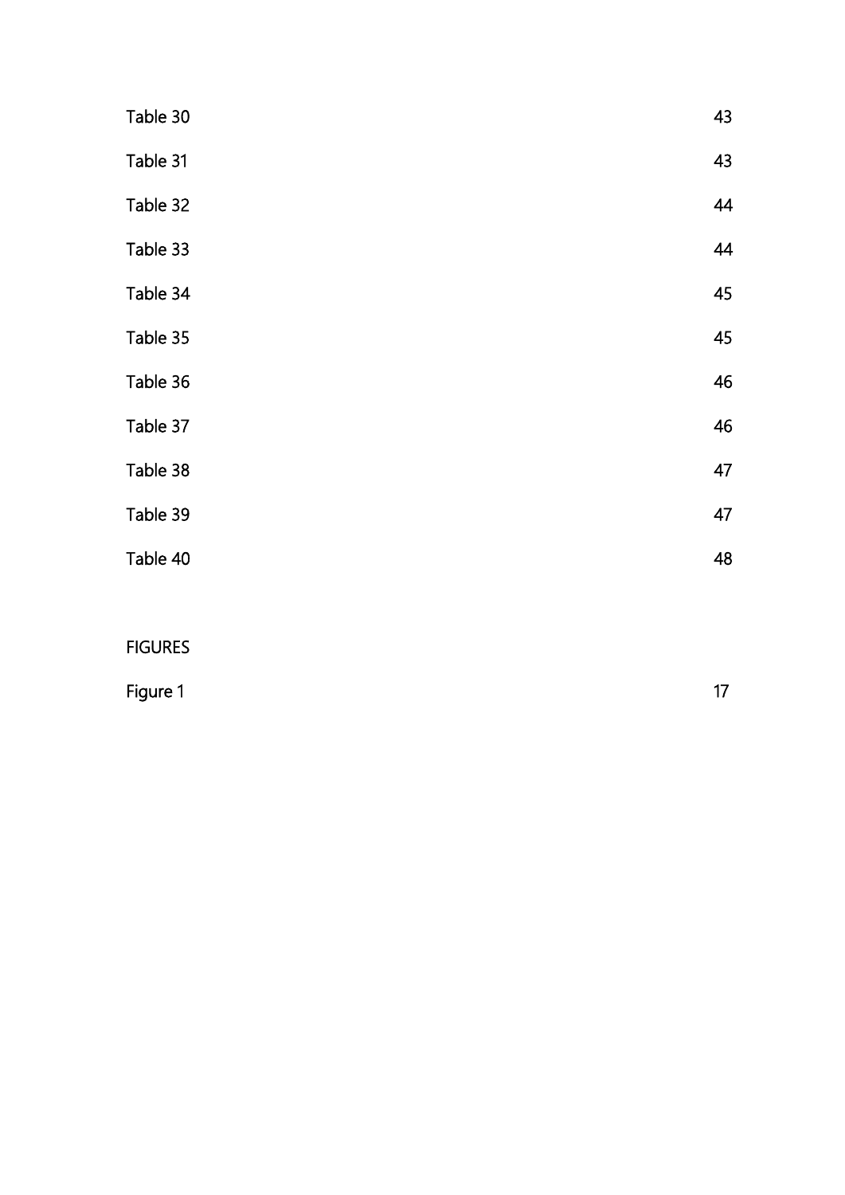Table 30 43

Table 31 43

Table 32 44

Table 33 44

Table 34 45

Table 35 45

Table 36 46

Table 37 46

Table 38 47

Table 39 47

Table 40 48

FIGURES

Figure 1 17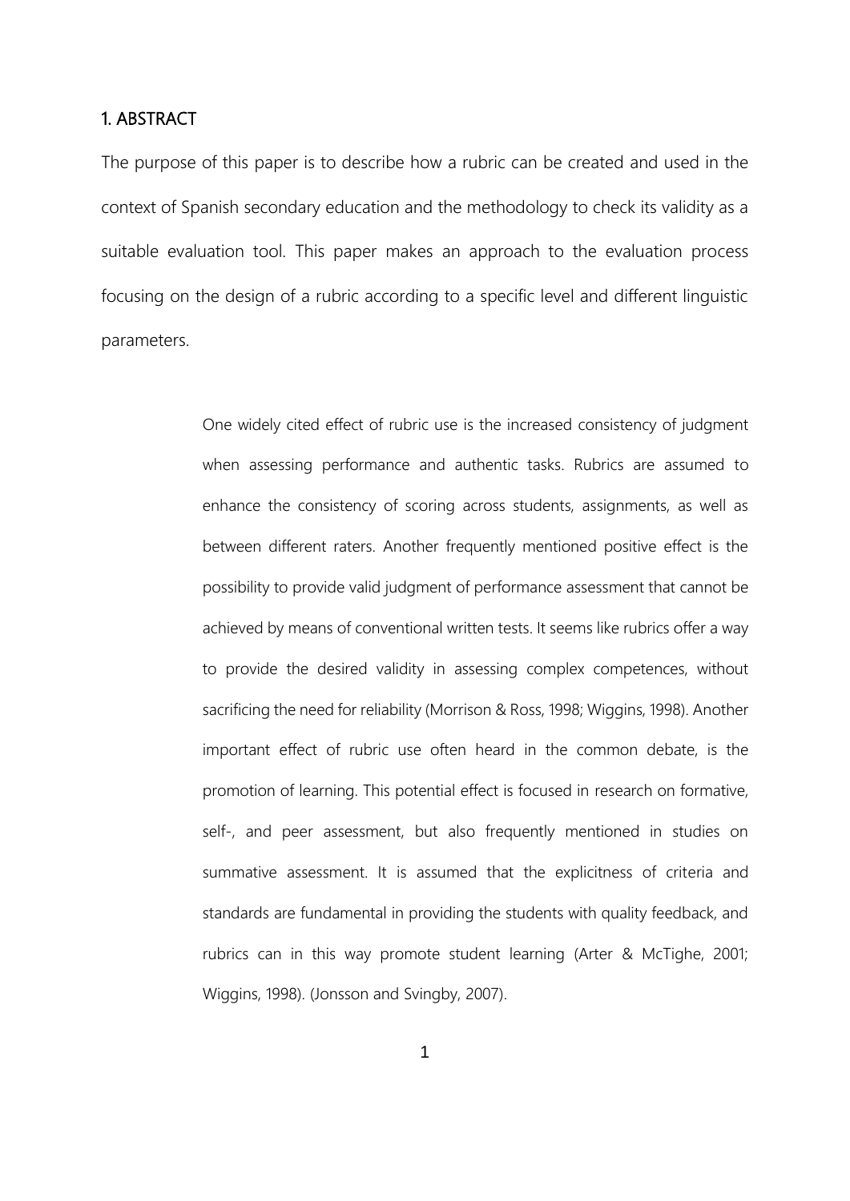## 1. ABSTRACT

The purpose of this paper is to describe how a rubric can be created and used in the context of Spanish secondary education and the methodology to check its validity as a suitable evaluation tool. This paper makes an approach to the evaluation process focusing on the design of a rubric according to a specific level and different linguistic parameters.

> One widely cited effect of rubric use is the increased consistency of judgment when assessing performance and authentic tasks. Rubrics are assumed to enhance the consistency of scoring across students, assignments, as well as between different raters. Another frequently mentioned positive effect is the possibility to provide valid judgment of performance assessment that cannot be achieved by means of conventional written tests. It seems like rubrics offer a way to provide the desired validity in assessing complex competences, without sacrificing the need for reliability (Morrison & Ross, 1998; Wiggins, 1998). Another important effect of rubric use often heard in the common debate, is the promotion of learning. This potential effect is focused in research on formative, self-, and peer assessment, but also frequently mentioned in studies on summative assessment. It is assumed that the explicitness of criteria and standards are fundamental in providing the students with quality feedback, and rubrics can in this way promote student learning (Arter & McTighe, 2001; Wiggins, 1998). (Jonsson and Svingby, 2007).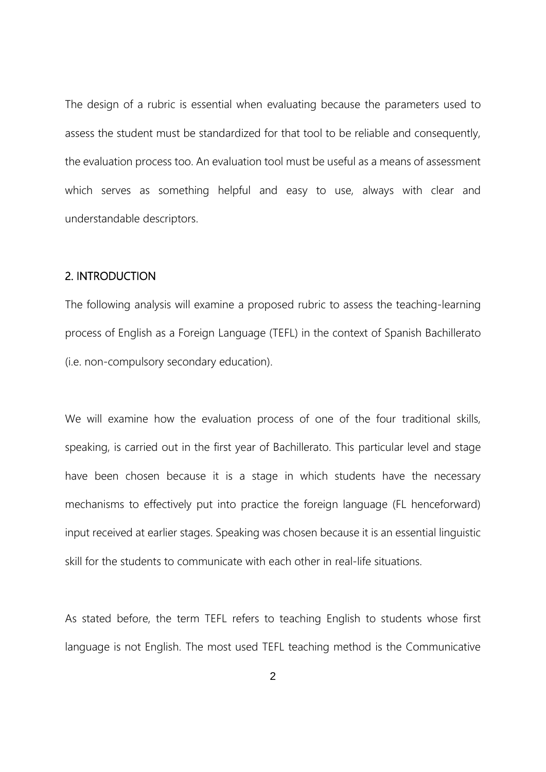The design of a rubric is essential when evaluating because the parameters used to assess the student must be standardized for that tool to be reliable and consequently, the evaluation process too. An evaluation tool must be useful as a means of assessment which serves as something helpful and easy to use, always with clear and understandable descriptors.

## 2. INTRODUCTION

The following analysis will examine a proposed rubric to assess the teaching-learning process of English as a Foreign Language (TEFL) in the context of Spanish Bachillerato (i.e. non-compulsory secondary education).

We will examine how the evaluation process of one of the four traditional skills, speaking, is carried out in the first year of Bachillerato. This particular level and stage have been chosen because it is a stage in which students have the necessary mechanisms to effectively put into practice the foreign language (FL henceforward) input received at earlier stages. Speaking was chosen because it is an essential linguistic skill for the students to communicate with each other in real-life situations.

As stated before, the term TEFL refers to teaching English to students whose first language is not English. The most used TEFL teaching method is the Communicative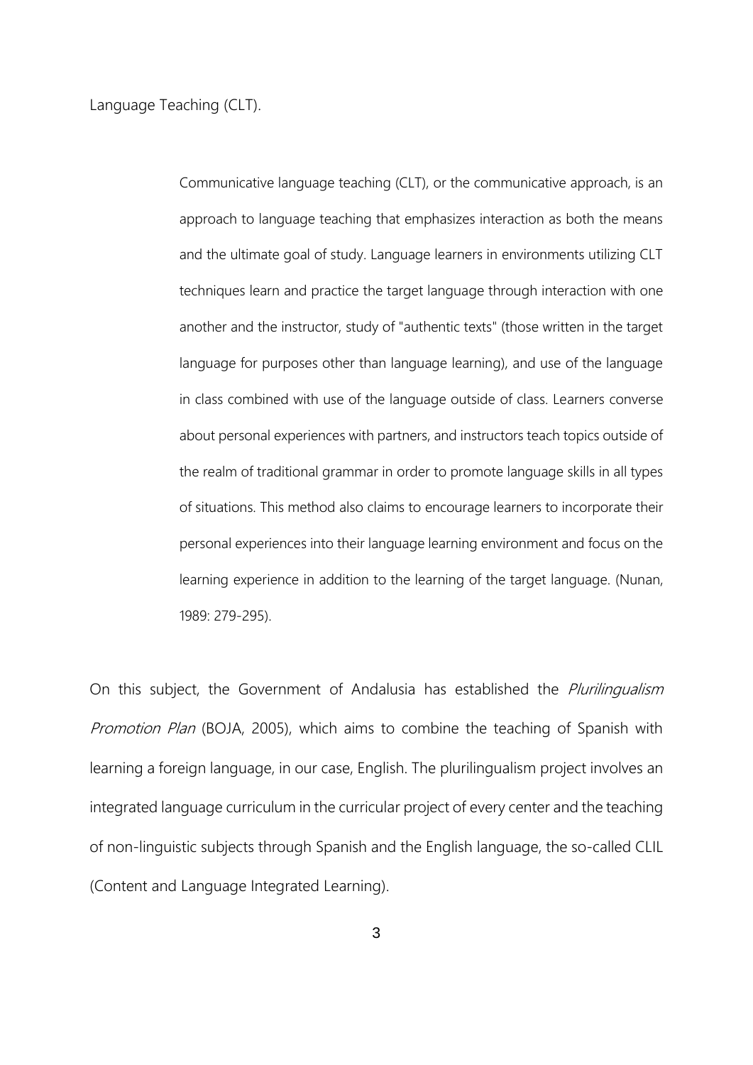Language Teaching (CLT).

> Communicative language teaching (CLT), or the communicative approach, is an approach to language teaching that emphasizes interaction as both the means and the ultimate goal of study. Language learners in environments utilizing CLT techniques learn and practice the target language through interaction with one another and the instructor, study of "authentic texts" (those written in the target language for purposes other than language learning), and use of the language in class combined with use of the language outside of class. Learners converse about personal experiences with partners, and instructors teach topics outside of the realm of traditional grammar in order to promote language skills in all types of situations. This method also claims to encourage learners to incorporate their personal experiences into their language learning environment and focus on the learning experience in addition to the learning of the target language. (Nunan, 1989: 279-295).

On this subject, the Government of Andalusia has established the *Plurilingualism Promotion Plan* (BOJA, 2005), which aims to combine the teaching of Spanish with learning a foreign language, in our case, English. The plurilingualism project involves an integrated language curriculum in the curricular project of every center and the teaching of non-linguistic subjects through Spanish and the English language, the so-called CLIL (Content and Language Integrated Learning).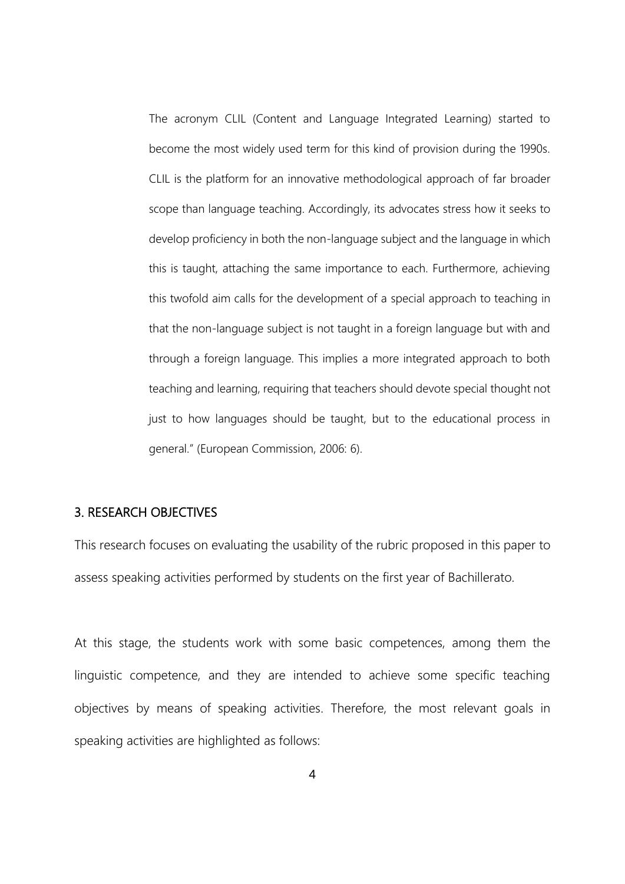> The acronym CLIL (Content and Language Integrated Learning) started to become the most widely used term for this kind of provision during the 1990s. CLIL is the platform for an innovative methodological approach of far broader scope than language teaching. Accordingly, its advocates stress how it seeks to develop proficiency in both the non-language subject and the language in which this is taught, attaching the same importance to each. Furthermore, achieving this twofold aim calls for the development of a special approach to teaching in that the non-language subject is not taught in a foreign language but with and through a foreign language. This implies a more integrated approach to both teaching and learning, requiring that teachers should devote special thought not just to how languages should be taught, but to the educational process in general." (European Commission, 2006: 6).

## 3. RESEARCH OBJECTIVES

This research focuses on evaluating the usability of the rubric proposed in this paper to assess speaking activities performed by students on the first year of Bachillerato.

At this stage, the students work with some basic competences, among them the linguistic competence, and they are intended to achieve some specific teaching objectives by means of speaking activities. Therefore, the most relevant goals in speaking activities are highlighted as follows: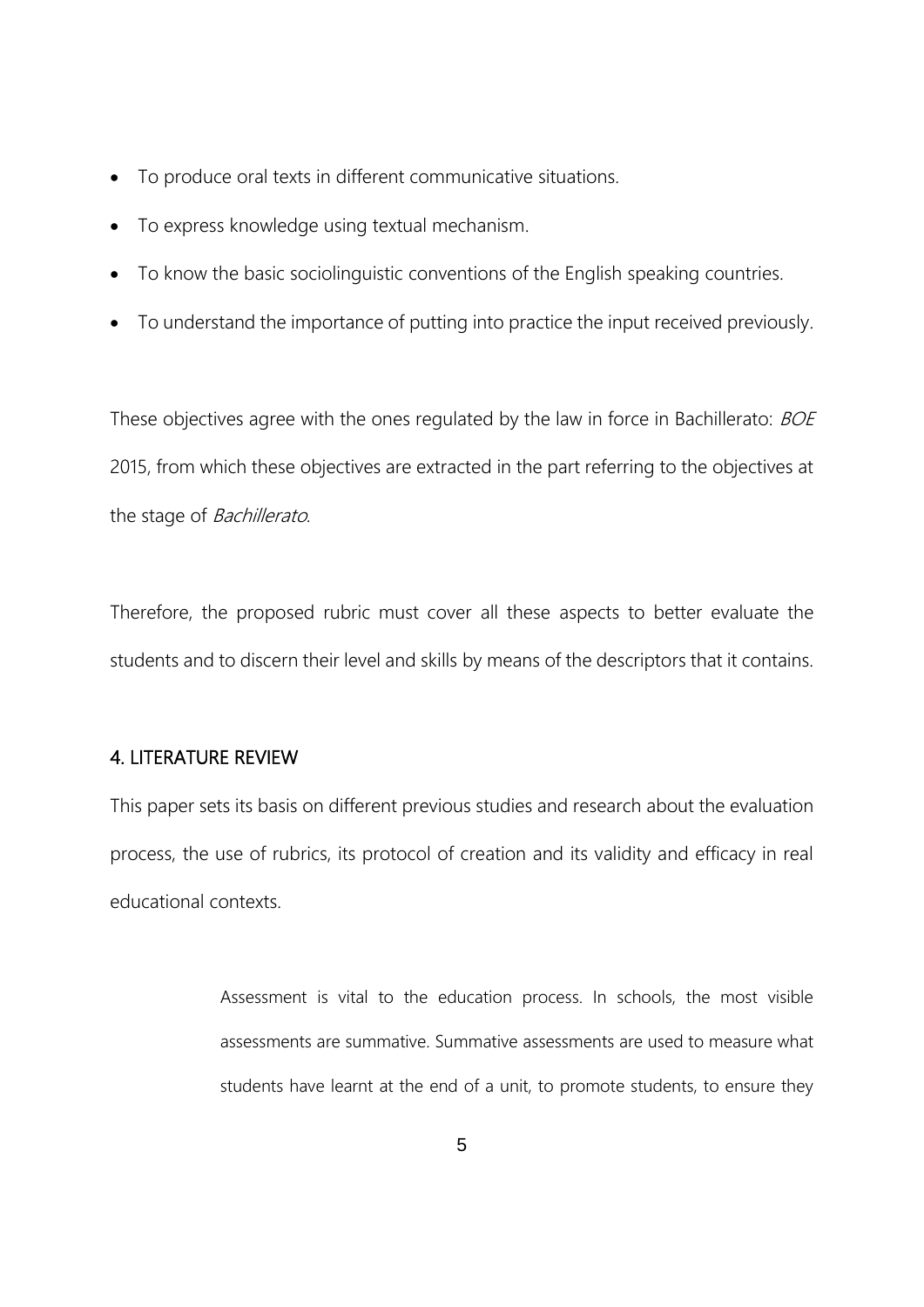- To produce oral texts in different communicative situations.
- To express knowledge using textual mechanism.
- To know the basic sociolinguistic conventions of the English speaking countries.
- To understand the importance of putting into practice the input received previously.

These objectives agree with the ones regulated by the law in force in Bachillerato: *BOE* 2015, from which these objectives are extracted in the part referring to the objectives at the stage of *Bachillerato*.

Therefore, the proposed rubric must cover all these aspects to better evaluate the students and to discern their level and skills by means of the descriptors that it contains.

## 4. LITERATURE REVIEW

This paper sets its basis on different previous studies and research about the evaluation process, the use of rubrics, its protocol of creation and its validity and efficacy in real educational contexts.

> Assessment is vital to the education process. In schools, the most visible assessments are summative. Summative assessments are used to measure what students have learnt at the end of a unit, to promote students, to ensure they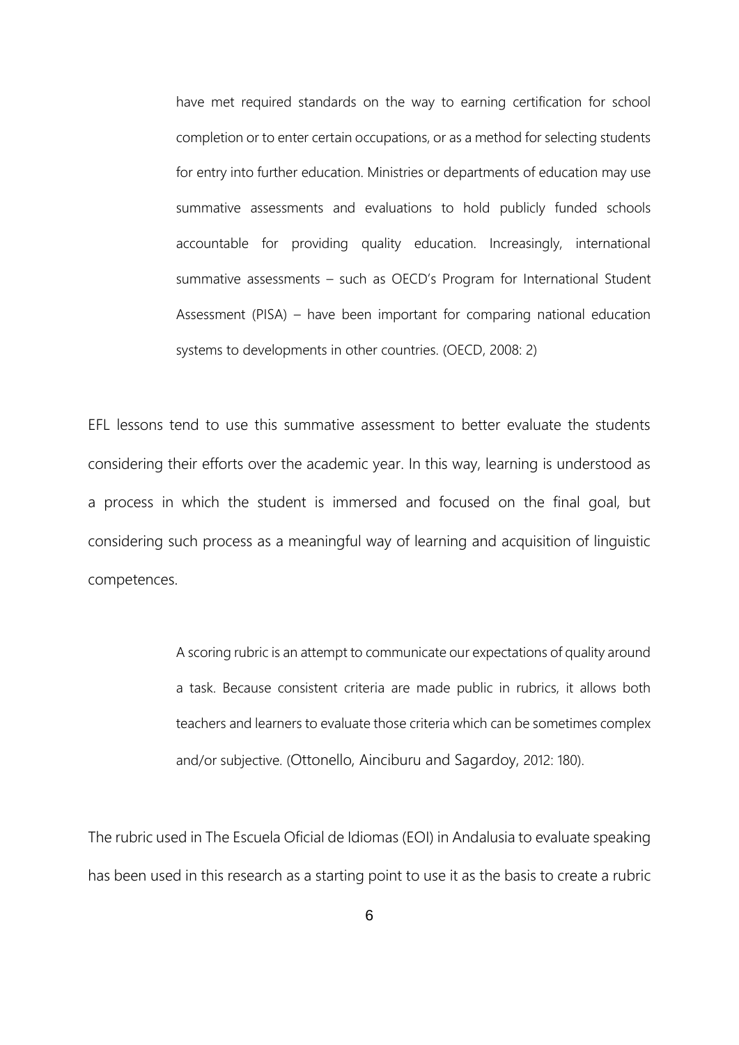> have met required standards on the way to earning certification for school completion or to enter certain occupations, or as a method for selecting students for entry into further education. Ministries or departments of education may use summative assessments and evaluations to hold publicly funded schools accountable for providing quality education. Increasingly, international summative assessments – such as OECD's Program for International Student Assessment (PISA) – have been important for comparing national education systems to developments in other countries. (OECD, 2008: 2)

EFL lessons tend to use this summative assessment to better evaluate the students considering their efforts over the academic year. In this way, learning is understood as a process in which the student is immersed and focused on the final goal, but considering such process as a meaningful way of learning and acquisition of linguistic competences.

> A scoring rubric is an attempt to communicate our expectations of quality around a task. Because consistent criteria are made public in rubrics, it allows both teachers and learners to evaluate those criteria which can be sometimes complex and/or subjective. (Ottonello, Ainciburu and Sagardoy, 2012: 180).

The rubric used in The Escuela Oficial de Idiomas (EOI) in Andalusia to evaluate speaking has been used in this research as a starting point to use it as the basis to create a rubric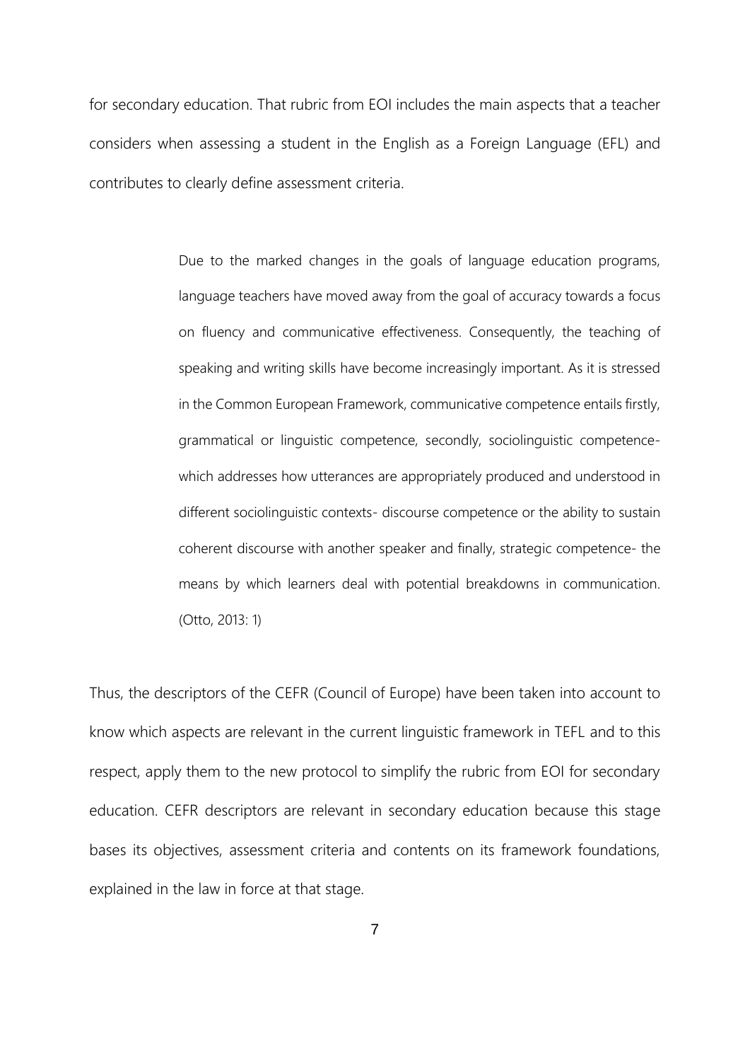for secondary education. That rubric from EOI includes the main aspects that a teacher considers when assessing a student in the English as a Foreign Language (EFL) and contributes to clearly define assessment criteria.

> Due to the marked changes in the goals of language education programs, language teachers have moved away from the goal of accuracy towards a focus on fluency and communicative effectiveness. Consequently, the teaching of speaking and writing skills have become increasingly important. As it is stressed in the Common European Framework, communicative competence entails firstly, grammatical or linguistic competence, secondly, sociolinguistic competence- which addresses how utterances are appropriately produced and understood in different sociolinguistic contexts- discourse competence or the ability to sustain coherent discourse with another speaker and finally, strategic competence- the means by which learners deal with potential breakdowns in communication. (Otto, 2013: 1)

Thus, the descriptors of the CEFR (Council of Europe) have been taken into account to know which aspects are relevant in the current linguistic framework in TEFL and to this respect, apply them to the new protocol to simplify the rubric from EOI for secondary education. CEFR descriptors are relevant in secondary education because this stage bases its objectives, assessment criteria and contents on its framework foundations, explained in the law in force at that stage.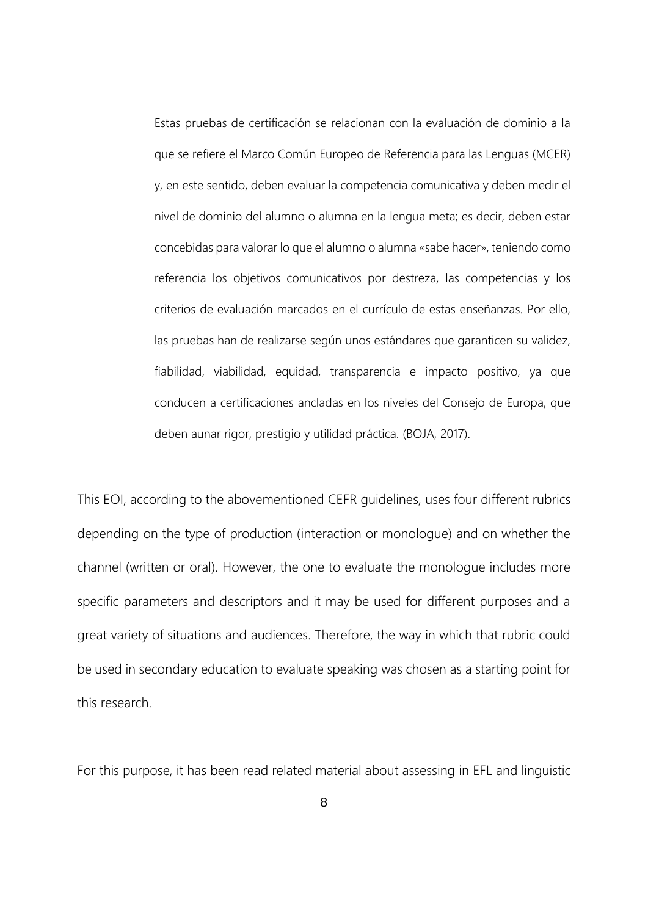> Estas pruebas de certificación se relacionan con la evaluación de dominio a la que se refiere el Marco Común Europeo de Referencia para las Lenguas (MCER) y, en este sentido, deben evaluar la competencia comunicativa y deben medir el nivel de dominio del alumno o alumna en la lengua meta; es decir, deben estar concebidas para valorar lo que el alumno o alumna «sabe hacer», teniendo como referencia los objetivos comunicativos por destreza, las competencias y los criterios de evaluación marcados en el currículo de estas enseñanzas. Por ello, las pruebas han de realizarse según unos estándares que garanticen su validez, fiabilidad, viabilidad, equidad, transparencia e impacto positivo, ya que conducen a certificaciones ancladas en los niveles del Consejo de Europa, que deben aunar rigor, prestigio y utilidad práctica. (BOJA, 2017).

This EOI, according to the abovementioned CEFR guidelines, uses four different rubrics depending on the type of production (interaction or monologue) and on whether the channel (written or oral). However, the one to evaluate the monologue includes more specific parameters and descriptors and it may be used for different purposes and a great variety of situations and audiences. Therefore, the way in which that rubric could be used in secondary education to evaluate speaking was chosen as a starting point for this research.

For this purpose, it has been read related material about assessing in EFL and linguistic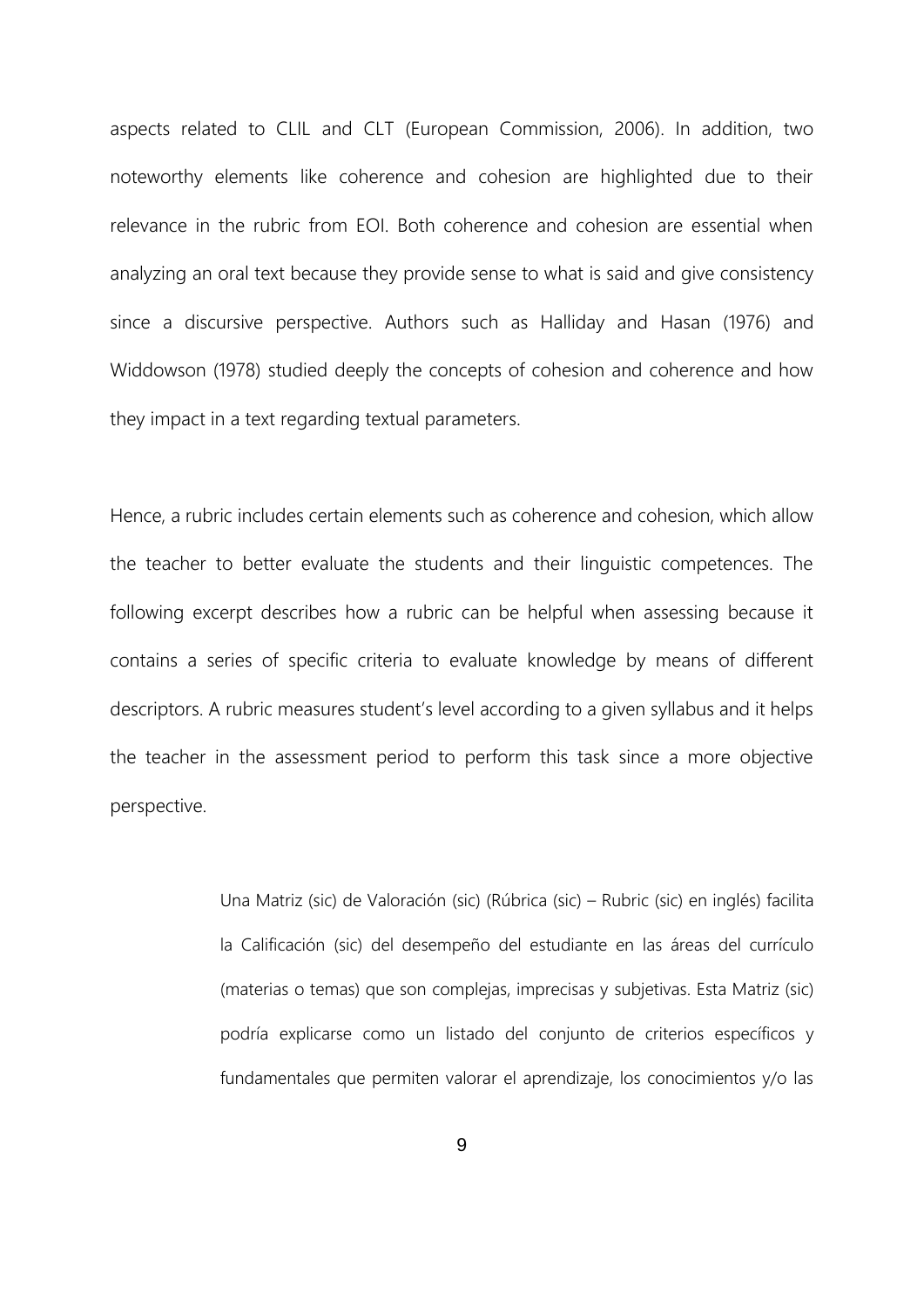aspects related to CLIL and CLT (European Commission, 2006). In addition, two noteworthy elements like coherence and cohesion are highlighted due to their relevance in the rubric from EOI. Both coherence and cohesion are essential when analyzing an oral text because they provide sense to what is said and give consistency since a discursive perspective. Authors such as Halliday and Hasan (1976) and Widdowson (1978) studied deeply the concepts of cohesion and coherence and how they impact in a text regarding textual parameters.

Hence, a rubric includes certain elements such as coherence and cohesion, which allow the teacher to better evaluate the students and their linguistic competences. The following excerpt describes how a rubric can be helpful when assessing because it contains a series of specific criteria to evaluate knowledge by means of different descriptors. A rubric measures student's level according to a given syllabus and it helps the teacher in the assessment period to perform this task since a more objective perspective.

> Una Matriz (sic) de Valoración (sic) (Rúbrica (sic) – Rubric (sic) en inglés) facilita la Calificación (sic) del desempeño del estudiante en las áreas del currículo (materias o temas) que son complejas, imprecisas y subjetivas. Esta Matriz (sic) podría explicarse como un listado del conjunto de criterios específicos y fundamentales que permiten valorar el aprendizaje, los conocimientos y/o las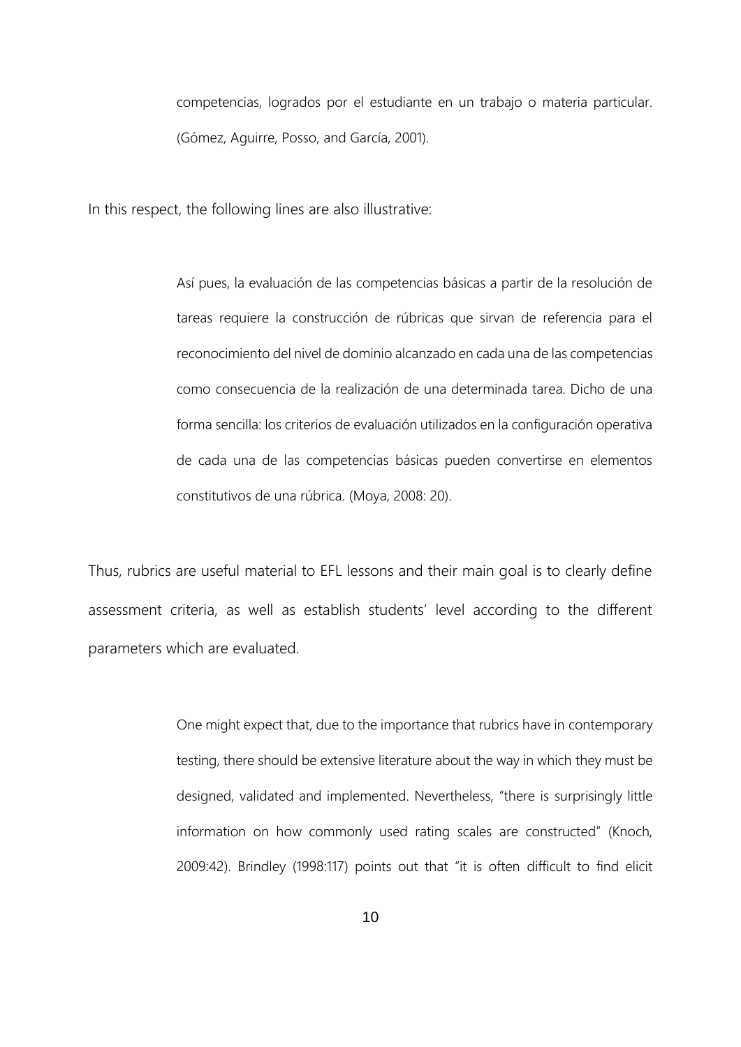> competencias, logrados por el estudiante en un trabajo o materia particular. (Gómez, Aguirre, Posso, and García, 2001).

In this respect, the following lines are also illustrative:

> Así pues, la evaluación de las competencias básicas a partir de la resolución de tareas requiere la construcción de rúbricas que sirvan de referencia para el reconocimiento del nivel de dominio alcanzado en cada una de las competencias como consecuencia de la realización de una determinada tarea. Dicho de una forma sencilla: los criterios de evaluación utilizados en la configuración operativa de cada una de las competencias básicas pueden convertirse en elementos constitutivos de una rúbrica. (Moya, 2008: 20).

Thus, rubrics are useful material to EFL lessons and their main goal is to clearly define assessment criteria, as well as establish students' level according to the different parameters which are evaluated.

> One might expect that, due to the importance that rubrics have in contemporary testing, there should be extensive literature about the way in which they must be designed, validated and implemented. Nevertheless, "there is surprisingly little information on how commonly used rating scales are constructed" (Knoch, 2009:42). Brindley (1998:117) points out that "it is often difficult to find elicit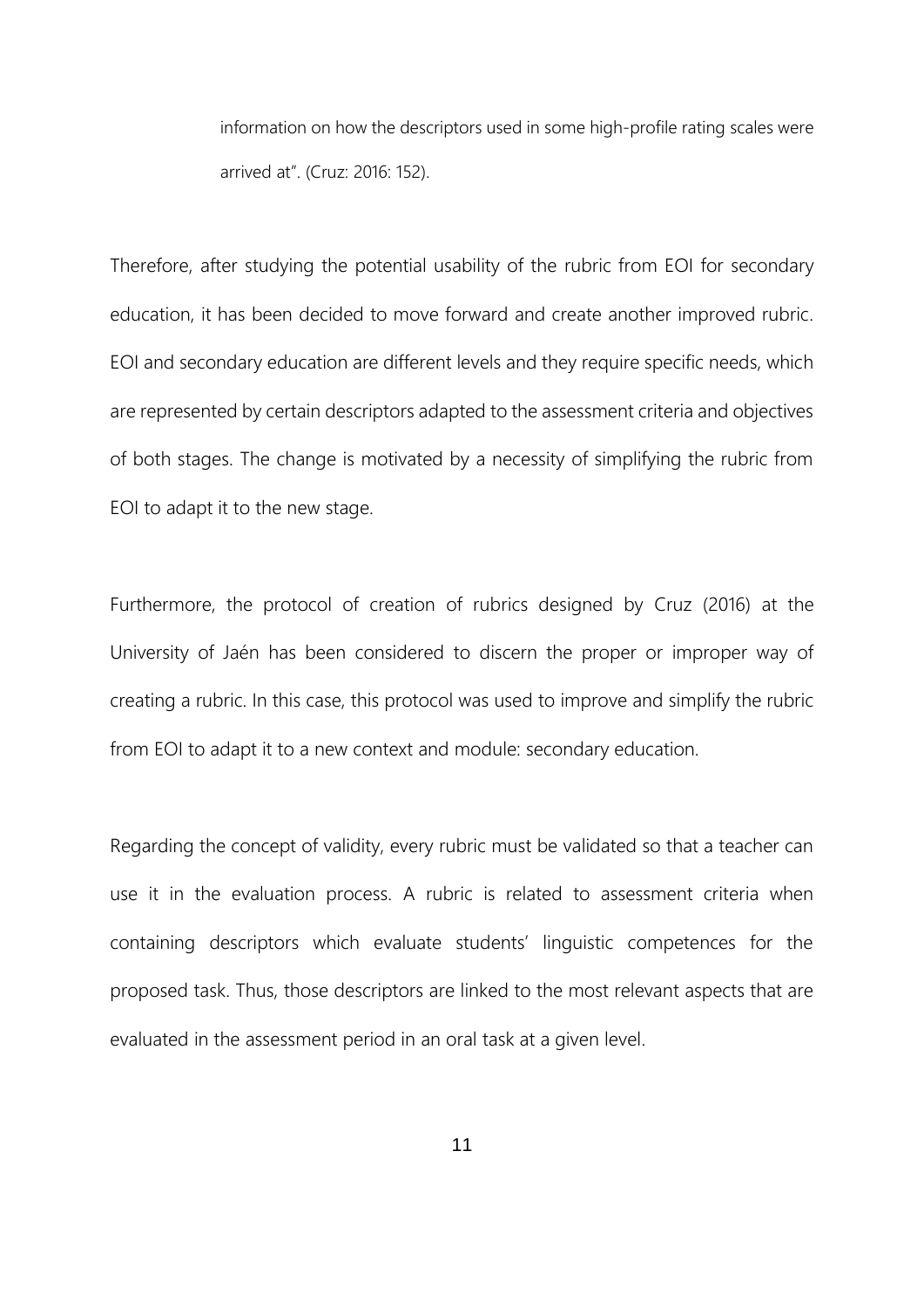information on how the descriptors used in some high-profile rating scales were arrived at". (Cruz: 2016: 152).

Therefore, after studying the potential usability of the rubric from EOI for secondary education, it has been decided to move forward and create another improved rubric. EOI and secondary education are different levels and they require specific needs, which are represented by certain descriptors adapted to the assessment criteria and objectives of both stages. The change is motivated by a necessity of simplifying the rubric from EOI to adapt it to the new stage.

Furthermore, the protocol of creation of rubrics designed by Cruz (2016) at the University of Jaén has been considered to discern the proper or improper way of creating a rubric. In this case, this protocol was used to improve and simplify the rubric from EOI to adapt it to a new context and module: secondary education.

Regarding the concept of validity, every rubric must be validated so that a teacher can use it in the evaluation process. A rubric is related to assessment criteria when containing descriptors which evaluate students' linguistic competences for the proposed task. Thus, those descriptors are linked to the most relevant aspects that are evaluated in the assessment period in an oral task at a given level.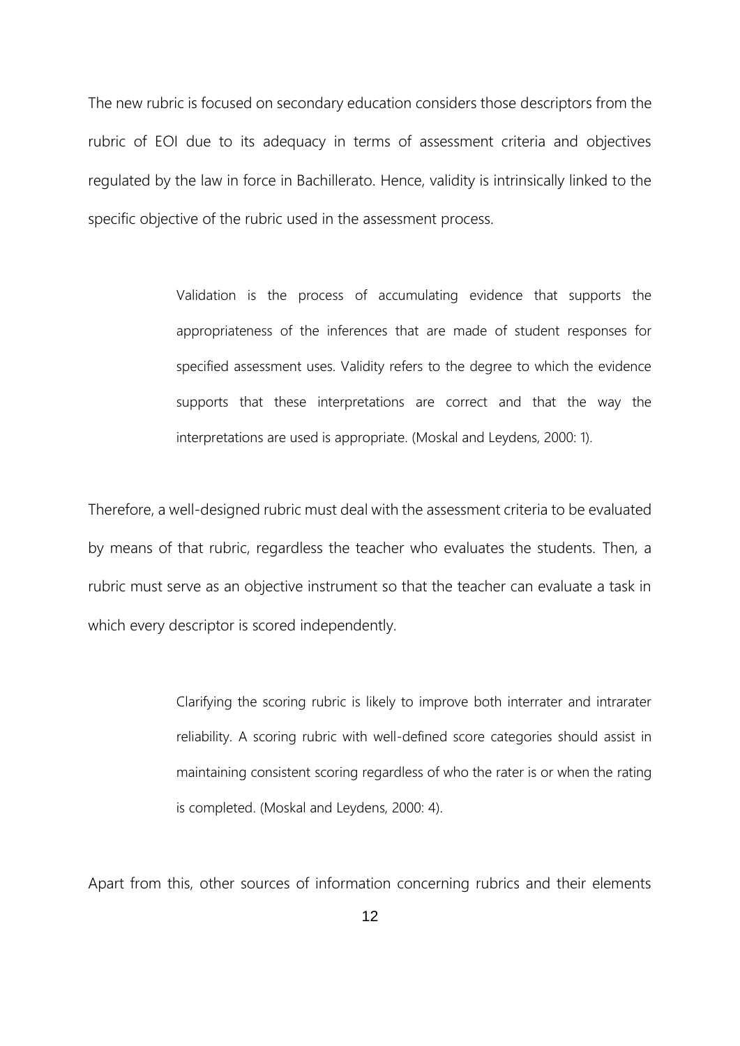The new rubric is focused on secondary education considers those descriptors from the rubric of EOI due to its adequacy in terms of assessment criteria and objectives regulated by the law in force in Bachillerato. Hence, validity is intrinsically linked to the specific objective of the rubric used in the assessment process.

> Validation is the process of accumulating evidence that supports the appropriateness of the inferences that are made of student responses for specified assessment uses. Validity refers to the degree to which the evidence supports that these interpretations are correct and that the way the interpretations are used is appropriate. (Moskal and Leydens, 2000: 1).

Therefore, a well-designed rubric must deal with the assessment criteria to be evaluated by means of that rubric, regardless the teacher who evaluates the students. Then, a rubric must serve as an objective instrument so that the teacher can evaluate a task in which every descriptor is scored independently.

> Clarifying the scoring rubric is likely to improve both interrater and intrarater reliability. A scoring rubric with well-defined score categories should assist in maintaining consistent scoring regardless of who the rater is or when the rating is completed. (Moskal and Leydens, 2000: 4).

Apart from this, other sources of information concerning rubrics and their elements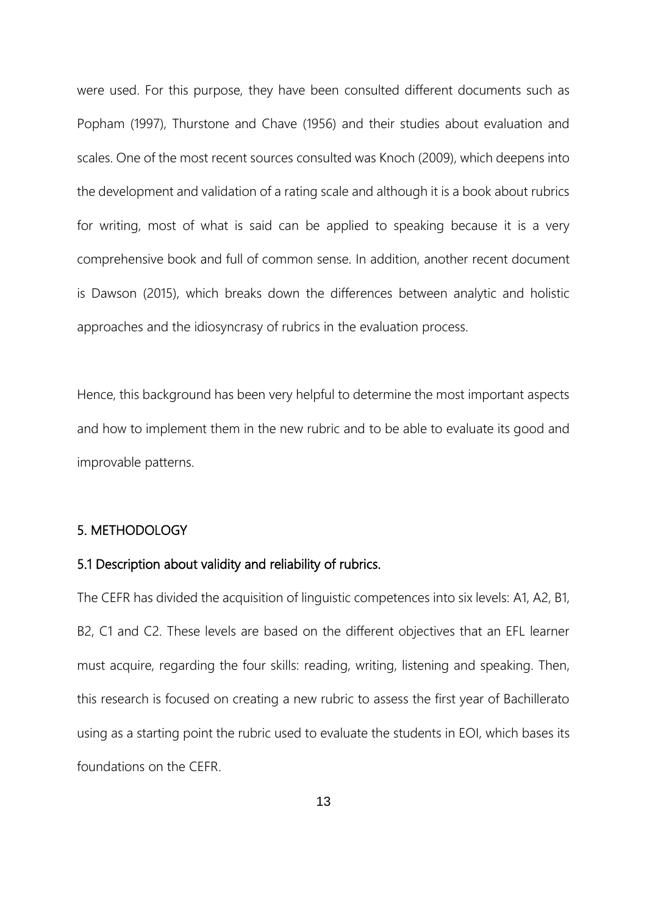were used. For this purpose, they have been consulted different documents such as Popham (1997), Thurstone and Chave (1956) and their studies about evaluation and scales. One of the most recent sources consulted was Knoch (2009), which deepens into the development and validation of a rating scale and although it is a book about rubrics for writing, most of what is said can be applied to speaking because it is a very comprehensive book and full of common sense. In addition, another recent document is Dawson (2015), which breaks down the differences between analytic and holistic approaches and the idiosyncrasy of rubrics in the evaluation process.

Hence, this background has been very helpful to determine the most important aspects and how to implement them in the new rubric and to be able to evaluate its good and improvable patterns.

## 5. METHODOLOGY

### 5.1 Description about validity and reliability of rubrics.

The CEFR has divided the acquisition of linguistic competences into six levels: A1, A2, B1, B2, C1 and C2. These levels are based on the different objectives that an EFL learner must acquire, regarding the four skills: reading, writing, listening and speaking. Then, this research is focused on creating a new rubric to assess the first year of Bachillerato using as a starting point the rubric used to evaluate the students in EOI, which bases its foundations on the CEFR.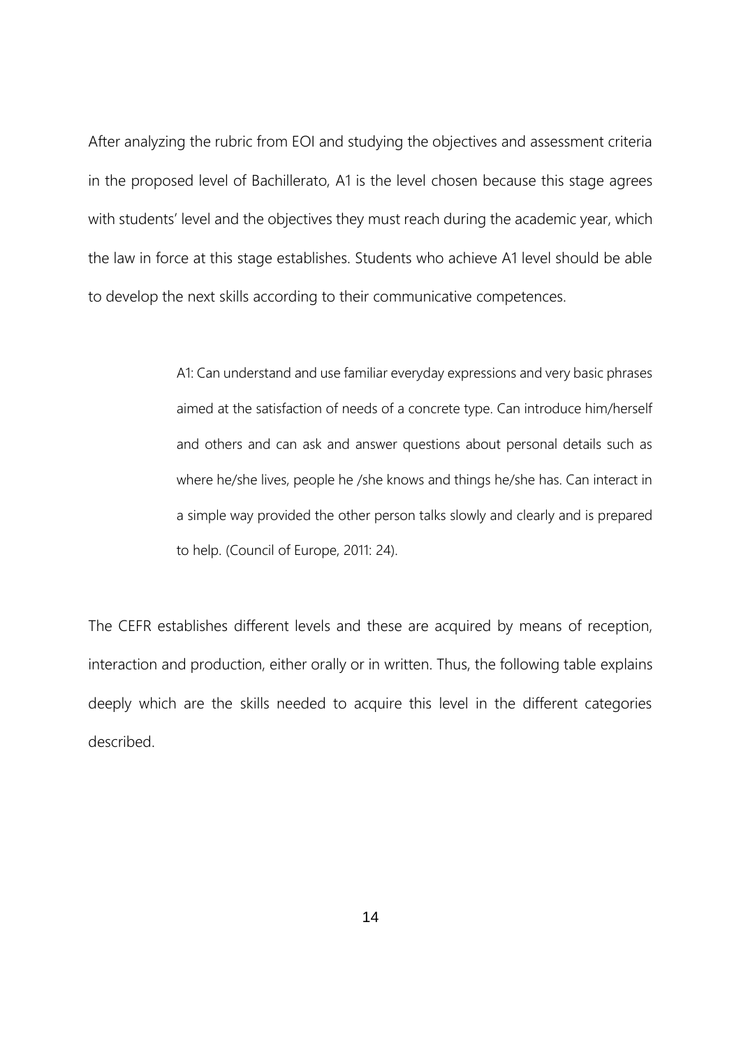After analyzing the rubric from EOI and studying the objectives and assessment criteria in the proposed level of Bachillerato, A1 is the level chosen because this stage agrees with students' level and the objectives they must reach during the academic year, which the law in force at this stage establishes. Students who achieve A1 level should be able to develop the next skills according to their communicative competences.

> A1: Can understand and use familiar everyday expressions and very basic phrases aimed at the satisfaction of needs of a concrete type. Can introduce him/herself and others and can ask and answer questions about personal details such as where he/she lives, people he /she knows and things he/she has. Can interact in a simple way provided the other person talks slowly and clearly and is prepared to help. (Council of Europe, 2011: 24).

The CEFR establishes different levels and these are acquired by means of reception, interaction and production, either orally or in written. Thus, the following table explains deeply which are the skills needed to acquire this level in the different categories described.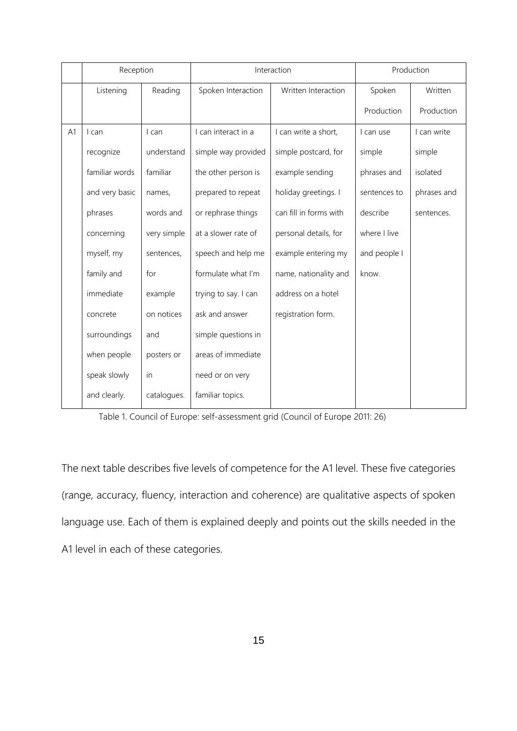| | Reception | | Interaction | | Production | |
|---|---|---|---|---|---|---|
| | Listening | Reading | Spoken Interaction | Written Interaction | Spoken Production | Written Production |
| A1 | I can recognize familiar words and very basic phrases concerning myself, my family and immediate concrete surroundings when people speak slowly and clearly. | I can understand familiar names, words and very simple sentences, for example on notices and posters or in catalogues. | I can interact in a simple way provided the other person is prepared to repeat or rephrase things at a slower rate of speech and help me formulate what I'm trying to say. I can ask and answer simple questions in areas of immediate need or on very familiar topics. | I can write a short, simple postcard, for example sending holiday greetings. I can fill in forms with personal details, for example entering my name, nationality and address on a hotel registration form. | I can use simple phrases and sentences to describe where I live and people I know. | I can write simple isolated phrases and sentences. |

Table 1. Council of Europe: self-assessment grid (Council of Europe 2011: 26)

The next table describes five levels of competence for the A1 level. These five categories (range, accuracy, fluency, interaction and coherence) are qualitative aspects of spoken language use. Each of them is explained deeply and points out the skills needed in the A1 level in each of these categories.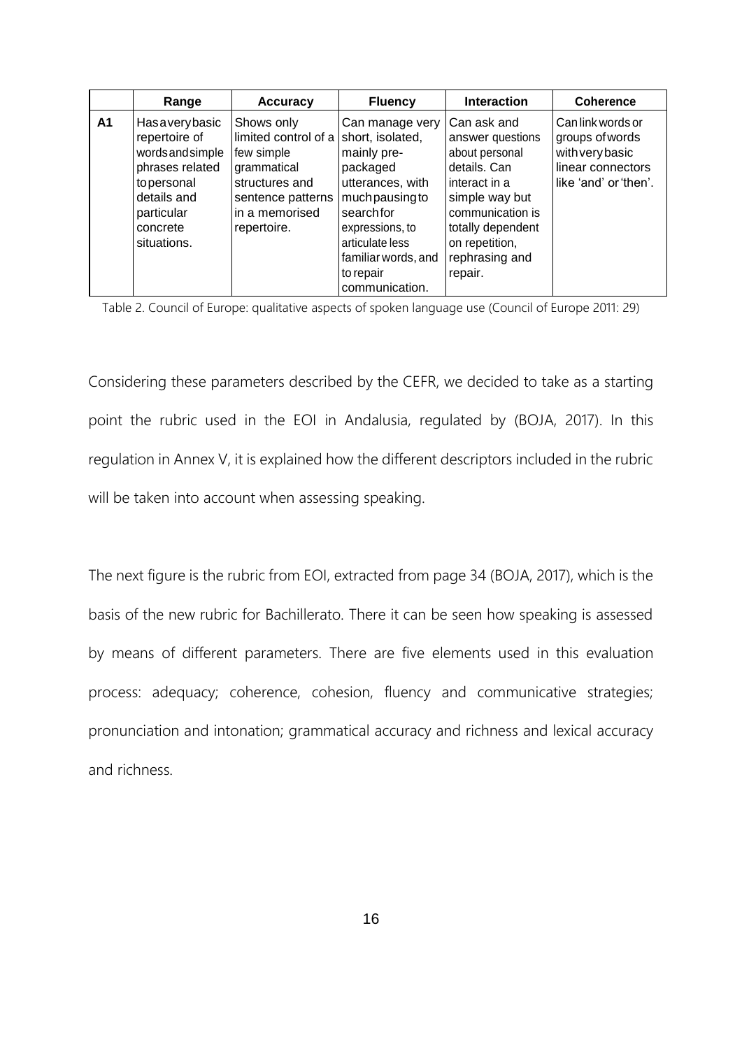| | Range | Accuracy | Fluency | Interaction | Coherence |
|---|---|---|---|---|---|
| **A1** | Has a very basic repertoire of words and simple phrases related to personal details and particular concrete situations. | Shows only limited control of a few simple grammatical structures and sentence patterns in a memorised repertoire. | Can manage very short, isolated, mainly pre-packaged utterances, with much pausing to search for expressions, to articulate less familiar words, and to repair communication. | Can ask and answer questions about personal details. Can interact in a simple way but communication is totally dependent on repetition, rephrasing and repair. | Can link words or groups of words with very basic linear connectors like 'and' or 'then'. |

Table 2. Council of Europe: qualitative aspects of spoken language use (Council of Europe 2011: 29)

Considering these parameters described by the CEFR, we decided to take as a starting point the rubric used in the EOI in Andalusia, regulated by (BOJA, 2017). In this regulation in Annex V, it is explained how the different descriptors included in the rubric will be taken into account when assessing speaking.

The next figure is the rubric from EOI, extracted from page 34 (BOJA, 2017), which is the basis of the new rubric for Bachillerato. There it can be seen how speaking is assessed by means of different parameters. There are five elements used in this evaluation process: adequacy; coherence, cohesion, fluency and communicative strategies; pronunciation and intonation; grammatical accuracy and richness and lexical accuracy and richness.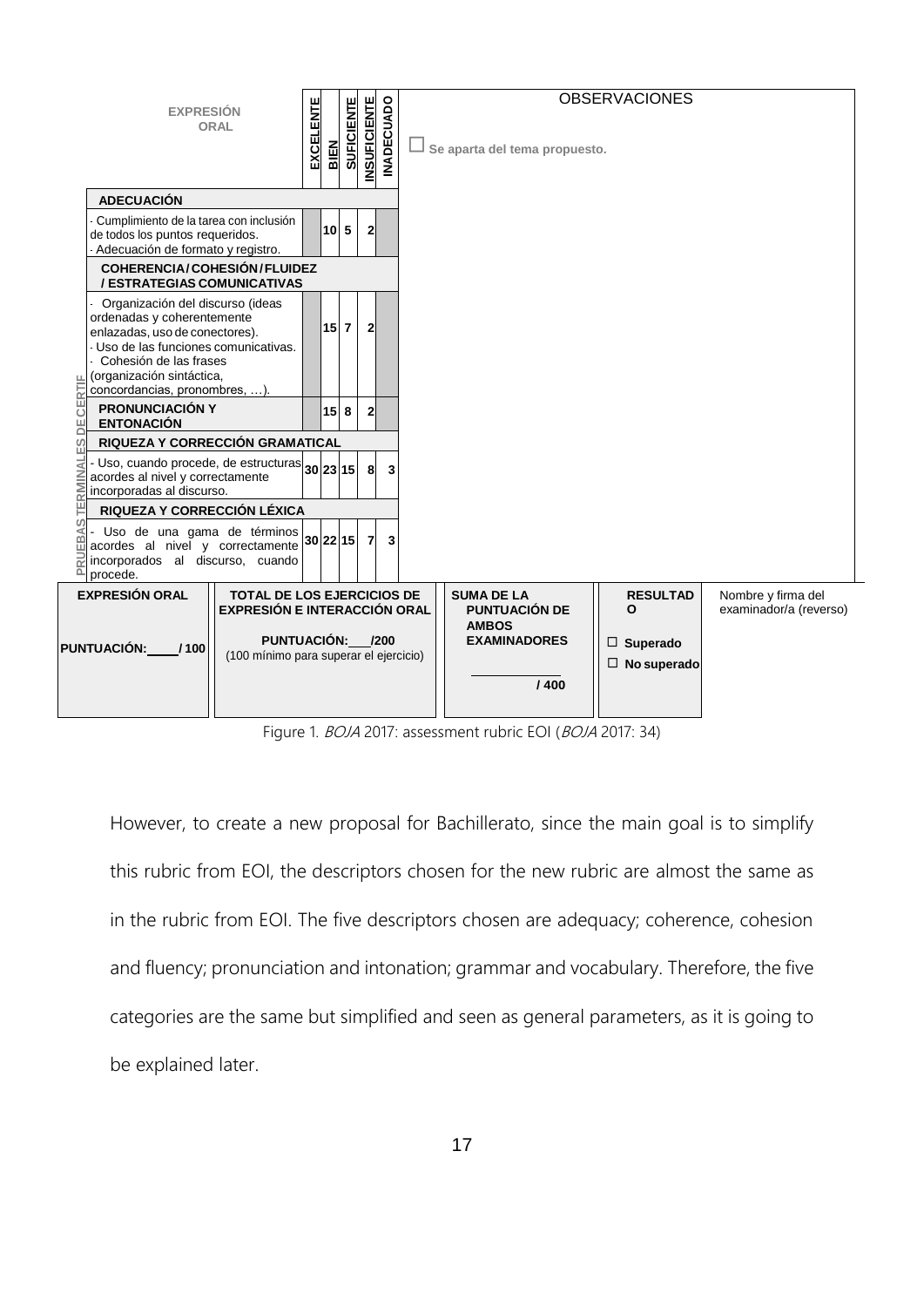| EXPRESIÓN ORAL | EXCELENTE | BIEN | SUFICIENTE | INSUFICIENTE | INADECUADO | OBSERVACIONES |
|---|---|---|---|---|---|---|
| | | | | | | ☐ Se aparta del tema propuesto. |
| **ADECUACIÓN** | | | | | | |
| - Cumplimiento de la tarea con inclusión de todos los puntos requeridos.<br>- Adecuación de formato y registro. | | 10 | 5 | 2 | | |
| **COHERENCIA / COHESIÓN / FLUIDEZ / ESTRATEGIAS COMUNICATIVAS** | | | | | | |
| - Organización del discurso (ideas ordenadas y coherentemente enlazadas, uso de conectores).<br>- Uso de las funciones comunicativas.<br>- Cohesión de las frases (organización sintáctica, concordancias, pronombres, …). | | 15 | 7 | 2 | | |
| **PRONUNCIACIÓN Y ENTONACIÓN** | | 15 | 8 | 2 | | |
| **RIQUEZA Y CORRECCIÓN GRAMATICAL** | | | | | | |
| - Uso, cuando procede, de estructuras acordes al nivel y correctamente incorporadas al discurso. | 30 | 23 | 15 | 8 | 3 | |
| **RIQUEZA Y CORRECCIÓN LÉXICA** | | | | | | |
| - Uso de una gama de términos acordes al nivel y correctamente incorporados al discurso, cuando procede. | 30 | 22 | 15 | 7 | 3 | |

PRUEBAS TERMINALES DE CERTIF

| EXPRESIÓN ORAL | TOTAL DE LOS EJERCICIOS DE EXPRESIÓN E INTERACCIÓN ORAL | SUMA DE LA PUNTUACIÓN DE AMBOS EXAMINADORES | RESULTADO | Nombre y firma del examinador/a (reverso) |
|---|---|---|---|---|
| PUNTUACIÓN:\_\_\_\_/ 100 | PUNTUACIÓN:\_\_\_/200<br>(100 mínimo para superar el ejercicio) | \_\_\_\_\_\_ / 400 | ☐ Superado<br>☐ No superado | |

Figure 1. *BOJA* 2017: assessment rubric EOI (*BOJA* 2017: 34)

However, to create a new proposal for Bachillerato, since the main goal is to simplify this rubric from EOI, the descriptors chosen for the new rubric are almost the same as in the rubric from EOI. The five descriptors chosen are adequacy; coherence, cohesion and fluency; pronunciation and intonation; grammar and vocabulary. Therefore, the five categories are the same but simplified and seen as general parameters, as it is going to be explained later.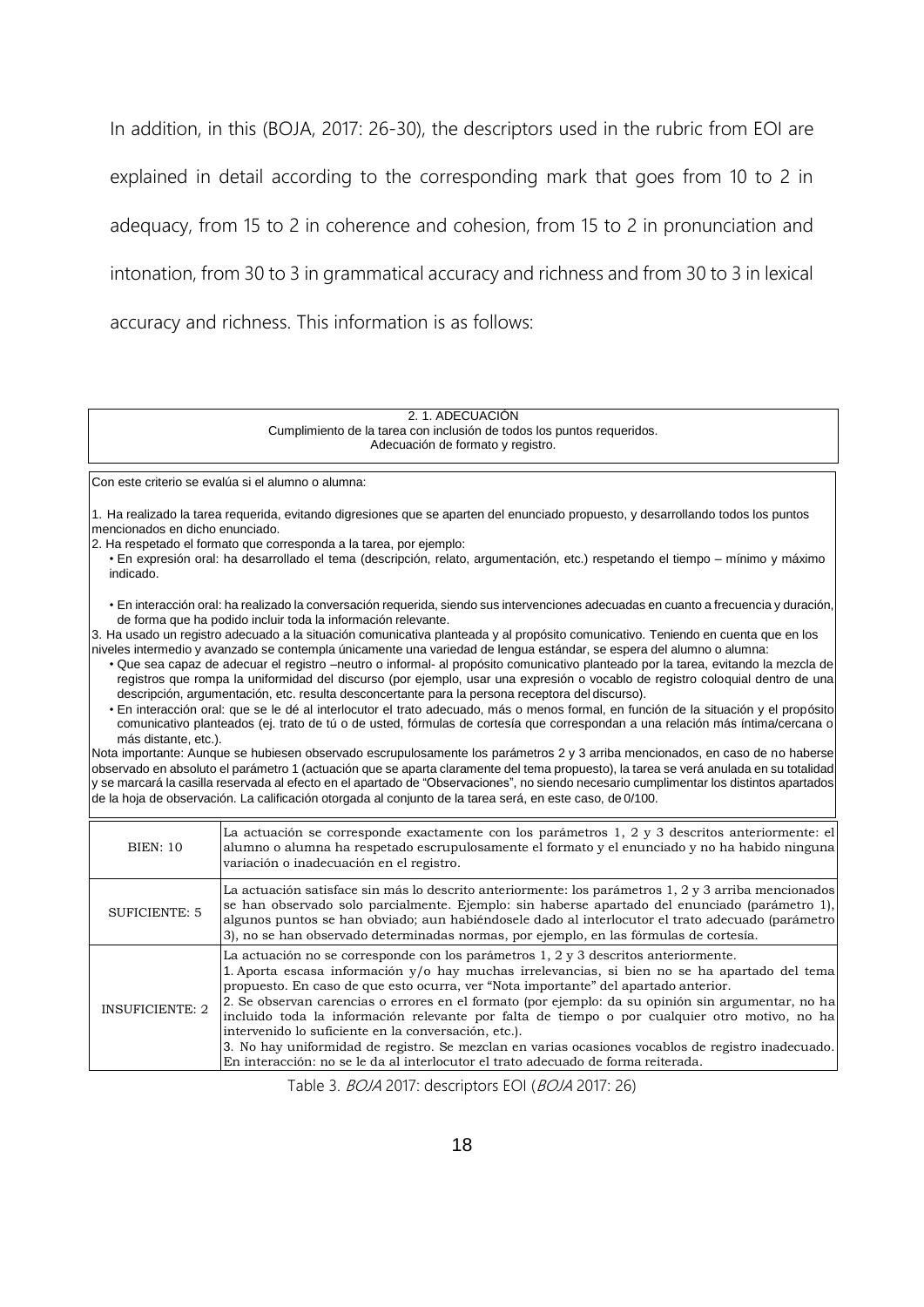In addition, in this (BOJA, 2017: 26-30), the descriptors used in the rubric from EOI are explained in detail according to the corresponding mark that goes from 10 to 2 in adequacy, from 15 to 2 in coherence and cohesion, from 15 to 2 in pronunciation and intonation, from 30 to 3 in grammatical accuracy and richness and from 30 to 3 in lexical accuracy and richness. This information is as follows:

| 2. 1. ADECUACIÓN<br>Cumplimiento de la tarea con inclusión de todos los puntos requeridos.<br>Adecuación de formato y registro. |
|---|

| Con este criterio se evalúa si el alumno o alumna:<br><br>1. Ha realizado la tarea requerida, evitando digresiones que se aparten del enunciado propuesto, y desarrollando todos los puntos mencionados en dicho enunciado.<br>2. Ha respetado el formato que corresponda a la tarea, por ejemplo:<br>• En expresión oral: ha desarrollado el tema (descripción, relato, argumentación, etc.) respetando el tiempo – mínimo y máximo indicado.<br><br>• En interacción oral: ha realizado la conversación requerida, siendo sus intervenciones adecuadas en cuanto a frecuencia y duración, de forma que ha podido incluir toda la información relevante.<br>3. Ha usado un registro adecuado a la situación comunicativa planteada y al propósito comunicativo. Teniendo en cuenta que en los niveles intermedio y avanzado se contempla únicamente una variedad de lengua estándar, se espera del alumno o alumna:<br>• Que sea capaz de adecuar el registro –neutro o informal- al propósito comunicativo planteado por la tarea, evitando la mezcla de registros que rompa la uniformidad del discurso (por ejemplo, usar una expresión o vocablo de registro coloquial dentro de una descripción, argumentación, etc. resulta desconcertante para la persona receptora del discurso).<br>• En interacción oral: que se le dé al interlocutor el trato adecuado, más o menos formal, en función de la situación y el propósito comunicativo planteados (ej. trato de tú o de usted, fórmulas de cortesía que correspondan a una relación más íntima/cercana o más distante, etc.).<br>Nota importante: Aunque se hubiesen observado escrupulosamente los parámetros 2 y 3 arriba mencionados, en caso de no haberse observado en absoluto el parámetro 1 (actuación que se aparta claramente del tema propuesto), la tarea se verá anulada en su totalidad y se marcará la casilla reservada al efecto en el apartado de "Observaciones", no siendo necesario cumplimentar los distintos apartados de la hoja de observación. La calificación otorgada al conjunto de la tarea será, en este caso, de 0/100. |
|---|

| BIEN: 10 | La actuación se corresponde exactamente con los parámetros 1, 2 y 3 descritos anteriormente: el alumno o alumna ha respetado escrupulosamente el formato y el enunciado y no ha habido ninguna variación o inadecuación en el registro. |
|---|---|
| SUFICIENTE: 5 | La actuación satisface sin más lo descrito anteriormente: los parámetros 1, 2 y 3 arriba mencionados se han observado solo parcialmente. Ejemplo: sin haberse apartado del enunciado (parámetro 1), algunos puntos se han obviado; aun habiéndosele dado al interlocutor el trato adecuado (parámetro 3), no se han observado determinadas normas, por ejemplo, en las fórmulas de cortesía. |
| INSUFICIENTE: 2 | La actuación no se corresponde con los parámetros 1, 2 y 3 descritos anteriormente.<br>1. Aporta escasa información y/o hay muchas irrelevancias, si bien no se ha apartado del tema propuesto. En caso de que esto ocurra, ver "Nota importante" del apartado anterior.<br>2. Se observan carencias o errores en el formato (por ejemplo: da su opinión sin argumentar, no ha incluido toda la información relevante por falta de tiempo o por cualquier otro motivo, no ha intervenido lo suficiente en la conversación, etc.).<br>3. No hay uniformidad de registro. Se mezclan en varias ocasiones vocablos de registro inadecuado. En interacción: no se le da al interlocutor el trato adecuado de forma reiterada. |

Table 3. *BOJA* 2017: descriptors EOI (*BOJA* 2017: 26)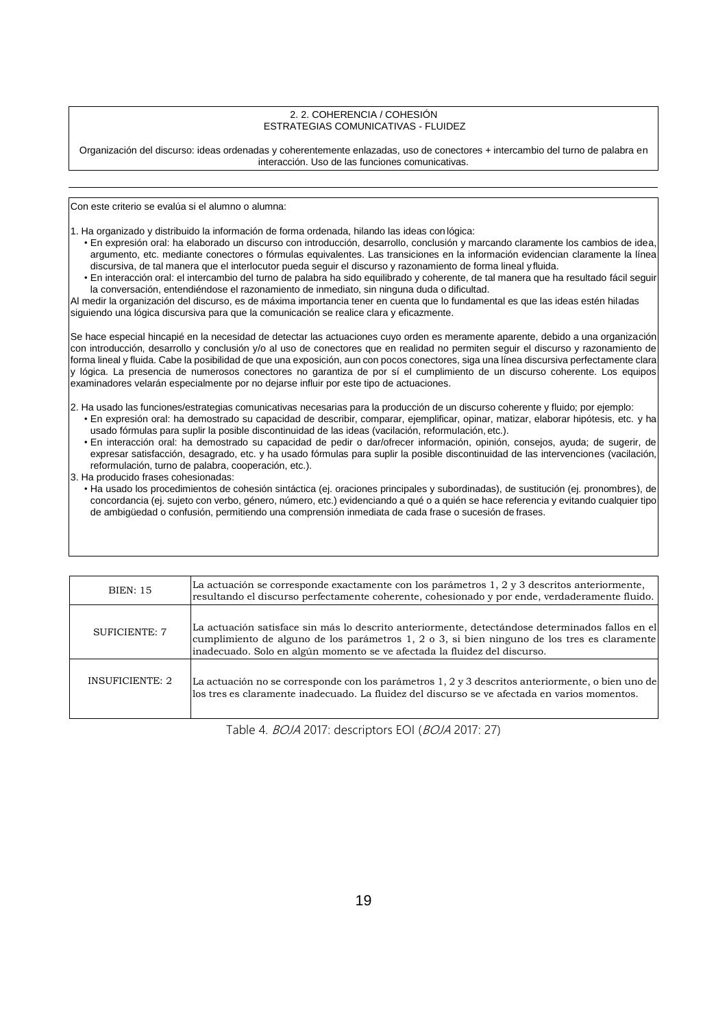2. 2. COHERENCIA / COHESIÓN
ESTRATEGIAS COMUNICATIVAS - FLUIDEZ

Organización del discurso: ideas ordenadas y coherentemente enlazadas, uso de conectores + intercambio del turno de palabra en interacción. Uso de las funciones comunicativas.

---

Con este criterio se evalúa si el alumno o alumna:

1. Ha organizado y distribuido la información de forma ordenada, hilando las ideas con lógica:
   - En expresión oral: ha elaborado un discurso con introducción, desarrollo, conclusión y marcando claramente los cambios de idea, argumento, etc. mediante conectores o fórmulas equivalentes. Las transiciones en la información evidencian claramente la línea discursiva, de tal manera que el interlocutor pueda seguir el discurso y razonamiento de forma lineal y fluida.
   - En interacción oral: el intercambio del turno de palabra ha sido equilibrado y coherente, de tal manera que ha resultado fácil seguir la conversación, entendiéndose el razonamiento de inmediato, sin ninguna duda o dificultad.

Al medir la organización del discurso, es de máxima importancia tener en cuenta que lo fundamental es que las ideas estén hiladas siguiendo una lógica discursiva para que la comunicación se realice clara y eficazmente.

Se hace especial hincapié en la necesidad de detectar las actuaciones cuyo orden es meramente aparente, debido a una organización con introducción, desarrollo y conclusión y/o al uso de conectores que en realidad no permiten seguir el discurso y razonamiento de forma lineal y fluida. Cabe la posibilidad de que una exposición, aun con pocos conectores, siga una línea discursiva perfectamente clara y lógica. La presencia de numerosos conectores no garantiza de por sí el cumplimiento de un discurso coherente. Los equipos examinadores velarán especialmente por no dejarse influir por este tipo de actuaciones.

2. Ha usado las funciones/estrategias comunicativas necesarias para la producción de un discurso coherente y fluido; por ejemplo:
   - En expresión oral: ha demostrado su capacidad de describir, comparar, ejemplificar, opinar, matizar, elaborar hipótesis, etc. y ha usado fórmulas para suplir la posible discontinuidad de las ideas (vacilación, reformulación, etc.).
   - En interacción oral: ha demostrado su capacidad de pedir o dar/ofrecer información, opinión, consejos, ayuda; de sugerir, de expresar satisfacción, desagrado, etc. y ha usado fórmulas para suplir la posible discontinuidad de las intervenciones (vacilación, reformulación, turno de palabra, cooperación, etc.).
3. Ha producido frases cohesionadas:
   - Ha usado los procedimientos de cohesión sintáctica (ej. oraciones principales y subordinadas), de sustitución (ej. pronombres), de concordancia (ej. sujeto con verbo, género, número, etc.) evidenciando a qué o a quién se hace referencia y evitando cualquier tipo de ambigüedad o confusión, permitiendo una comprensión inmediata de cada frase o sucesión de frases.

| | |
|---|---|
| BIEN: 15 | La actuación se corresponde exactamente con los parámetros 1, 2 y 3 descritos anteriormente, resultando el discurso perfectamente coherente, cohesionado y por ende, verdaderamente fluido. |
| SUFICIENTE: 7 | La actuación satisface sin más lo descrito anteriormente, detectándose determinados fallos en el cumplimiento de alguno de los parámetros 1, 2 o 3, si bien ninguno de los tres es claramente inadecuado. Solo en algún momento se ve afectada la fluidez del discurso. |
| INSUFICIENTE: 2 | La actuación no se corresponde con los parámetros 1, 2 y 3 descritos anteriormente, o bien uno de los tres es claramente inadecuado. La fluidez del discurso se ve afectada en varios momentos. |

Table 4. *BOJA* 2017: descriptors EOI (*BOJA* 2017: 27)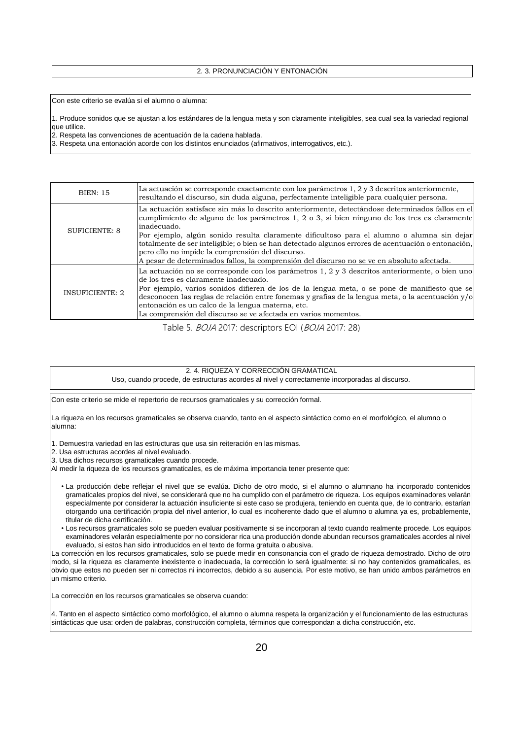2. 3. PRONUNCIACIÓN Y ENTONACIÓN

Con este criterio se evalúa si el alumno o alumna:

1. Produce sonidos que se ajustan a los estándares de la lengua meta y son claramente inteligibles, sea cual sea la variedad regional que utilice.
2. Respeta las convenciones de acentuación de la cadena hablada.
3. Respeta una entonación acorde con los distintos enunciados (afirmativos, interrogativos, etc.).

| | |
|---|---|
| BIEN: 15 | La actuación se corresponde exactamente con los parámetros 1, 2 y 3 descritos anteriormente, resultando el discurso, sin duda alguna, perfectamente inteligible para cualquier persona. |
| SUFICIENTE: 8 | La actuación satisface sin más lo descrito anteriormente, detectándose determinados fallos en el cumplimiento de alguno de los parámetros 1, 2 o 3, si bien ninguno de los tres es claramente inadecuado.<br>Por ejemplo, algún sonido resulta claramente dificultoso para el alumno o alumna sin dejar totalmente de ser inteligible; o bien se han detectado algunos errores de acentuación o entonación, pero ello no impide la comprensión del discurso.<br>A pesar de determinados fallos, la comprensión del discurso no se ve en absoluto afectada. |
| INSUFICIENTE: 2 | La actuación no se corresponde con los parámetros 1, 2 y 3 descritos anteriormente, o bien uno de los tres es claramente inadecuado.<br>Por ejemplo, varios sonidos difieren de los de la lengua meta, o se pone de manifiesto que se desconocen las reglas de relación entre fonemas y grafías de la lengua meta, o la acentuación y/o entonación es un calco de la lengua materna, etc.<br>La comprensión del discurso se ve afectada en varios momentos. |

Table 5. *BOJA* 2017: descriptors EOI (*BOJA* 2017: 28)

2. 4. RIQUEZA Y CORRECCIÓN GRAMATICAL

Uso, cuando procede, de estructuras acordes al nivel y correctamente incorporadas al discurso.

Con este criterio se mide el repertorio de recursos gramaticales y su corrección formal.

La riqueza en los recursos gramaticales se observa cuando, tanto en el aspecto sintáctico como en el morfológico, el alumno o alumna:

1. Demuestra variedad en las estructuras que usa sin reiteración en las mismas.
2. Usa estructuras acordes al nivel evaluado.
3. Usa dichos recursos gramaticales cuando procede.

Al medir la riqueza de los recursos gramaticales, es de máxima importancia tener presente que:

- La producción debe reflejar el nivel que se evalúa. Dicho de otro modo, si el alumno o alumnano ha incorporado contenidos gramaticales propios del nivel, se considerará que no ha cumplido con el parámetro de riqueza. Los equipos examinadores velarán especialmente por considerar la actuación insuficiente si este caso se produjera, teniendo en cuenta que, de lo contrario, estarían otorgando una certificación propia del nivel anterior, lo cual es incoherente dado que el alumno o alumna ya es, probablemente, titular de dicha certificación.
- Los recursos gramaticales solo se pueden evaluar positivamente si se incorporan al texto cuando realmente procede. Los equipos examinadores velarán especialmente por no considerar rica una producción donde abundan recursos gramaticales acordes al nivel evaluado, si estos han sido introducidos en el texto de forma gratuita o abusiva.

La corrección en los recursos gramaticales, solo se puede medir en consonancia con el grado de riqueza demostrado. Dicho de otro modo, si la riqueza es claramente inexistente o inadecuada, la corrección lo será igualmente: si no hay contenidos gramaticales, es obvio que estos no pueden ser ni correctos ni incorrectos, debido a su ausencia. Por este motivo, se han unido ambos parámetros en un mismo criterio.

La corrección en los recursos gramaticales se observa cuando:

4. Tanto en el aspecto sintáctico como morfológico, el alumno o alumna respeta la organización y el funcionamiento de las estructuras sintácticas que usa: orden de palabras, construcción completa, términos que correspondan a dicha construcción, etc.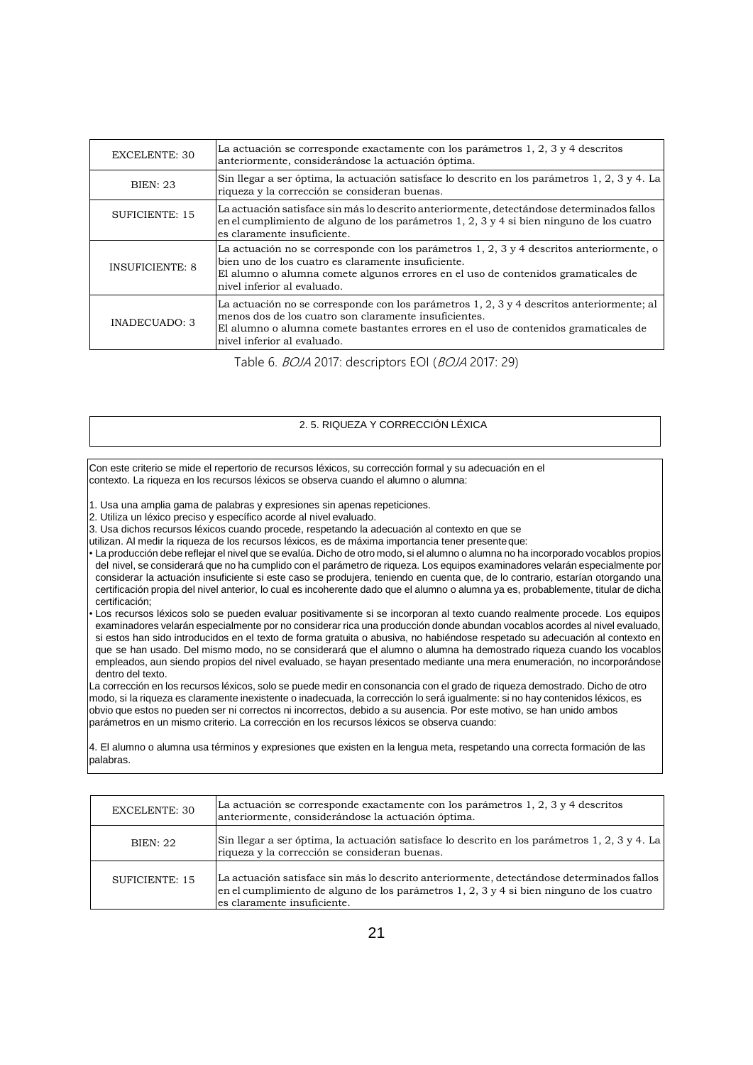| EXCELENTE: 30 | La actuación se corresponde exactamente con los parámetros 1, 2, 3 y 4 descritos anteriormente, considerándose la actuación óptima. |
|---|---|
| BIEN: 23 | Sin llegar a ser óptima, la actuación satisface lo descrito en los parámetros 1, 2, 3 y 4. La riqueza y la corrección se consideran buenas. |
| SUFICIENTE: 15 | La actuación satisface sin más lo descrito anteriormente, detectándose determinados fallos en el cumplimiento de alguno de los parámetros 1, 2, 3 y 4 si bien ninguno de los cuatro es claramente insuficiente. |
| INSUFICIENTE: 8 | La actuación no se corresponde con los parámetros 1, 2, 3 y 4 descritos anteriormente, o bien uno de los cuatro es claramente insuficiente.<br>El alumno o alumna comete algunos errores en el uso de contenidos gramaticales de nivel inferior al evaluado. |
| INADECUADO: 3 | La actuación no se corresponde con los parámetros 1, 2, 3 y 4 descritos anteriormente; al menos dos de los cuatro son claramente insuficientes.<br>El alumno o alumna comete bastantes errores en el uso de contenidos gramaticales de nivel inferior al evaluado. |

Table 6. *BOJA* 2017: descriptors EOI (*BOJA* 2017: 29)

2. 5. RIQUEZA Y CORRECCIÓN LÉXICA

Con este criterio se mide el repertorio de recursos léxicos, su corrección formal y su adecuación en el contexto. La riqueza en los recursos léxicos se observa cuando el alumno o alumna:

1. Usa una amplia gama de palabras y expresiones sin apenas repeticiones.
2. Utiliza un léxico preciso y específico acorde al nivel evaluado.
3. Usa dichos recursos léxicos cuando procede, respetando la adecuación al contexto en que se utilizan. Al medir la riqueza de los recursos léxicos, es de máxima importancia tener presente que:

- La producción debe reflejar el nivel que se evalúa. Dicho de otro modo, si el alumno o alumna no ha incorporado vocablos propios del nivel, se considerará que no ha cumplido con el parámetro de riqueza. Los equipos examinadores velarán especialmente por considerar la actuación insuficiente si este caso se produjera, teniendo en cuenta que, de lo contrario, estarían otorgando una certificación propia del nivel anterior, lo cual es incoherente dado que el alumno o alumna ya es, probablemente, titular de dicha certificación;
- Los recursos léxicos solo se pueden evaluar positivamente si se incorporan al texto cuando realmente procede. Los equipos examinadores velarán especialmente por no considerar rica una producción donde abundan vocablos acordes al nivel evaluado, si estos han sido introducidos en el texto de forma gratuita o abusiva, no habiéndose respetado su adecuación al contexto en que se han usado. Del mismo modo, no se considerará que el alumno o alumna ha demostrado riqueza cuando los vocablos empleados, aun siendo propios del nivel evaluado, se hayan presentado mediante una mera enumeración, no incorporándose dentro del texto.

La corrección en los recursos léxicos, solo se puede medir en consonancia con el grado de riqueza demostrado. Dicho de otro modo, si la riqueza es claramente inexistente o inadecuada, la corrección lo será igualmente: si no hay contenidos léxicos, es obvio que estos no pueden ser ni correctos ni incorrectos, debido a su ausencia. Por este motivo, se han unido ambos parámetros en un mismo criterio. La corrección en los recursos léxicos se observa cuando:

4. El alumno o alumna usa términos y expresiones que existen en la lengua meta, respetando una correcta formación de las palabras.

| EXCELENTE: 30 | La actuación se corresponde exactamente con los parámetros 1, 2, 3 y 4 descritos anteriormente, considerándose la actuación óptima. |
|---|---|
| BIEN: 22 | Sin llegar a ser óptima, la actuación satisface lo descrito en los parámetros 1, 2, 3 y 4. La riqueza y la corrección se consideran buenas. |
| SUFICIENTE: 15 | La actuación satisface sin más lo descrito anteriormente, detectándose determinados fallos en el cumplimiento de alguno de los parámetros 1, 2, 3 y 4 si bien ninguno de los cuatro es claramente insuficiente. |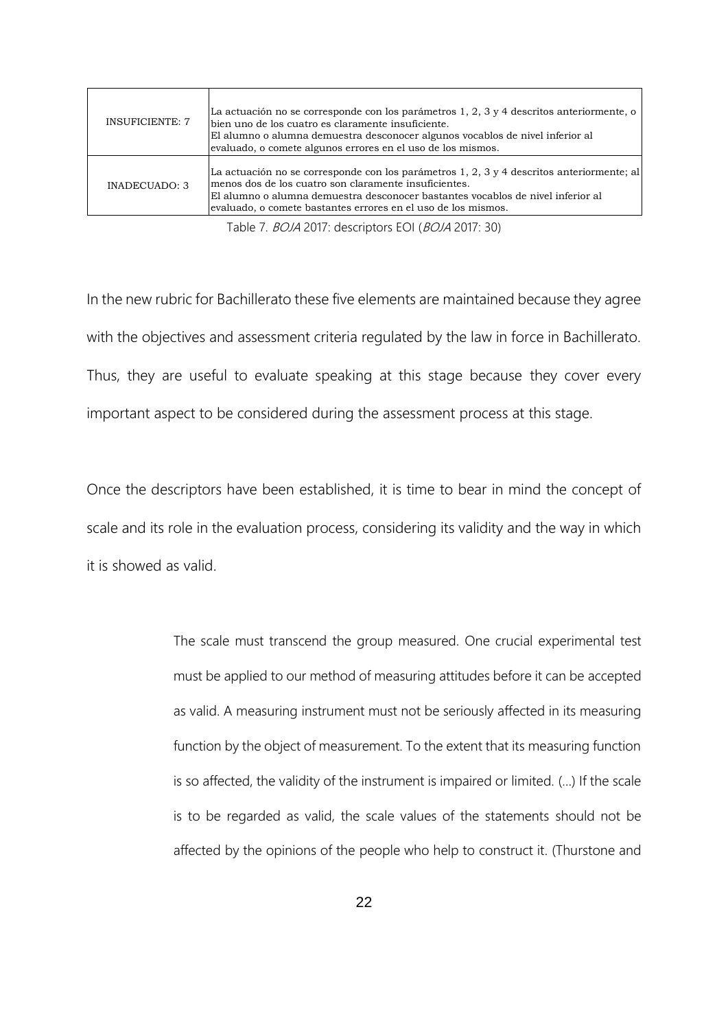| INSUFICIENTE: 7 | La actuación no se corresponde con los parámetros 1, 2, 3 y 4 descritos anteriormente, o bien uno de los cuatro es claramente insuficiente. El alumno o alumna demuestra desconocer algunos vocablos de nivel inferior al evaluado, o comete algunos errores en el uso de los mismos. |
|---|---|
| INADECUADO: 3 | La actuación no se corresponde con los parámetros 1, 2, 3 y 4 descritos anteriormente; al menos dos de los cuatro son claramente insuficientes. El alumno o alumna demuestra desconocer bastantes vocablos de nivel inferior al evaluado, o comete bastantes errores en el uso de los mismos. |

Table 7. *BOJA* 2017: descriptors EOI (*BOJA* 2017: 30)

In the new rubric for Bachillerato these five elements are maintained because they agree with the objectives and assessment criteria regulated by the law in force in Bachillerato. Thus, they are useful to evaluate speaking at this stage because they cover every important aspect to be considered during the assessment process at this stage.

Once the descriptors have been established, it is time to bear in mind the concept of scale and its role in the evaluation process, considering its validity and the way in which it is showed as valid.

> The scale must transcend the group measured. One crucial experimental test must be applied to our method of measuring attitudes before it can be accepted as valid. A measuring instrument must not be seriously affected in its measuring function by the object of measurement. To the extent that its measuring function is so affected, the validity of the instrument is impaired or limited. (...) If the scale is to be regarded as valid, the scale values of the statements should not be affected by the opinions of the people who help to construct it. (Thurstone and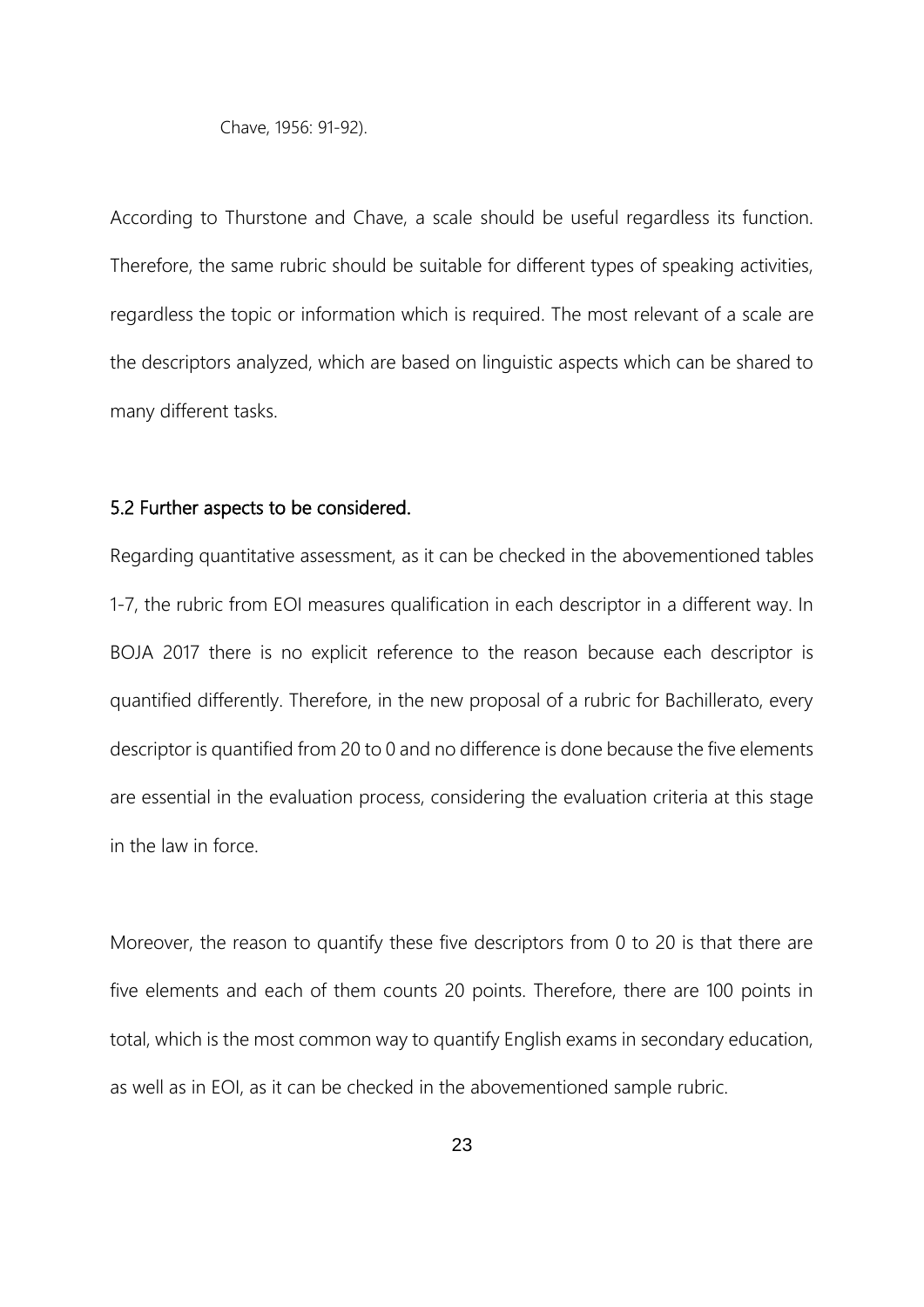Chave, 1956: 91-92).

According to Thurstone and Chave, a scale should be useful regardless its function. Therefore, the same rubric should be suitable for different types of speaking activities, regardless the topic or information which is required. The most relevant of a scale are the descriptors analyzed, which are based on linguistic aspects which can be shared to many different tasks.

### 5.2 Further aspects to be considered.

Regarding quantitative assessment, as it can be checked in the abovementioned tables 1-7, the rubric from EOI measures qualification in each descriptor in a different way. In BOJA 2017 there is no explicit reference to the reason because each descriptor is quantified differently. Therefore, in the new proposal of a rubric for Bachillerato, every descriptor is quantified from 20 to 0 and no difference is done because the five elements are essential in the evaluation process, considering the evaluation criteria at this stage in the law in force.

Moreover, the reason to quantify these five descriptors from 0 to 20 is that there are five elements and each of them counts 20 points. Therefore, there are 100 points in total, which is the most common way to quantify English exams in secondary education, as well as in EOI, as it can be checked in the abovementioned sample rubric.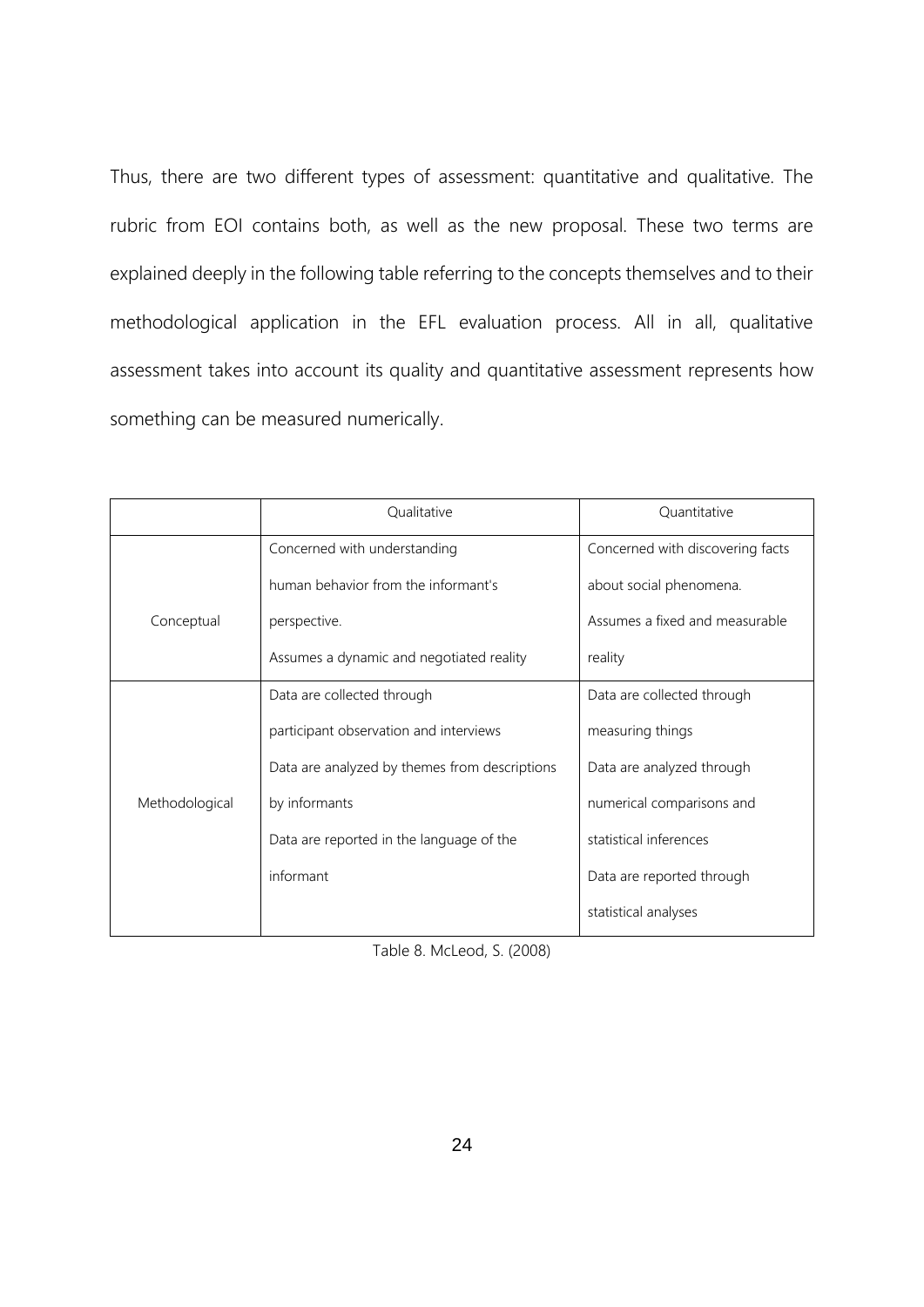Thus, there are two different types of assessment: quantitative and qualitative. The rubric from EOI contains both, as well as the new proposal. These two terms are explained deeply in the following table referring to the concepts themselves and to their methodological application in the EFL evaluation process. All in all, qualitative assessment takes into account its quality and quantitative assessment represents how something can be measured numerically.

| | Qualitative | Quantitative |
|---|---|---|
| Conceptual | Concerned with understanding human behavior from the informant's perspective. Assumes a dynamic and negotiated reality | Concerned with discovering facts about social phenomena. Assumes a fixed and measurable reality |
| Methodological | Data are collected through participant observation and interviews Data are analyzed by themes from descriptions by informants Data are reported in the language of the informant | Data are collected through measuring things Data are analyzed through numerical comparisons and statistical inferences Data are reported through statistical analyses |

Table 8. McLeod, S. (2008)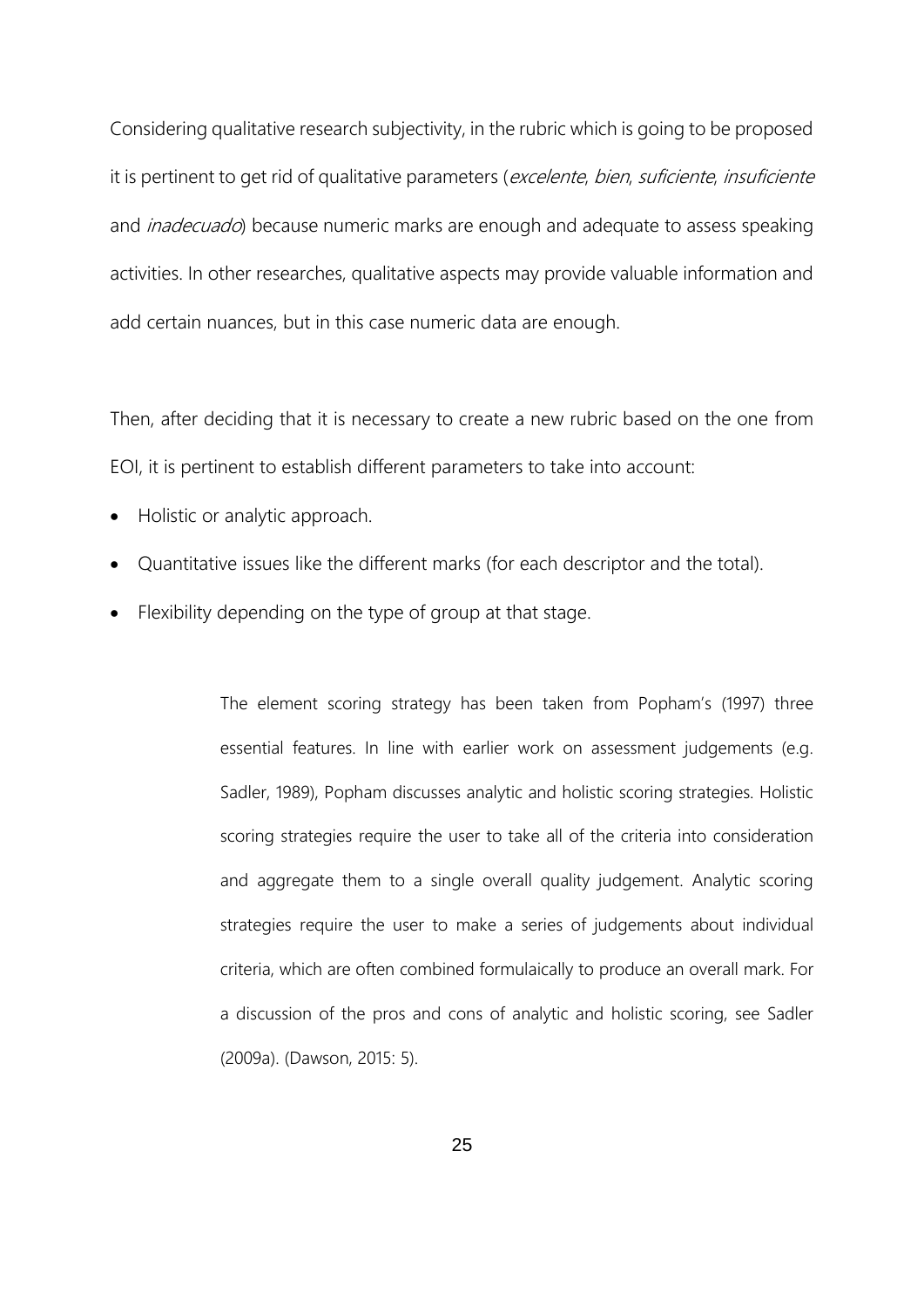Considering qualitative research subjectivity, in the rubric which is going to be proposed it is pertinent to get rid of qualitative parameters (*excelente*, *bien*, *suficiente*, *insuficiente* and *inadecuado*) because numeric marks are enough and adequate to assess speaking activities. In other researches, qualitative aspects may provide valuable information and add certain nuances, but in this case numeric data are enough.

Then, after deciding that it is necessary to create a new rubric based on the one from EOI, it is pertinent to establish different parameters to take into account:

- Holistic or analytic approach.
- Quantitative issues like the different marks (for each descriptor and the total).
- Flexibility depending on the type of group at that stage.

> The element scoring strategy has been taken from Popham's (1997) three essential features. In line with earlier work on assessment judgements (e.g. Sadler, 1989), Popham discusses analytic and holistic scoring strategies. Holistic scoring strategies require the user to take all of the criteria into consideration and aggregate them to a single overall quality judgement. Analytic scoring strategies require the user to make a series of judgements about individual criteria, which are often combined formulaically to produce an overall mark. For a discussion of the pros and cons of analytic and holistic scoring, see Sadler (2009a). (Dawson, 2015: 5).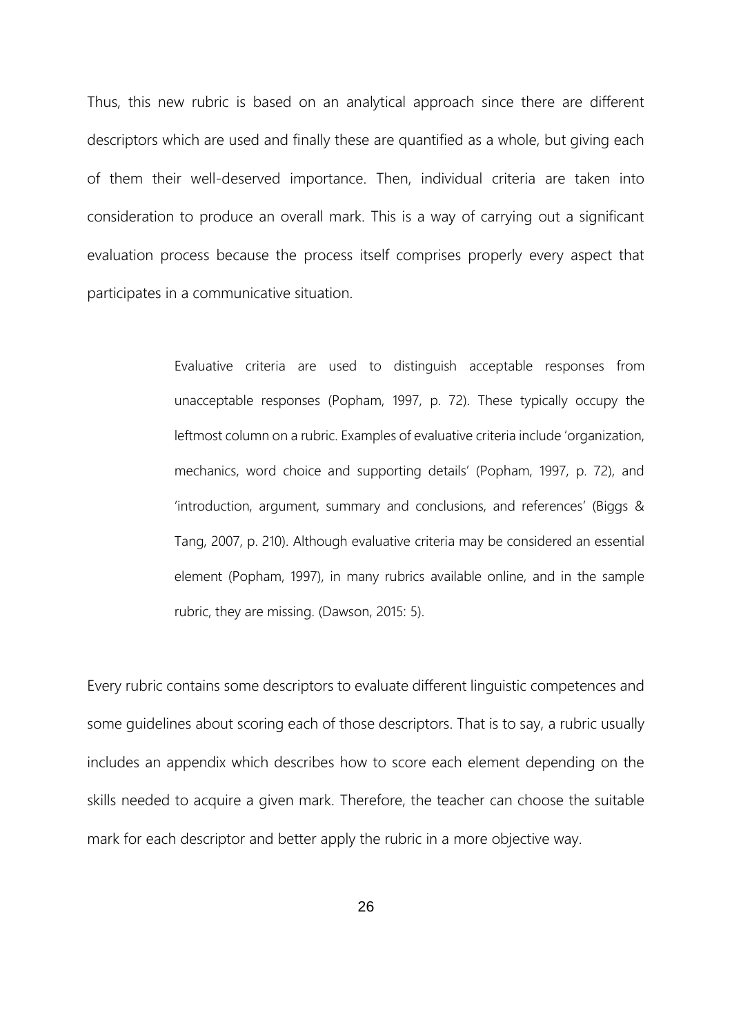Thus, this new rubric is based on an analytical approach since there are different descriptors which are used and finally these are quantified as a whole, but giving each of them their well-deserved importance. Then, individual criteria are taken into consideration to produce an overall mark. This is a way of carrying out a significant evaluation process because the process itself comprises properly every aspect that participates in a communicative situation.

> Evaluative criteria are used to distinguish acceptable responses from unacceptable responses (Popham, 1997, p. 72). These typically occupy the leftmost column on a rubric. Examples of evaluative criteria include 'organization, mechanics, word choice and supporting details' (Popham, 1997, p. 72), and 'introduction, argument, summary and conclusions, and references' (Biggs & Tang, 2007, p. 210). Although evaluative criteria may be considered an essential element (Popham, 1997), in many rubrics available online, and in the sample rubric, they are missing. (Dawson, 2015: 5).

Every rubric contains some descriptors to evaluate different linguistic competences and some guidelines about scoring each of those descriptors. That is to say, a rubric usually includes an appendix which describes how to score each element depending on the skills needed to acquire a given mark. Therefore, the teacher can choose the suitable mark for each descriptor and better apply the rubric in a more objective way.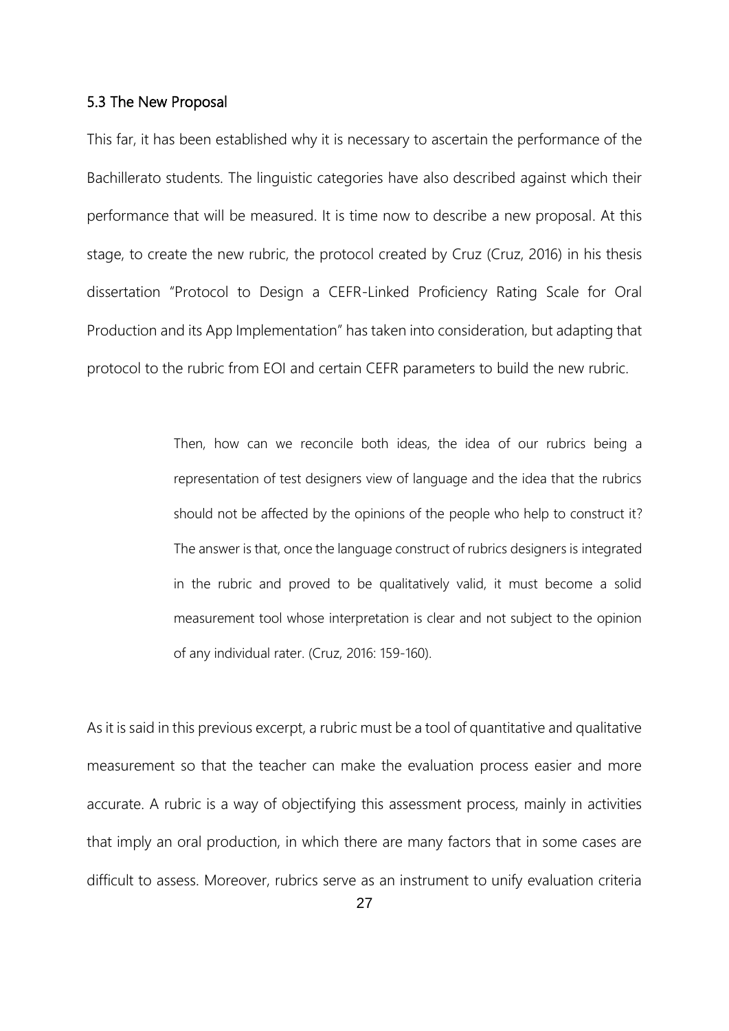### 5.3 The New Proposal

This far, it has been established why it is necessary to ascertain the performance of the Bachillerato students. The linguistic categories have also described against which their performance that will be measured. It is time now to describe a new proposal. At this stage, to create the new rubric, the protocol created by Cruz (Cruz, 2016) in his thesis dissertation "Protocol to Design a CEFR-Linked Proficiency Rating Scale for Oral Production and its App Implementation" has taken into consideration, but adapting that protocol to the rubric from EOI and certain CEFR parameters to build the new rubric.

> Then, how can we reconcile both ideas, the idea of our rubrics being a representation of test designers view of language and the idea that the rubrics should not be affected by the opinions of the people who help to construct it? The answer is that, once the language construct of rubrics designers is integrated in the rubric and proved to be qualitatively valid, it must become a solid measurement tool whose interpretation is clear and not subject to the opinion of any individual rater. (Cruz, 2016: 159-160).

As it is said in this previous excerpt, a rubric must be a tool of quantitative and qualitative measurement so that the teacher can make the evaluation process easier and more accurate. A rubric is a way of objectifying this assessment process, mainly in activities that imply an oral production, in which there are many factors that in some cases are difficult to assess. Moreover, rubrics serve as an instrument to unify evaluation criteria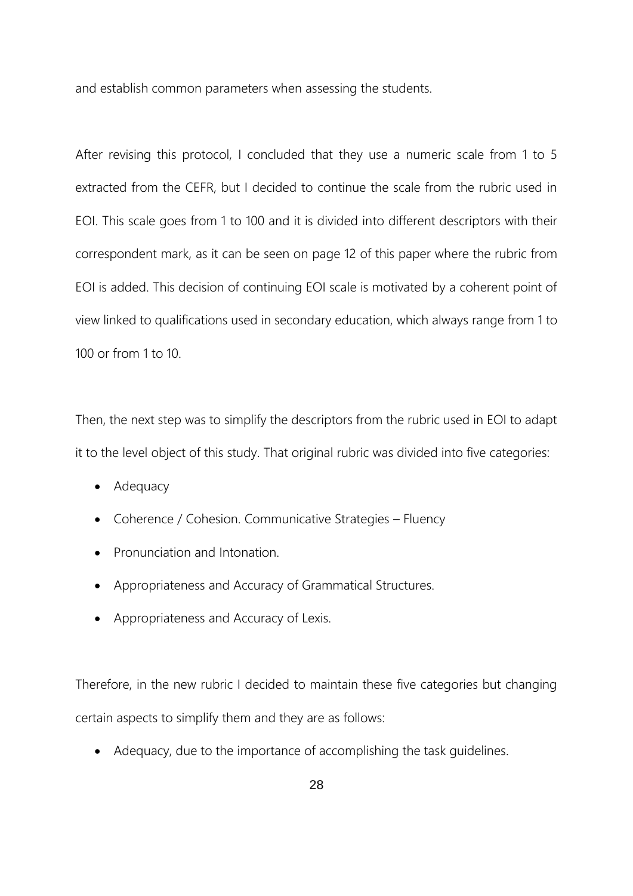and establish common parameters when assessing the students.

After revising this protocol, I concluded that they use a numeric scale from 1 to 5 extracted from the CEFR, but I decided to continue the scale from the rubric used in EOI. This scale goes from 1 to 100 and it is divided into different descriptors with their correspondent mark, as it can be seen on page 12 of this paper where the rubric from EOI is added. This decision of continuing EOI scale is motivated by a coherent point of view linked to qualifications used in secondary education, which always range from 1 to 100 or from 1 to 10.

Then, the next step was to simplify the descriptors from the rubric used in EOI to adapt it to the level object of this study. That original rubric was divided into five categories:

- Adequacy
- Coherence / Cohesion. Communicative Strategies – Fluency
- Pronunciation and Intonation.
- Appropriateness and Accuracy of Grammatical Structures.
- Appropriateness and Accuracy of Lexis.

Therefore, in the new rubric I decided to maintain these five categories but changing certain aspects to simplify them and they are as follows:

- Adequacy, due to the importance of accomplishing the task guidelines.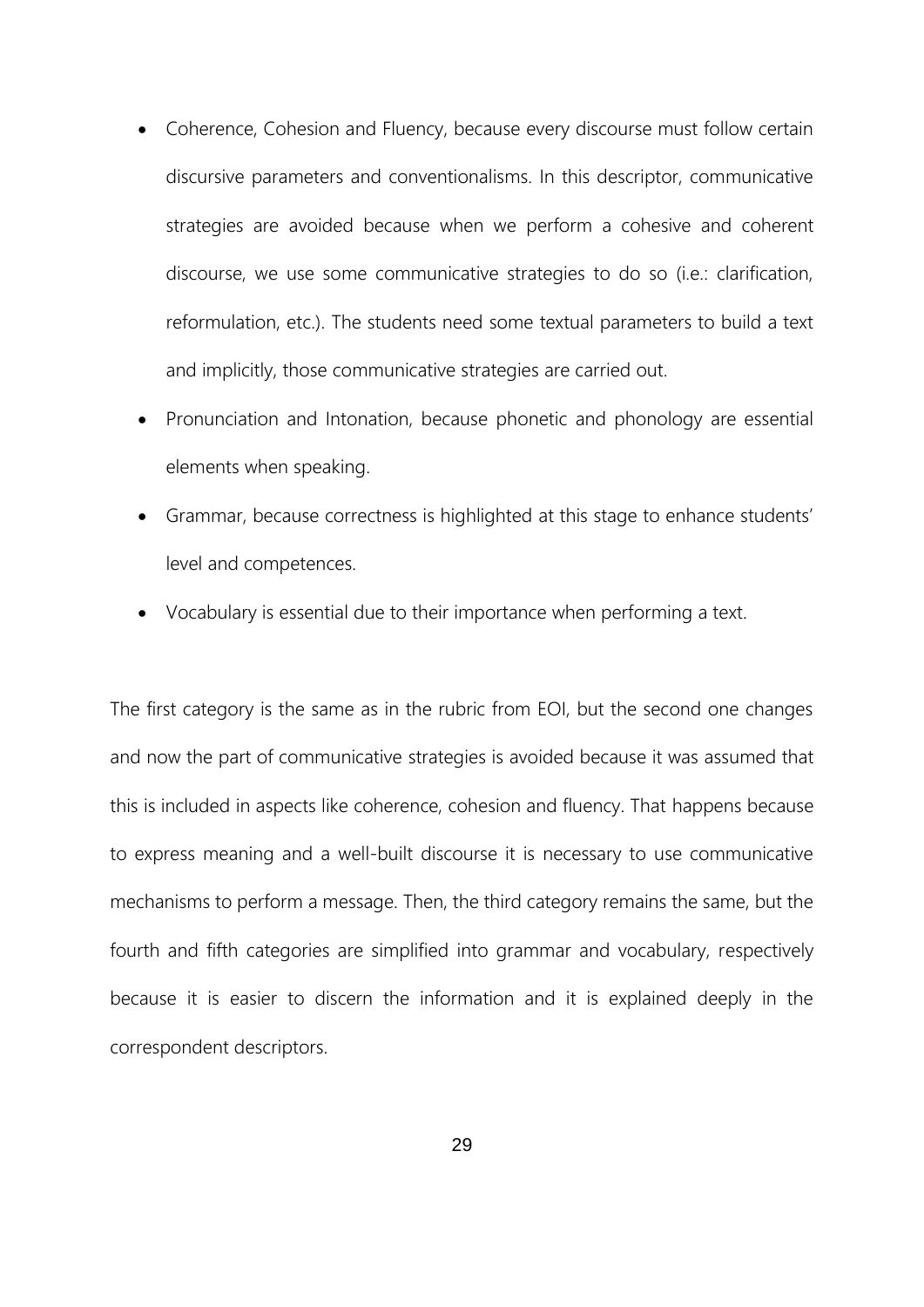- Coherence, Cohesion and Fluency, because every discourse must follow certain discursive parameters and conventionalisms. In this descriptor, communicative strategies are avoided because when we perform a cohesive and coherent discourse, we use some communicative strategies to do so (i.e.: clarification, reformulation, etc.). The students need some textual parameters to build a text and implicitly, those communicative strategies are carried out.
- Pronunciation and Intonation, because phonetic and phonology are essential elements when speaking.
- Grammar, because correctness is highlighted at this stage to enhance students' level and competences.
- Vocabulary is essential due to their importance when performing a text.

The first category is the same as in the rubric from EOI, but the second one changes and now the part of communicative strategies is avoided because it was assumed that this is included in aspects like coherence, cohesion and fluency. That happens because to express meaning and a well-built discourse it is necessary to use communicative mechanisms to perform a message. Then, the third category remains the same, but the fourth and fifth categories are simplified into grammar and vocabulary, respectively because it is easier to discern the information and it is explained deeply in the correspondent descriptors.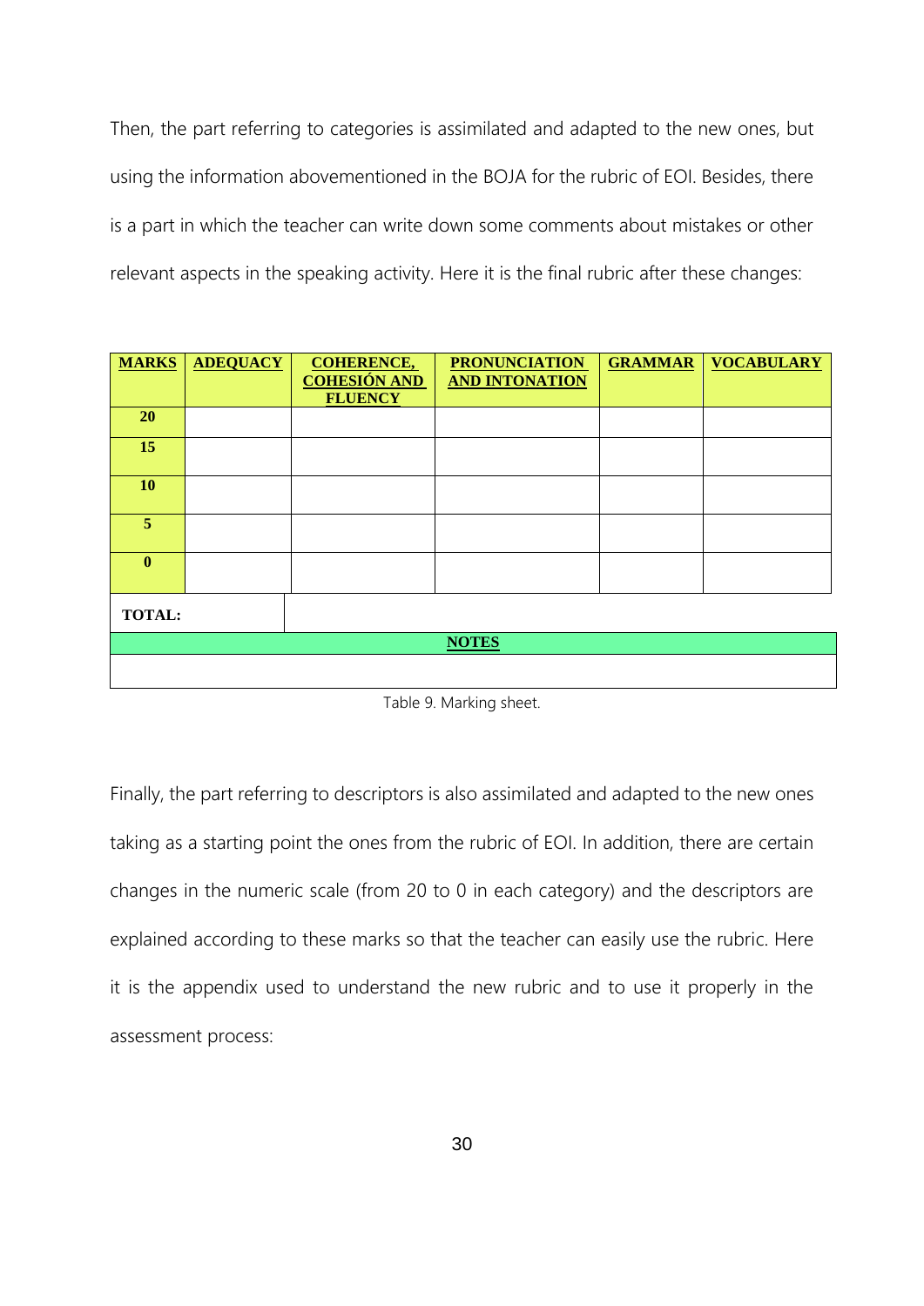Then, the part referring to categories is assimilated and adapted to the new ones, but using the information abovementioned in the BOJA for the rubric of EOI. Besides, there is a part in which the teacher can write down some comments about mistakes or other relevant aspects in the speaking activity. Here it is the final rubric after these changes:

| **MARKS** | **ADEQUACY** | **COHERENCE, COHESIÓN AND FLUENCY** | **PRONUNCIATION AND INTONATION** | **GRAMMAR** | **VOCABULARY** |
|---|---|---|---|---|---|
| **20** | | | | | |
| **15** | | | | | |
| **10** | | | | | |
| **5** | | | | | |
| **0** | | | | | |
| **TOTAL:** | | | | | |
| **NOTES** | | | | | |
| | | | | | |

Table 9. Marking sheet.

Finally, the part referring to descriptors is also assimilated and adapted to the new ones taking as a starting point the ones from the rubric of EOI. In addition, there are certain changes in the numeric scale (from 20 to 0 in each category) and the descriptors are explained according to these marks so that the teacher can easily use the rubric. Here it is the appendix used to understand the new rubric and to use it properly in the assessment process: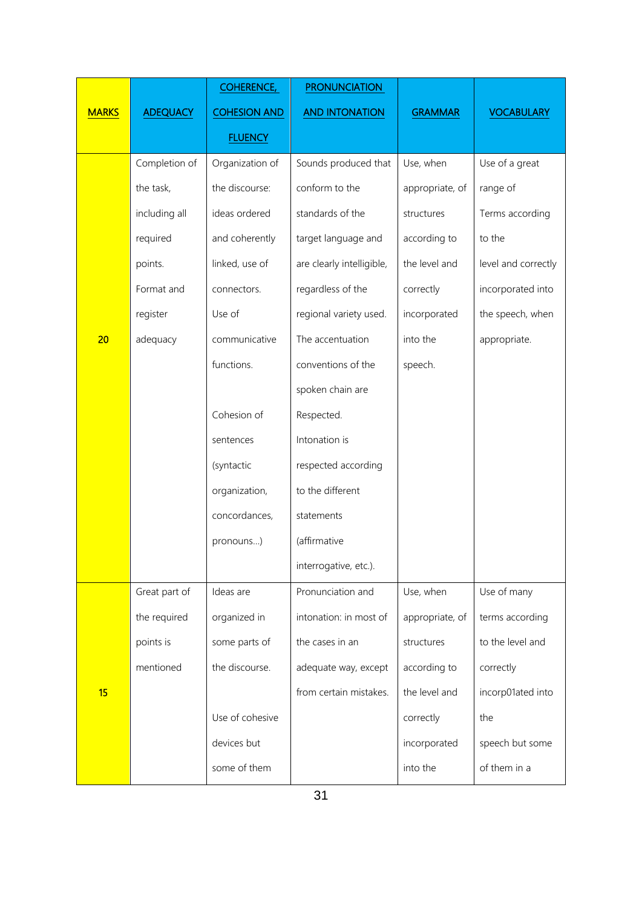| MARKS | ADEQUACY | COHERENCE, COHESION AND FLUENCY | PRONUNCIATION AND INTONATION | GRAMMAR | VOCABULARY |
|---|---|---|---|---|---|
| 20 | Completion of the task, including all required points. Format and register adequacy | Organization of the discourse: ideas ordered and coherently linked, use of connectors. Use of communicative functions. Cohesion of sentences (syntactic organization, concordances, pronouns...) | Sounds produced that conform to the standards of the target language and are clearly intelligible, regardless of the regional variety used. The accentuation conventions of the spoken chain are Respected. Intonation is respected according to the different statements (affirmative interrogative, etc.). | Use, when appropriate, of structures according to the level and correctly incorporated into the speech. | Use of a great range of Terms according to the level and correctly incorporated into the speech, when appropriate. |
| 15 | Great part of the required points is mentioned | Ideas are organized in some parts of the discourse. Use of cohesive devices but some of them | Pronunciation and intonation: in most of the cases in an adequate way, except from certain mistakes. | Use, when appropriate, of structures according to the level and correctly incorporated into the | Use of many terms according to the level and correctly incorp01ated into the speech but some of them in a |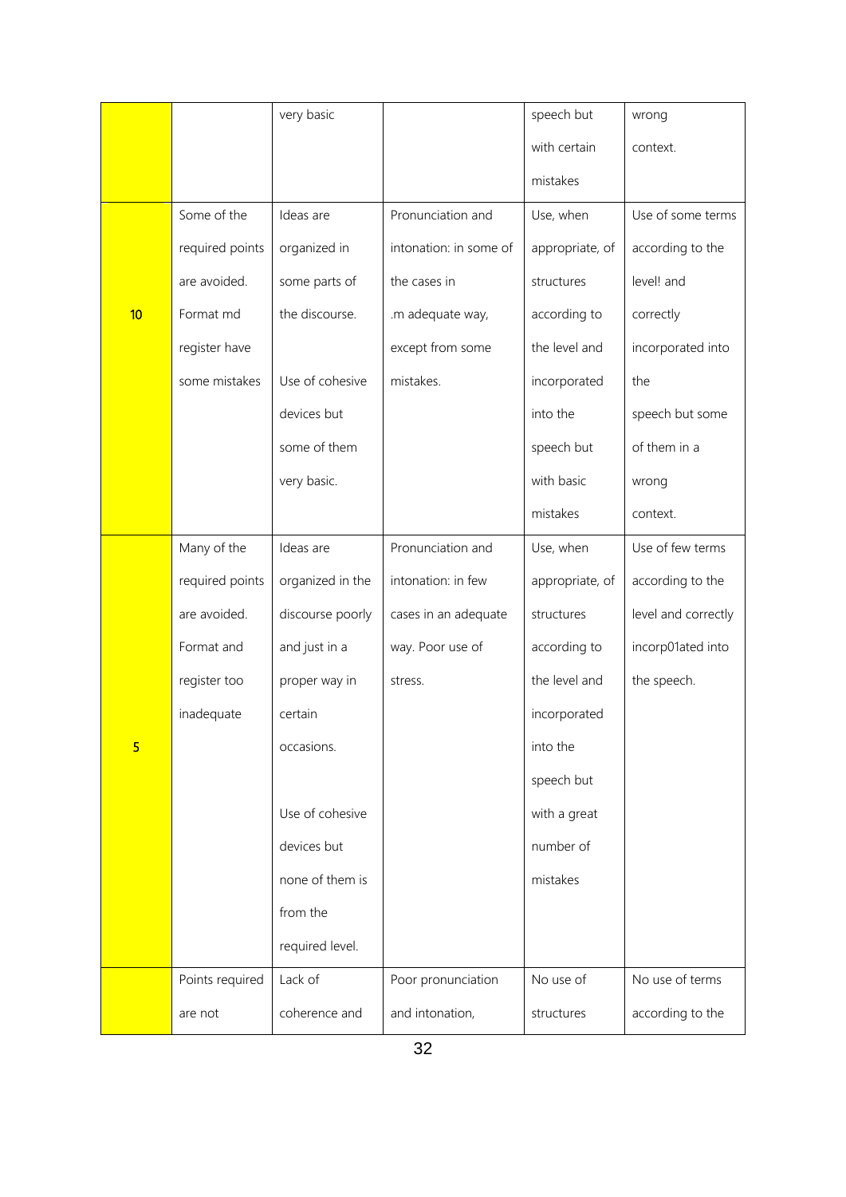| | | | | | |
|---|---|---|---|---|---|
| | | very basic | | speech but with certain mistakes | wrong context. |
| 10 | Some of the required points are avoided. Format md register have some mistakes | Ideas are organized in some parts of the discourse. Use of cohesive devices but some of them very basic. | Pronunciation and intonation: in some of the cases in .m adequate way, except from some mistakes. | Use, when appropriate, of structures according to the level and incorporated into the speech but with basic mistakes | Use of some terms according to the level! and correctly incorporated into the speech but some of them in a wrong context. |
| 5 | Many of the required points are avoided. Format and register too inadequate | Ideas are organized in the discourse poorly and just in a proper way in certain occasions. Use of cohesive devices but none of them is from the required level. | Pronunciation and intonation: in few cases in an adequate way. Poor use of stress. | Use, when appropriate, of structures according to the level and incorporated into the speech but with a great number of mistakes | Use of few terms according to the level and correctly incorp01ated into the speech. |
| | Points required are not | Lack of coherence and | Poor pronunciation and intonation, | No use of structures | No use of terms according to the |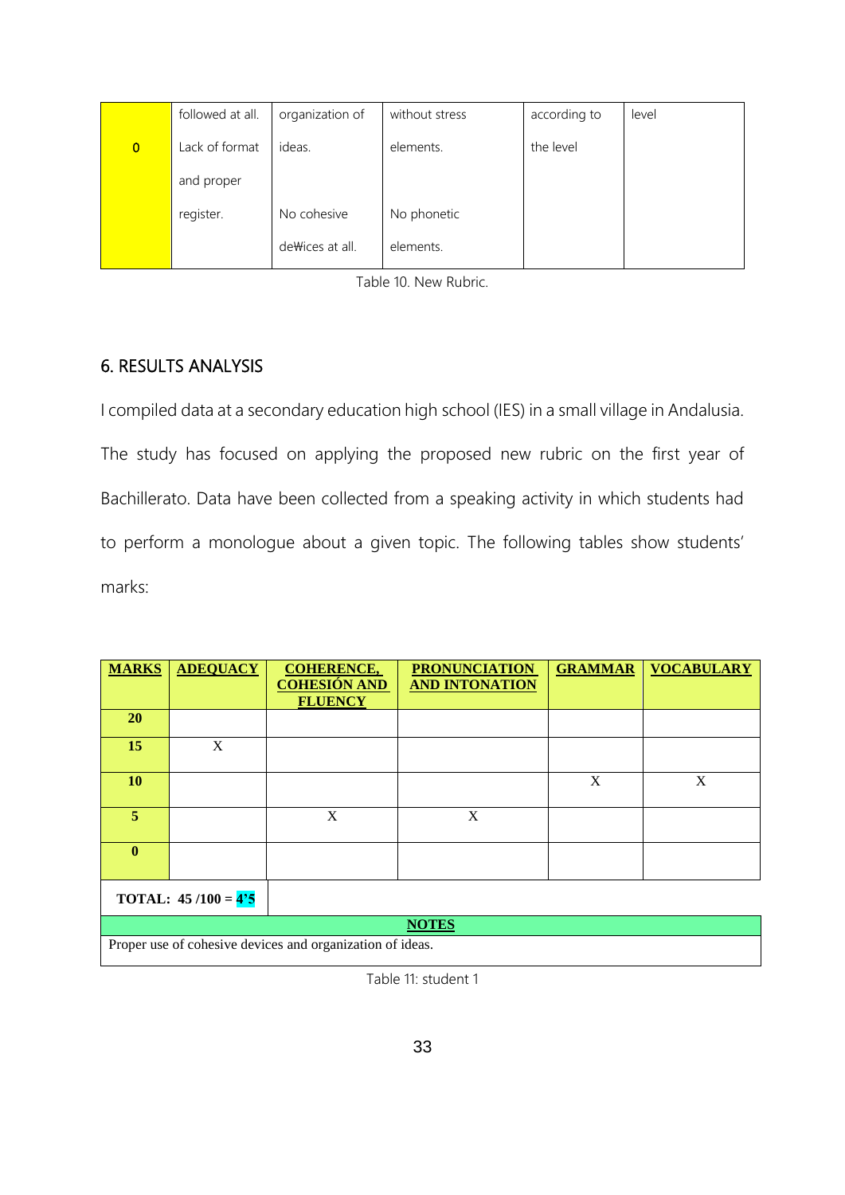| 0 | followed at all. Lack of format and proper register. | organization of ideas. No cohesive de₩ices at all. | without stress elements. No phonetic elements. | according to the level | level |
|---|---|---|---|---|---|

Table 10. New Rubric.

## 6. RESULTS ANALYSIS

I compiled data at a secondary education high school (IES) in a small village in Andalusia. The study has focused on applying the proposed new rubric on the first year of Bachillerato. Data have been collected from a speaking activity in which students had to perform a monologue about a given topic. The following tables show students' marks:

| **MARKS** | **ADEQUACY** | **COHERENCE, COHESIÓN AND FLUENCY** | **PRONUNCIATION AND INTONATION** | **GRAMMAR** | **VOCABULARY** |
|---|---|---|---|---|---|
| **20** | | | | | |
| **15** | X | | | | |
| **10** | | | | X | X |
| **5** | | X | X | | |
| **0** | | | | | |
| **TOTAL: 45 /100 = 4'5** | | | | | |
| **NOTES** | | | | | |
| Proper use of cohesive devices and organization of ideas. | | | | | |

Table 11: student 1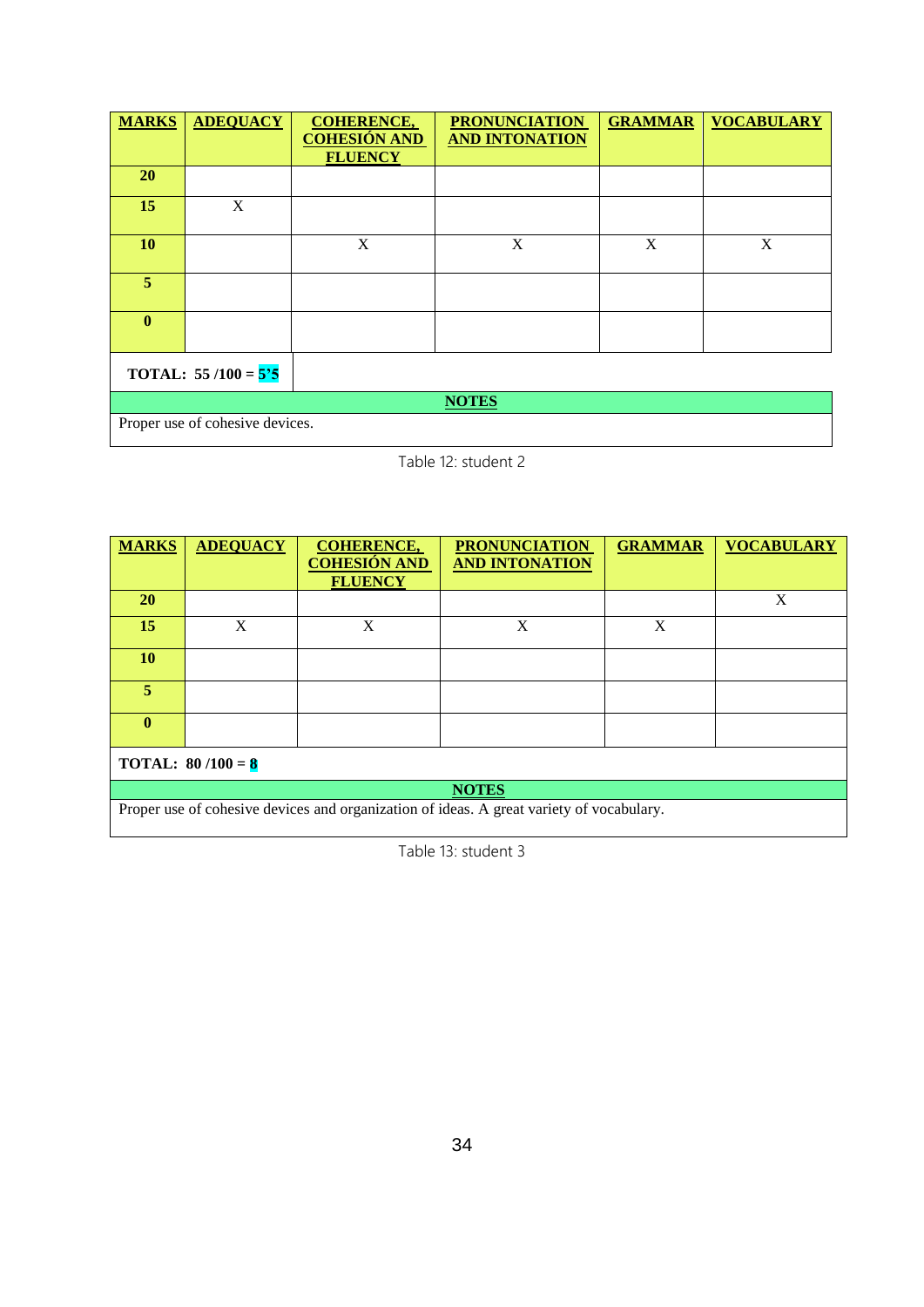| MARKS | ADEQUACY | COHERENCE, COHESIÓN AND FLUENCY | PRONUNCIATION AND INTONATION | GRAMMAR | VOCABULARY |
|---|---|---|---|---|---|
| 20 | | | | | |
| 15 | X | | | | |
| 10 | | X | X | X | X |
| 5 | | | | | |
| 0 | | | | | |
| TOTAL: 55 /100 = 5'5 | | | | | |
| NOTES | | | | | |
| Proper use of cohesive devices. | | | | | |

Table 12: student 2

| MARKS | ADEQUACY | COHERENCE, COHESIÓN AND FLUENCY | PRONUNCIATION AND INTONATION | GRAMMAR | VOCABULARY |
|---|---|---|---|---|---|
| 20 | | | | | X |
| 15 | X | X | X | X | |
| 10 | | | | | |
| 5 | | | | | |
| 0 | | | | | |
| TOTAL: 80 /100 = 8 | | | | | |
| NOTES | | | | | |
| Proper use of cohesive devices and organization of ideas. A great variety of vocabulary. | | | | | |

Table 13: student 3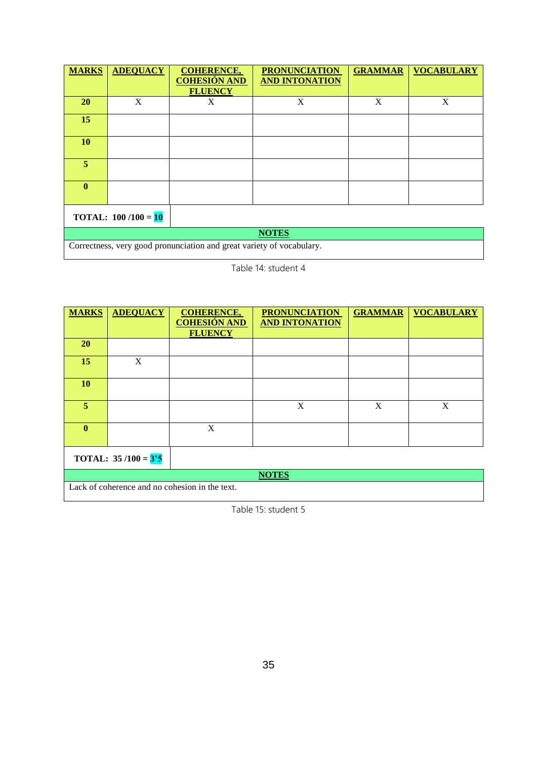| MARKS | ADEQUACY | COHERENCE, COHESIÓN AND FLUENCY | PRONUNCIATION AND INTONATION | GRAMMAR | VOCABULARY |
|---|---|---|---|---|---|
| **20** | X | X | X | X | X |
| **15** | | | | | |
| **10** | | | | | |
| **5** | | | | | |
| **0** | | | | | |
| **TOTAL: 100 /100 = 10** | | | | | |
| **NOTES** | | | | | |
| Correctness, very good pronunciation and great variety of vocabulary. | | | | | |

Table 14: student 4

| MARKS | ADEQUACY | COHERENCE, COHESIÓN AND FLUENCY | PRONUNCIATION AND INTONATION | GRAMMAR | VOCABULARY |
|---|---|---|---|---|---|
| **20** | | | | | |
| **15** | X | | | | |
| **10** | | | | | |
| **5** | | | X | X | X |
| **0** | | X | | | |
| **TOTAL: 35 /100 = 3'5** | | | | | |
| **NOTES** | | | | | |
| Lack of coherence and no cohesion in the text. | | | | | |

Table 15: student 5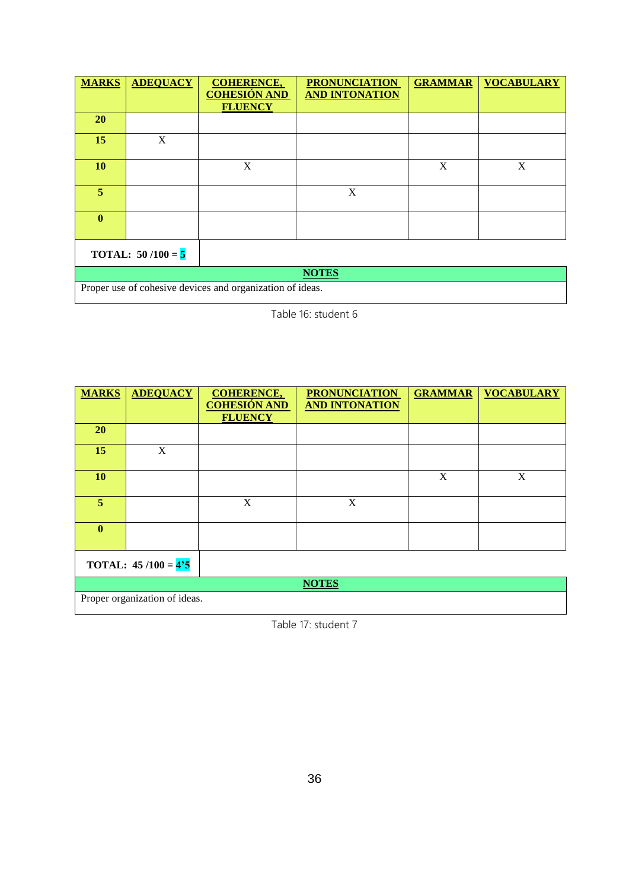| **MARKS** | **ADEQUACY** | **COHERENCE, COHESIÓN AND FLUENCY** | **PRONUNCIATION AND INTONATION** | **GRAMMAR** | **VOCABULARY** |
|---|---|---|---|---|---|
| **20** | | | | | |
| **15** | X | | | | |
| **10** | | X | | X | X |
| **5** | | | X | | |
| **0** | | | | | |
| **TOTAL: 50 /100 = 5** | | | | | |
| **NOTES** | | | | | |
| Proper use of cohesive devices and organization of ideas. | | | | | |

Table 16: student 6

| **MARKS** | **ADEQUACY** | **COHERENCE, COHESIÓN AND FLUENCY** | **PRONUNCIATION AND INTONATION** | **GRAMMAR** | **VOCABULARY** |
|---|---|---|---|---|---|
| **20** | | | | | |
| **15** | X | | | | |
| **10** | | | | X | X |
| **5** | | X | X | | |
| **0** | | | | | |
| **TOTAL: 45 /100 = 4'5** | | | | | |
| **NOTES** | | | | | |
| Proper organization of ideas. | | | | | |

Table 17: student 7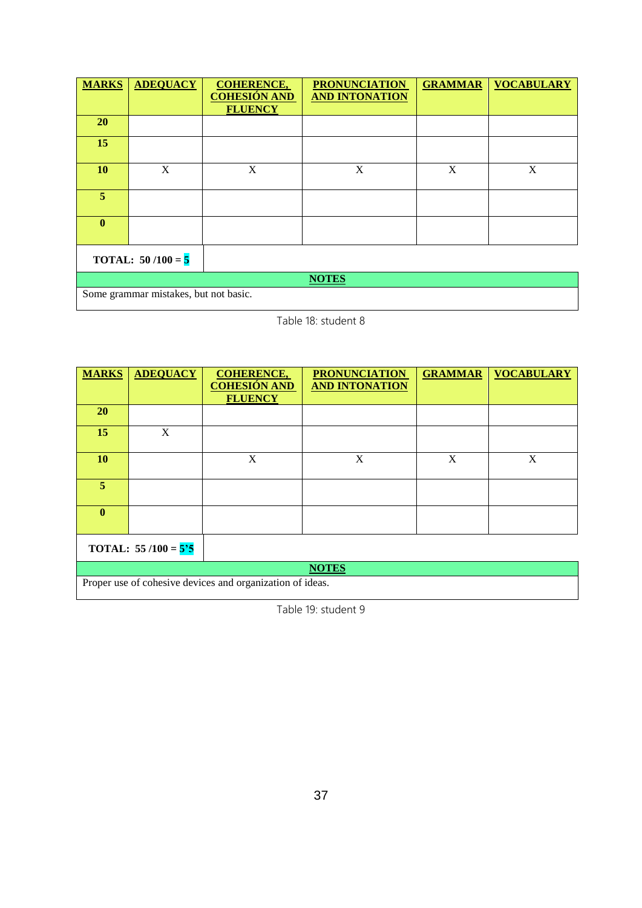| MARKS | ADEQUACY | COHERENCE, COHESIÓN AND FLUENCY | PRONUNCIATION AND INTONATION | GRAMMAR | VOCABULARY |
|---|---|---|---|---|---|
| 20 | | | | | |
| 15 | | | | | |
| 10 | X | X | X | X | X |
| 5 | | | | | |
| 0 | | | | | |
| TOTAL: 50 /100 = 5 | | | | | |
| NOTES | | | | | |
| Some grammar mistakes, but not basic. | | | | | |

Table 18: student 8

| MARKS | ADEQUACY | COHERENCE, COHESIÓN AND FLUENCY | PRONUNCIATION AND INTONATION | GRAMMAR | VOCABULARY |
|---|---|---|---|---|---|
| 20 | | | | | |
| 15 | X | | | | |
| 10 | | X | X | X | X |
| 5 | | | | | |
| 0 | | | | | |
| TOTAL: 55 /100 = 5'5 | | | | | |
| NOTES | | | | | |
| Proper use of cohesive devices and organization of ideas. | | | | | |

Table 19: student 9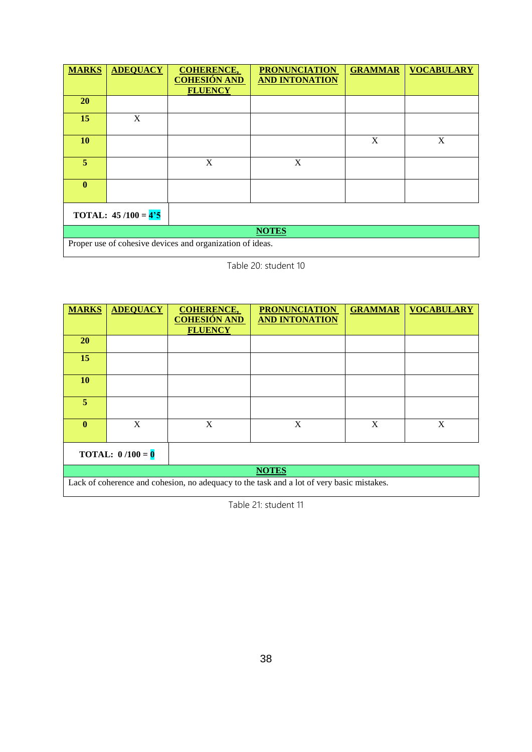| MARKS | ADEQUACY | COHERENCE, COHESIÓN AND FLUENCY | PRONUNCIATION AND INTONATION | GRAMMAR | VOCABULARY |
|---|---|---|---|---|---|
| **20** | | | | | |
| **15** | X | | | | |
| **10** | | | | X | X |
| **5** | | X | X | | |
| **0** | | | | | |
| **TOTAL: 45 /100 = 4'5** | | | | | |
| **NOTES** | | | | | |
| Proper use of cohesive devices and organization of ideas. | | | | | |

Table 20: student 10

| MARKS | ADEQUACY | COHERENCE, COHESIÓN AND FLUENCY | PRONUNCIATION AND INTONATION | GRAMMAR | VOCABULARY |
|---|---|---|---|---|---|
| **20** | | | | | |
| **15** | | | | | |
| **10** | | | | | |
| **5** | | | | | |
| **0** | X | X | X | X | X |
| **TOTAL: 0 /100 = 0** | | | | | |
| **NOTES** | | | | | |
| Lack of coherence and cohesion, no adequacy to the task and a lot of very basic mistakes. | | | | | |

Table 21: student 11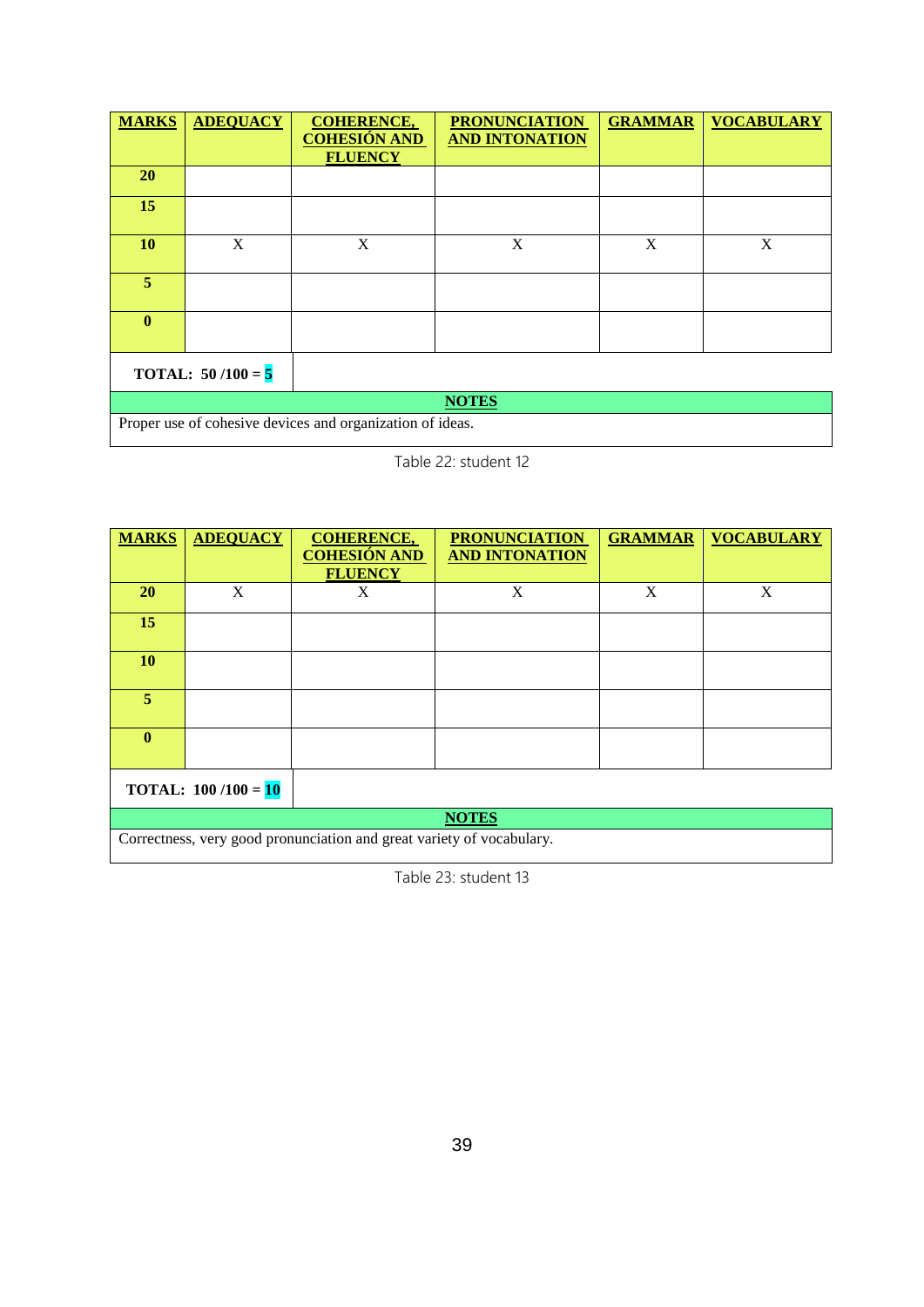| MARKS | ADEQUACY | COHERENCE, COHESIÓN AND FLUENCY | PRONUNCIATION AND INTONATION | GRAMMAR | VOCABULARY |
|---|---|---|---|---|---|
| 20 | | | | | |
| 15 | | | | | |
| 10 | X | X | X | X | X |
| 5 | | | | | |
| 0 | | | | | |
| TOTAL: 50 /100 = 5 | | | | | |
| NOTES | | | | | |
| Proper use of cohesive devices and organization of ideas. | | | | | |

Table 22: student 12

| MARKS | ADEQUACY | COHERENCE, COHESIÓN AND FLUENCY | PRONUNCIATION AND INTONATION | GRAMMAR | VOCABULARY |
|---|---|---|---|---|---|
| 20 | X | X | X | X | X |
| 15 | | | | | |
| 10 | | | | | |
| 5 | | | | | |
| 0 | | | | | |
| TOTAL: 100 /100 = 10 | | | | | |
| NOTES | | | | | |
| Correctness, very good pronunciation and great variety of vocabulary. | | | | | |

Table 23: student 13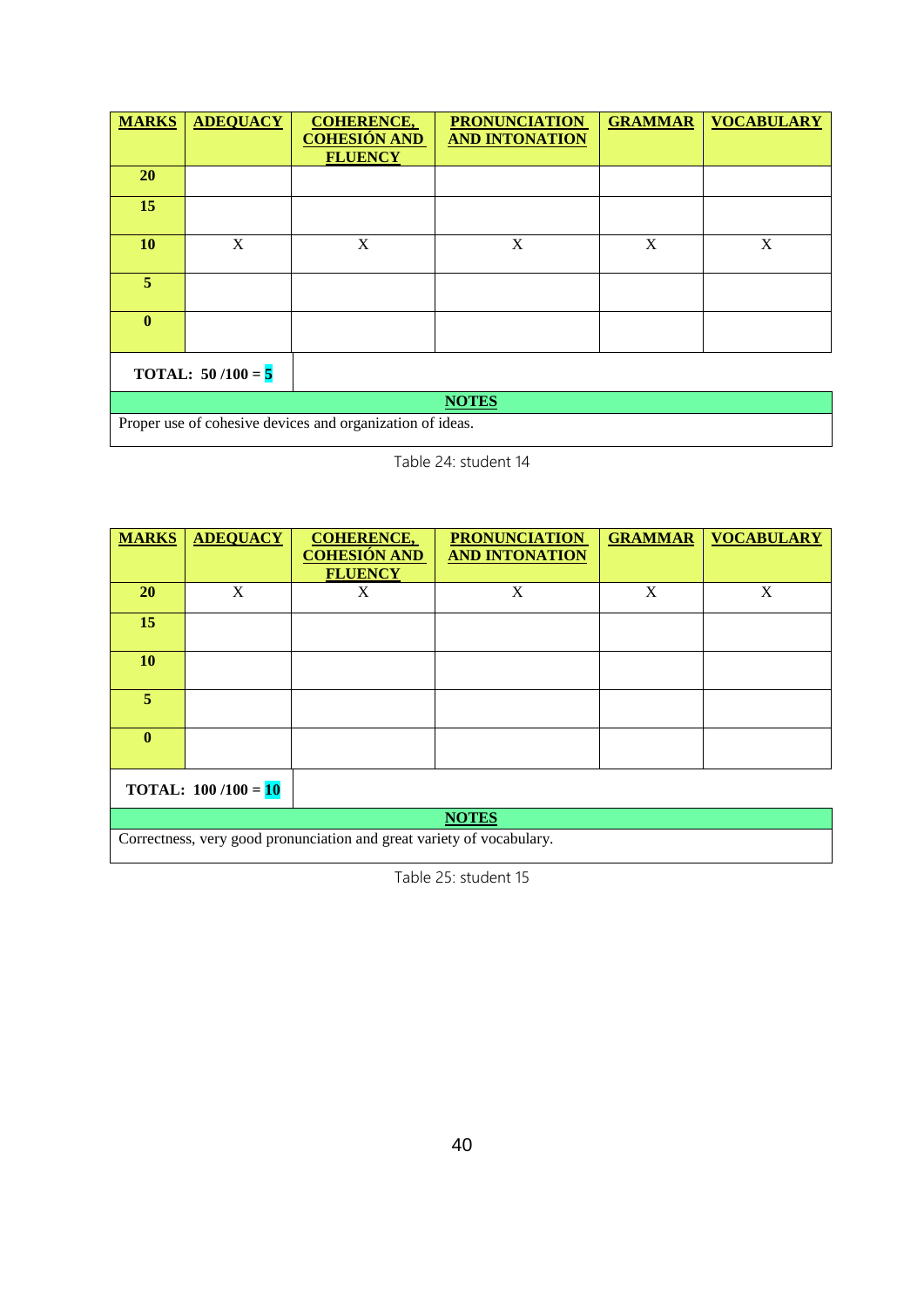| **MARKS** | **ADEQUACY** | **COHERENCE, COHESIÓN AND FLUENCY** | **PRONUNCIATION AND INTONATION** | **GRAMMAR** | **VOCABULARY** |
|---|---|---|---|---|---|
| **20** | | | | | |
| **15** | | | | | |
| **10** | X | X | X | X | X |
| **5** | | | | | |
| **0** | | | | | |
| **TOTAL: 50 /100 = 5** | | | | | |
| **NOTES** | | | | | |
| Proper use of cohesive devices and organization of ideas. | | | | | |

Table 24: student 14

| **MARKS** | **ADEQUACY** | **COHERENCE, COHESIÓN AND FLUENCY** | **PRONUNCIATION AND INTONATION** | **GRAMMAR** | **VOCABULARY** |
|---|---|---|---|---|---|
| **20** | X | X | X | X | X |
| **15** | | | | | |
| **10** | | | | | |
| **5** | | | | | |
| **0** | | | | | |
| **TOTAL: 100 /100 = 10** | | | | | |
| **NOTES** | | | | | |
| Correctness, very good pronunciation and great variety of vocabulary. | | | | | |

Table 25: student 15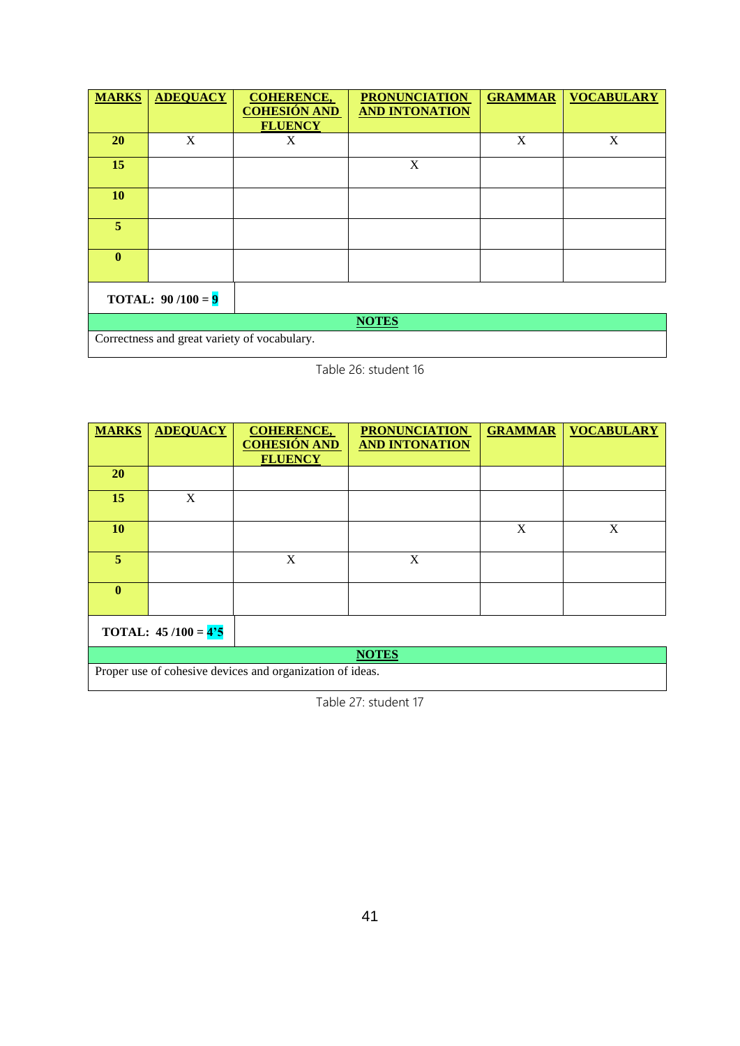| MARKS | ADEQUACY | COHERENCE, COHESIÓN AND FLUENCY | PRONUNCIATION AND INTONATION | GRAMMAR | VOCABULARY |
|---|---|---|---|---|---|
| **20** | X | X | | X | X |
| **15** | | | X | | |
| **10** | | | | | |
| **5** | | | | | |
| **0** | | | | | |
| **TOTAL: 90 /100 = 9** | | | | | |
| **NOTES** | | | | | |
| Correctness and great variety of vocabulary. | | | | | |

Table 26: student 16

| MARKS | ADEQUACY | COHERENCE, COHESIÓN AND FLUENCY | PRONUNCIATION AND INTONATION | GRAMMAR | VOCABULARY |
|---|---|---|---|---|---|
| **20** | | | | | |
| **15** | X | | | | |
| **10** | | | | X | X |
| **5** | | X | X | | |
| **0** | | | | | |
| **TOTAL: 45 /100 = 4'5** | | | | | |
| **NOTES** | | | | | |
| Proper use of cohesive devices and organization of ideas. | | | | | |

Table 27: student 17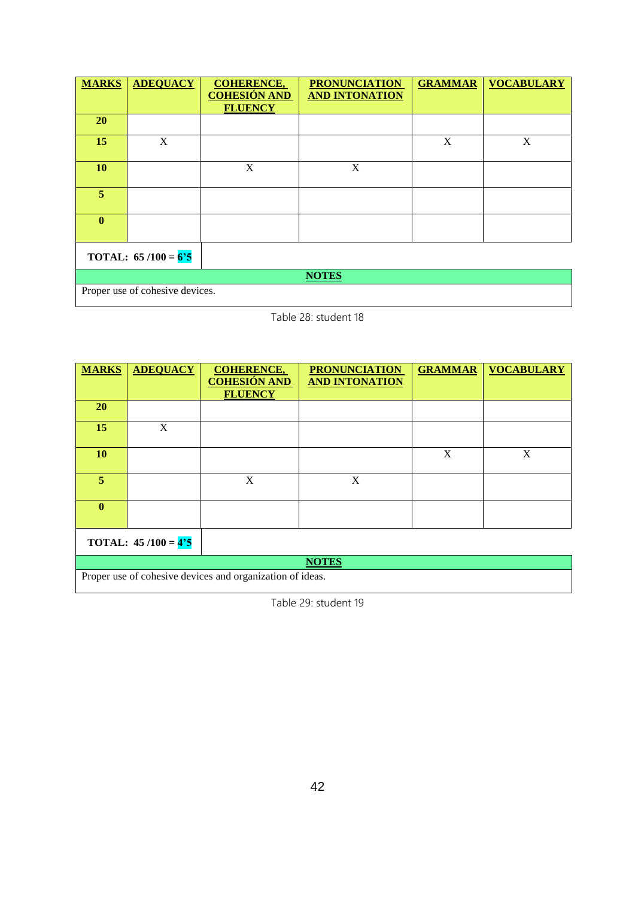| **MARKS** | **ADEQUACY** | **COHERENCE, COHESIÓN AND FLUENCY** | **PRONUNCIATION AND INTONATION** | **GRAMMAR** | **VOCABULARY** |
|---|---|---|---|---|---|
| **20** | | | | | |
| **15** | X | | | X | X |
| **10** | | X | X | | |
| **5** | | | | | |
| **0** | | | | | |
| **TOTAL: 65 /100 = 6'5** | | | | | |
| **NOTES** | | | | | |
| Proper use of cohesive devices. | | | | | |

Table 28: student 18

| **MARKS** | **ADEQUACY** | **COHERENCE, COHESIÓN AND FLUENCY** | **PRONUNCIATION AND INTONATION** | **GRAMMAR** | **VOCABULARY** |
|---|---|---|---|---|---|
| **20** | | | | | |
| **15** | X | | | | |
| **10** | | | | X | X |
| **5** | | X | X | | |
| **0** | | | | | |
| **TOTAL: 45 /100 = 4'5** | | | | | |
| **NOTES** | | | | | |
| Proper use of cohesive devices and organization of ideas. | | | | | |

Table 29: student 19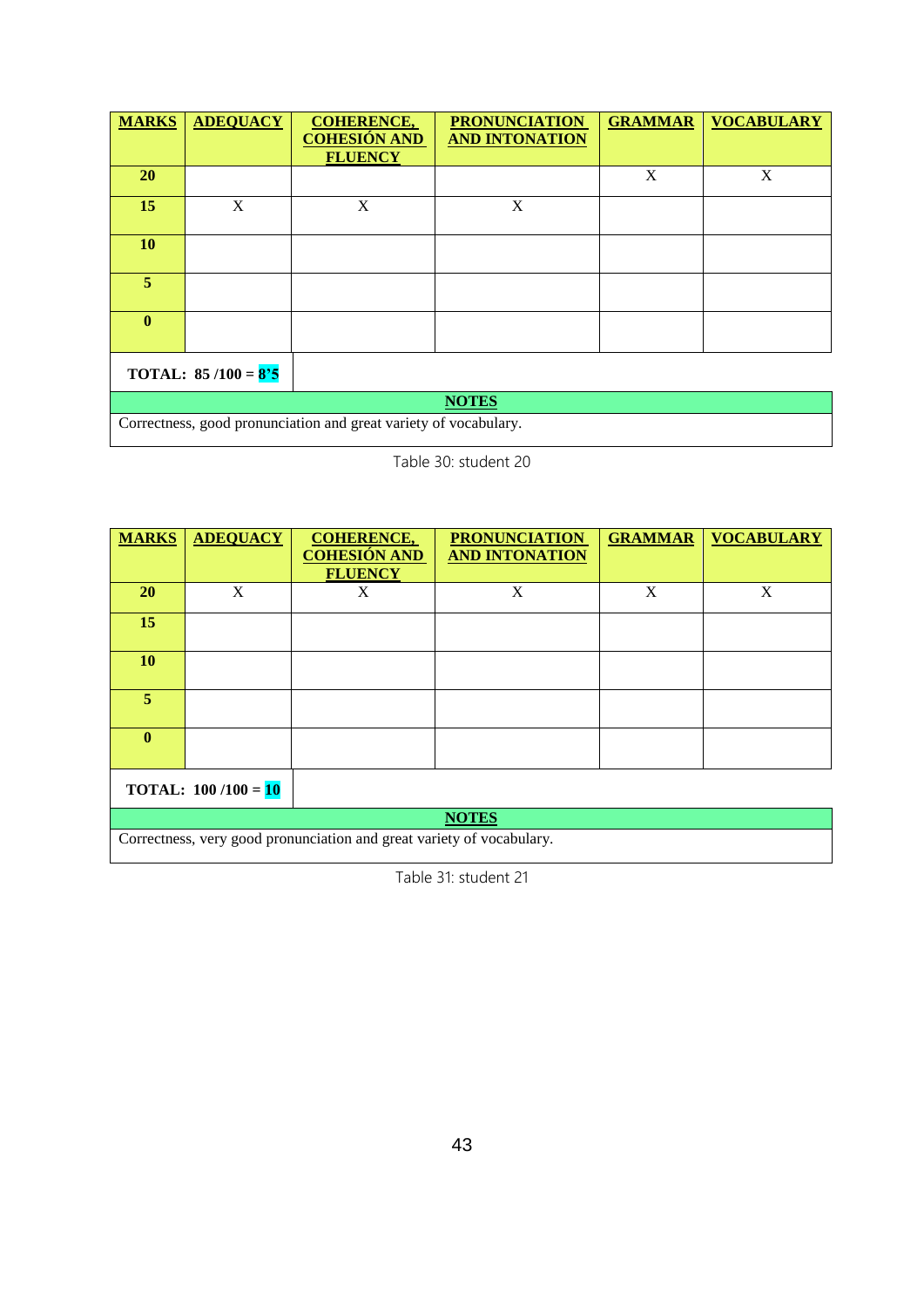| MARKS | ADEQUACY | COHERENCE, COHESIÓN AND FLUENCY | PRONUNCIATION AND INTONATION | GRAMMAR | VOCABULARY |
|---|---|---|---|---|---|
| 20 | | | | X | X |
| 15 | X | X | X | | |
| 10 | | | | | |
| 5 | | | | | |
| 0 | | | | | |
| TOTAL: 85 /100 = 8'5 | | | | | |

| NOTES |
|---|
| Correctness, good pronunciation and great variety of vocabulary. |

Table 30: student 20

| MARKS | ADEQUACY | COHERENCE, COHESIÓN AND FLUENCY | PRONUNCIATION AND INTONATION | GRAMMAR | VOCABULARY |
|---|---|---|---|---|---|
| 20 | X | X | X | X | X |
| 15 | | | | | |
| 10 | | | | | |
| 5 | | | | | |
| 0 | | | | | |
| TOTAL: 100 /100 = 10 | | | | | |

| NOTES |
|---|
| Correctness, very good pronunciation and great variety of vocabulary. |

Table 31: student 21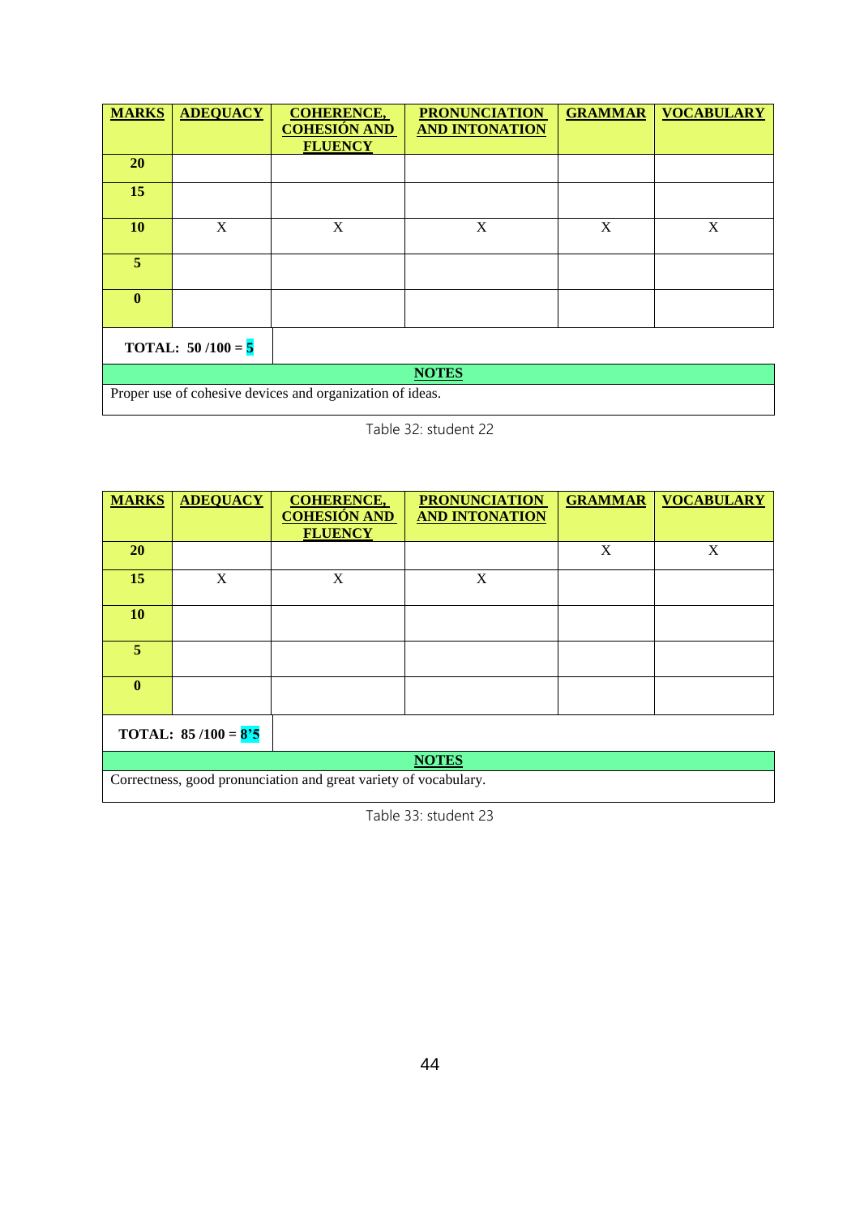| MARKS | ADEQUACY | COHERENCE, COHESIÓN AND FLUENCY | PRONUNCIATION AND INTONATION | GRAMMAR | VOCABULARY |
|---|---|---|---|---|---|
| 20 | | | | | |
| 15 | | | | | |
| 10 | X | X | X | X | X |
| 5 | | | | | |
| 0 | | | | | |
| TOTAL: 50 /100 = 5 | | | | | |
| NOTES | | | | | |
| Proper use of cohesive devices and organization of ideas. | | | | | |

Table 32: student 22

| MARKS | ADEQUACY | COHERENCE, COHESIÓN AND FLUENCY | PRONUNCIATION AND INTONATION | GRAMMAR | VOCABULARY |
|---|---|---|---|---|---|
| 20 | | | | X | X |
| 15 | X | X | X | | |
| 10 | | | | | |
| 5 | | | | | |
| 0 | | | | | |
| TOTAL: 85 /100 = 8'5 | | | | | |
| NOTES | | | | | |
| Correctness, good pronunciation and great variety of vocabulary. | | | | | |

Table 33: student 23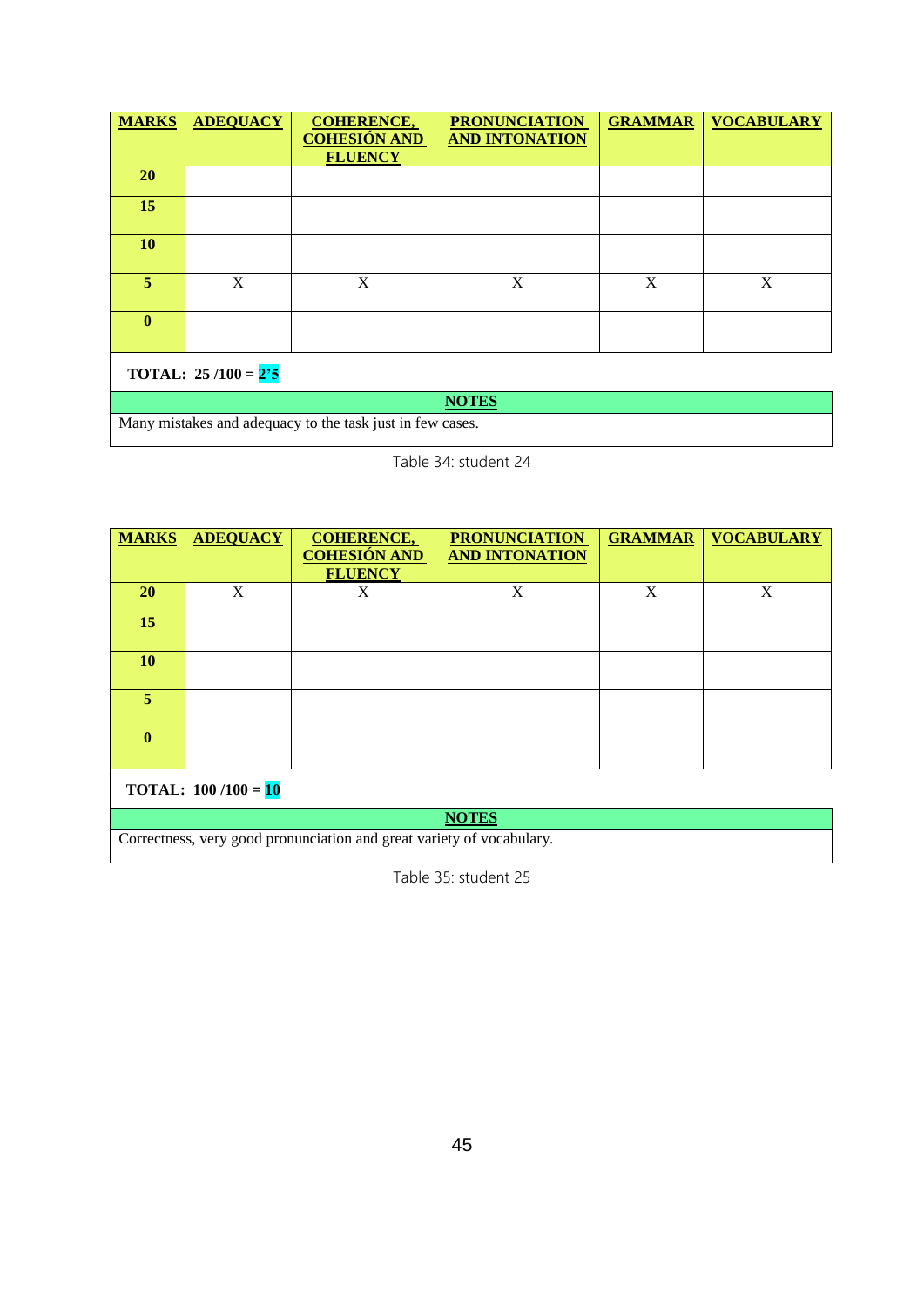| MARKS | ADEQUACY | COHERENCE, COHESIÓN AND FLUENCY | PRONUNCIATION AND INTONATION | GRAMMAR | VOCABULARY |
|---|---|---|---|---|---|
| 20 | | | | | |
| 15 | | | | | |
| 10 | | | | | |
| 5 | X | X | X | X | X |
| 0 | | | | | |
| TOTAL: 25 /100 = 2'5 | | | | | |
| NOTES | | | | | |
| Many mistakes and adequacy to the task just in few cases. | | | | | |

Table 34: student 24

| MARKS | ADEQUACY | COHERENCE, COHESIÓN AND FLUENCY | PRONUNCIATION AND INTONATION | GRAMMAR | VOCABULARY |
|---|---|---|---|---|---|
| 20 | X | X | X | X | X |
| 15 | | | | | |
| 10 | | | | | |
| 5 | | | | | |
| 0 | | | | | |
| TOTAL: 100 /100 = 10 | | | | | |
| NOTES | | | | | |
| Correctness, very good pronunciation and great variety of vocabulary. | | | | | |

Table 35: student 25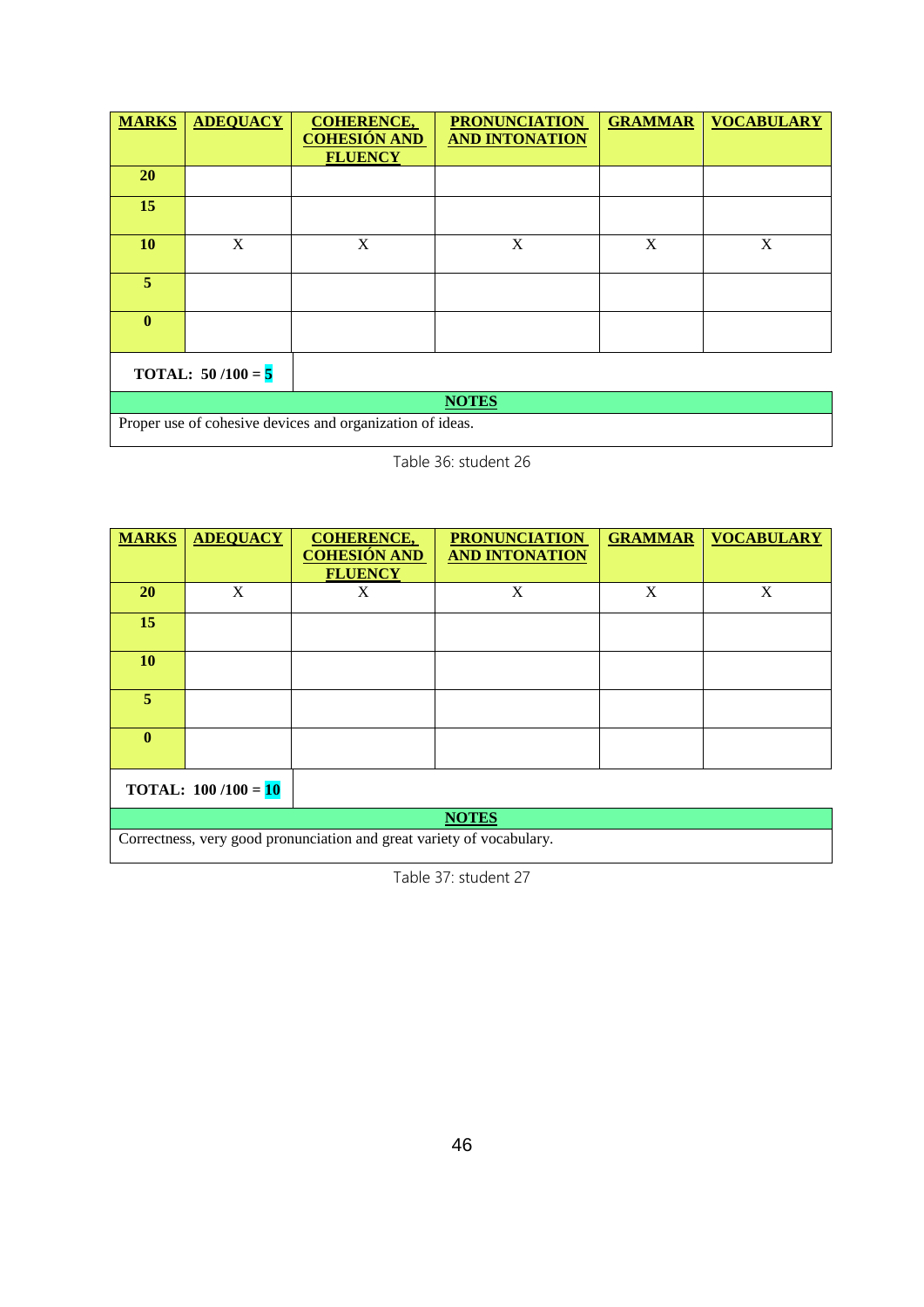| MARKS | ADEQUACY | COHERENCE, COHESIÓN AND FLUENCY | PRONUNCIATION AND INTONATION | GRAMMAR | VOCABULARY |
|---|---|---|---|---|---|
| 20 | | | | | |
| 15 | | | | | |
| 10 | X | X | X | X | X |
| 5 | | | | | |
| 0 | | | | | |
| TOTAL: 50 /100 = 5 | | | | | |
| NOTES | | | | | |
| Proper use of cohesive devices and organization of ideas. | | | | | |

Table 36: student 26

| MARKS | ADEQUACY | COHERENCE, COHESIÓN AND FLUENCY | PRONUNCIATION AND INTONATION | GRAMMAR | VOCABULARY |
|---|---|---|---|---|---|
| 20 | X | X | X | X | X |
| 15 | | | | | |
| 10 | | | | | |
| 5 | | | | | |
| 0 | | | | | |
| TOTAL: 100 /100 = 10 | | | | | |
| NOTES | | | | | |
| Correctness, very good pronunciation and great variety of vocabulary. | | | | | |

Table 37: student 27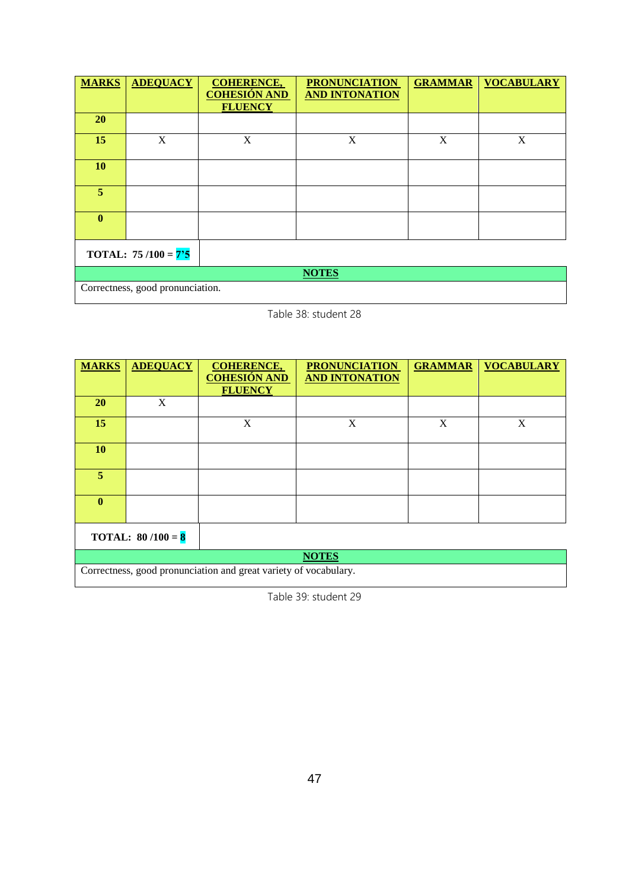| MARKS | ADEQUACY | COHERENCE, COHESIÓN AND FLUENCY | PRONUNCIATION AND INTONATION | GRAMMAR | VOCABULARY |
|---|---|---|---|---|---|
| 20 | | | | | |
| 15 | X | X | X | X | X |
| 10 | | | | | |
| 5 | | | | | |
| 0 | | | | | |

**TOTAL: 75 /100 = 7'5**

| NOTES |
|---|
| Correctness, good pronunciation. |

Table 38: student 28

| MARKS | ADEQUACY | COHERENCE, COHESIÓN AND FLUENCY | PRONUNCIATION AND INTONATION | GRAMMAR | VOCABULARY |
|---|---|---|---|---|---|
| 20 | X | | | | |
| 15 | | X | X | X | X |
| 10 | | | | | |
| 5 | | | | | |
| 0 | | | | | |

**TOTAL: 80 /100 = 8**

| NOTES |
|---|
| Correctness, good pronunciation and great variety of vocabulary. |

Table 39: student 29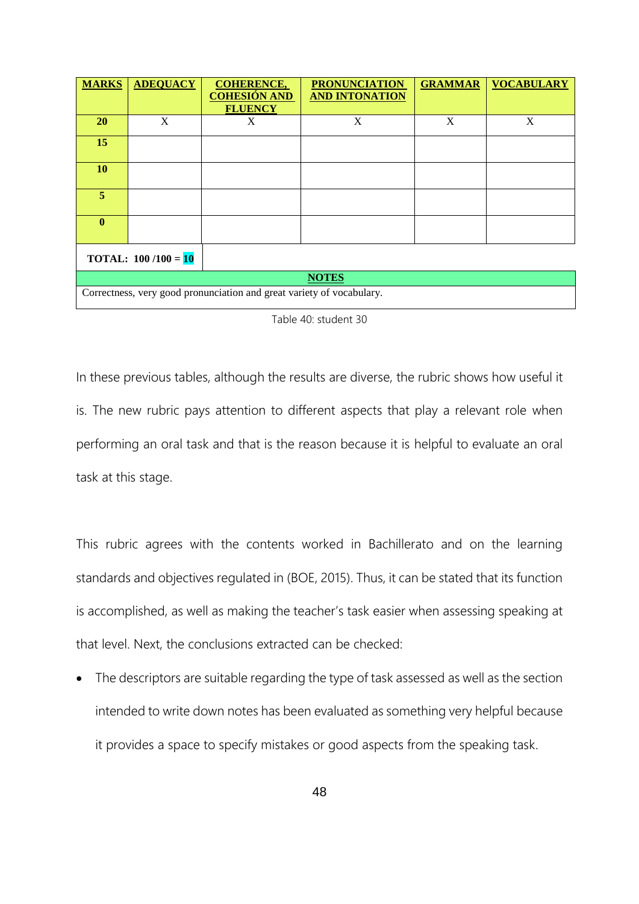| MARKS | ADEQUACY | COHERENCE, COHESIÓN AND FLUENCY | PRONUNCIATION AND INTONATION | GRAMMAR | VOCABULARY |
|---|---|---|---|---|---|
| 20 | X | X | X | X | X |
| 15 | | | | | |
| 10 | | | | | |
| 5 | | | | | |
| 0 | | | | | |
| TOTAL: 100 /100 = 10 | | | | | |
| NOTES | | | | | |
| Correctness, very good pronunciation and great variety of vocabulary. | | | | | |

Table 40: student 30

In these previous tables, although the results are diverse, the rubric shows how useful it is. The new rubric pays attention to different aspects that play a relevant role when performing an oral task and that is the reason because it is helpful to evaluate an oral task at this stage.

This rubric agrees with the contents worked in Bachillerato and on the learning standards and objectives regulated in (BOE, 2015). Thus, it can be stated that its function is accomplished, as well as making the teacher's task easier when assessing speaking at that level. Next, the conclusions extracted can be checked:

- The descriptors are suitable regarding the type of task assessed as well as the section intended to write down notes has been evaluated as something very helpful because it provides a space to specify mistakes or good aspects from the speaking task.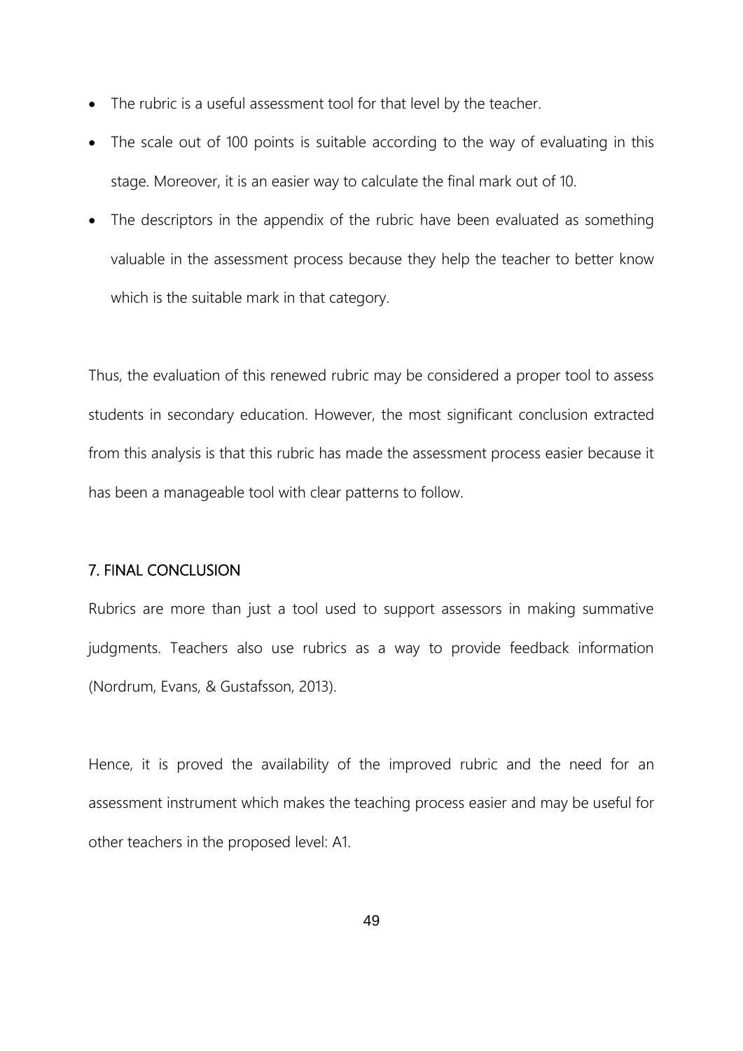- The rubric is a useful assessment tool for that level by the teacher.
- The scale out of 100 points is suitable according to the way of evaluating in this stage. Moreover, it is an easier way to calculate the final mark out of 10.
- The descriptors in the appendix of the rubric have been evaluated as something valuable in the assessment process because they help the teacher to better know which is the suitable mark in that category.

Thus, the evaluation of this renewed rubric may be considered a proper tool to assess students in secondary education. However, the most significant conclusion extracted from this analysis is that this rubric has made the assessment process easier because it has been a manageable tool with clear patterns to follow.

## 7. FINAL CONCLUSION

Rubrics are more than just a tool used to support assessors in making summative judgments. Teachers also use rubrics as a way to provide feedback information (Nordrum, Evans, & Gustafsson, 2013).

Hence, it is proved the availability of the improved rubric and the need for an assessment instrument which makes the teaching process easier and may be useful for other teachers in the proposed level: A1.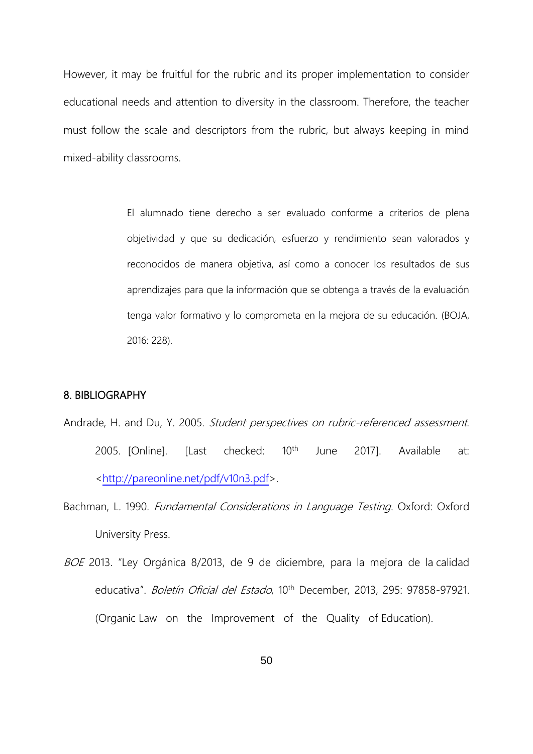However, it may be fruitful for the rubric and its proper implementation to consider educational needs and attention to diversity in the classroom. Therefore, the teacher must follow the scale and descriptors from the rubric, but always keeping in mind mixed-ability classrooms.

> El alumnado tiene derecho a ser evaluado conforme a criterios de plena objetividad y que su dedicación, esfuerzo y rendimiento sean valorados y reconocidos de manera objetiva, así como a conocer los resultados de sus aprendizajes para que la información que se obtenga a través de la evaluación tenga valor formativo y lo comprometa en la mejora de su educación. (BOJA, 2016: 228).

## 8. BIBLIOGRAPHY

Andrade, H. and Du, Y. 2005. *Student perspectives on rubric-referenced assessment*. 2005. [Online]. [Last checked: 10th June 2017]. Available at: <http://pareonline.net/pdf/v10n3.pdf>.

Bachman, L. 1990. *Fundamental Considerations in Language Testing*. Oxford: Oxford University Press.

*BOE* 2013. "Ley Orgánica 8/2013, de 9 de diciembre, para la mejora de la calidad educativa". *Boletín Oficial del Estado*, 10th December, 2013, 295: 97858-97921. (Organic Law on the Improvement of the Quality of Education).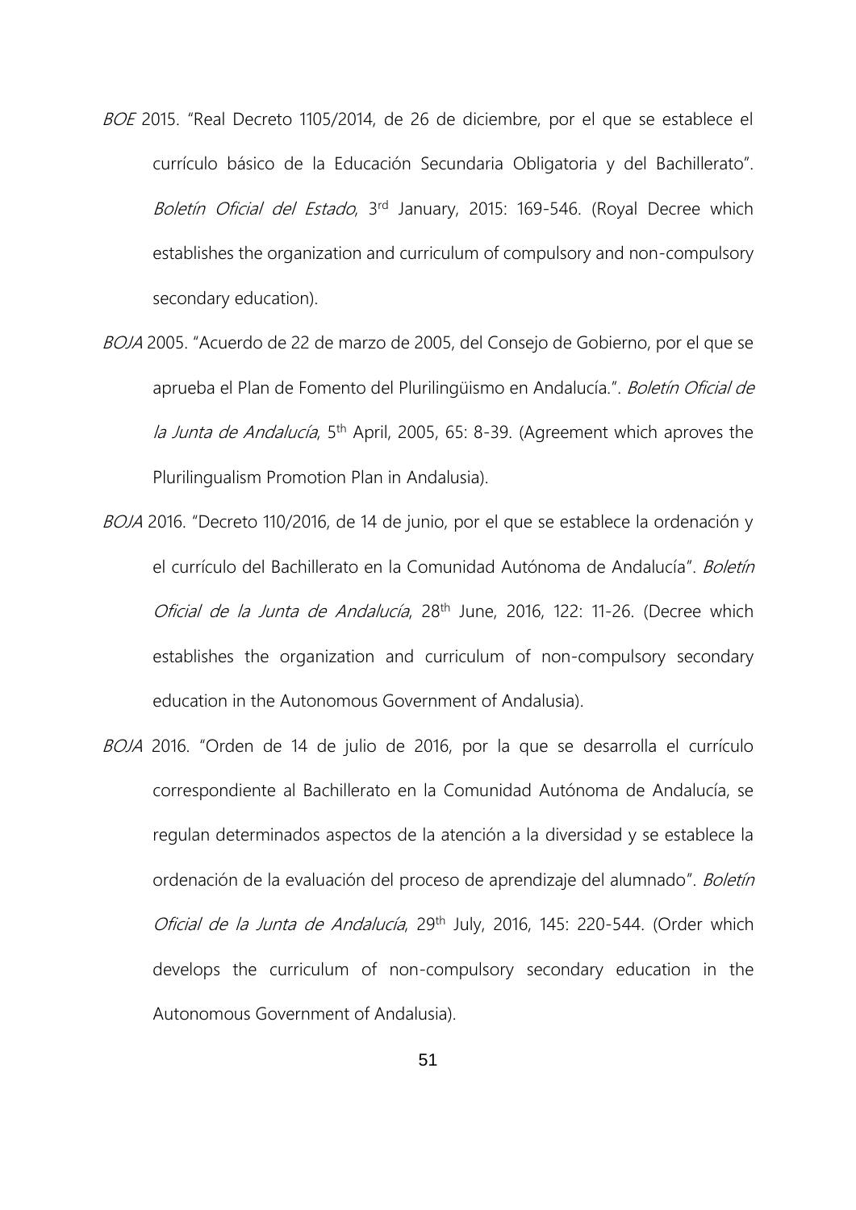*BOE* 2015. "Real Decreto 1105/2014, de 26 de diciembre, por el que se establece el currículo básico de la Educación Secundaria Obligatoria y del Bachillerato". *Boletín Oficial del Estado*, 3rd January, 2015: 169-546. (Royal Decree which establishes the organization and curriculum of compulsory and non-compulsory secondary education).

*BOJA* 2005. "Acuerdo de 22 de marzo de 2005, del Consejo de Gobierno, por el que se aprueba el Plan de Fomento del Plurilingüismo en Andalucía.". *Boletín Oficial de la Junta de Andalucía*, 5th April, 2005, 65: 8-39. (Agreement which aproves the Plurilingualism Promotion Plan in Andalusia).

*BOJA* 2016. "Decreto 110/2016, de 14 de junio, por el que se establece la ordenación y el currículo del Bachillerato en la Comunidad Autónoma de Andalucía". *Boletín Oficial de la Junta de Andalucía*, 28th June, 2016, 122: 11-26. (Decree which establishes the organization and curriculum of non-compulsory secondary education in the Autonomous Government of Andalusia).

*BOJA* 2016. "Orden de 14 de julio de 2016, por la que se desarrolla el currículo correspondiente al Bachillerato en la Comunidad Autónoma de Andalucía, se regulan determinados aspectos de la atención a la diversidad y se establece la ordenación de la evaluación del proceso de aprendizaje del alumnado". *Boletín Oficial de la Junta de Andalucía*, 29th July, 2016, 145: 220-544. (Order which develops the curriculum of non-compulsory secondary education in the Autonomous Government of Andalusia).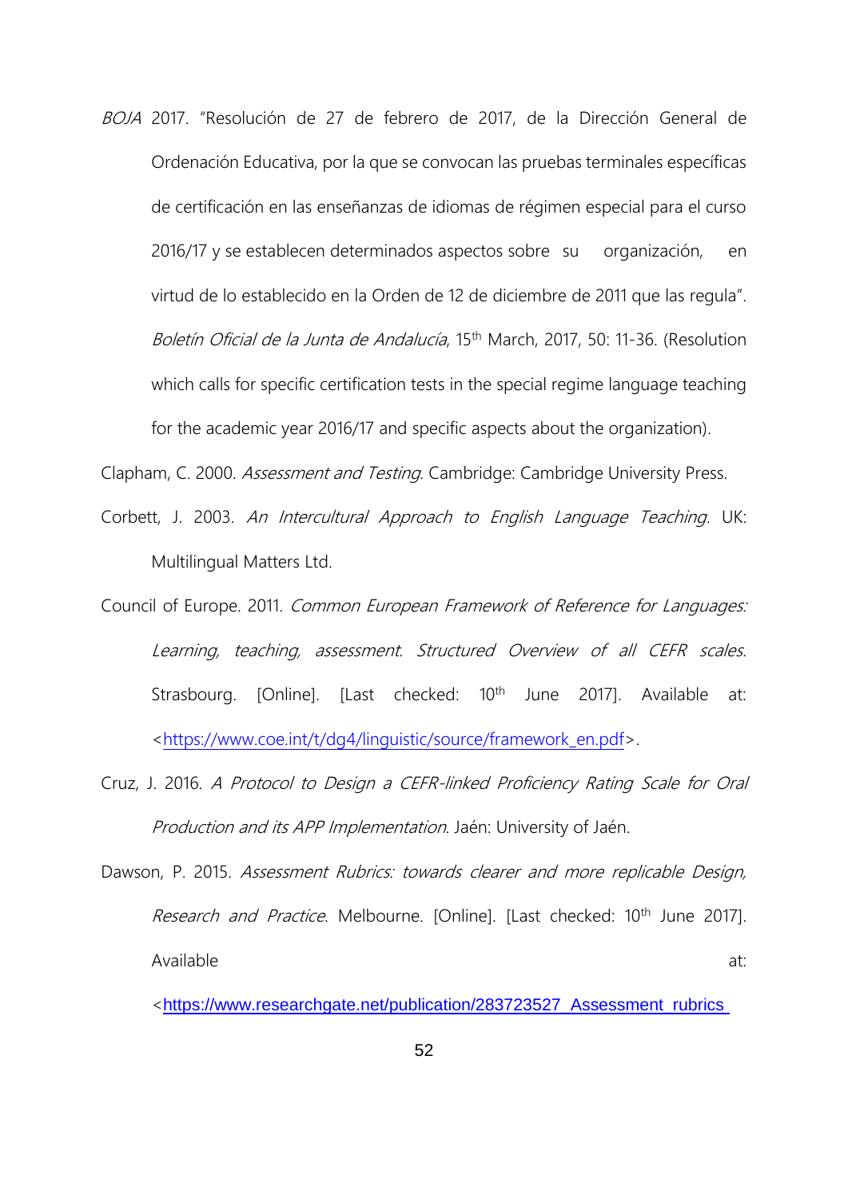*BOJA* 2017. "Resolución de 27 de febrero de 2017, de la Dirección General de Ordenación Educativa, por la que se convocan las pruebas terminales específicas de certificación en las enseñanzas de idiomas de régimen especial para el curso 2016/17 y se establecen determinados aspectos sobre su organización, en virtud de lo establecido en la Orden de 12 de diciembre de 2011 que las regula". *Boletín Oficial de la Junta de Andalucía*, 15th March, 2017, 50: 11-36. (Resolution which calls for specific certification tests in the special regime language teaching for the academic year 2016/17 and specific aspects about the organization).

Clapham, C. 2000. *Assessment and Testing*. Cambridge: Cambridge University Press.

Corbett, J. 2003. *An Intercultural Approach to English Language Teaching*. UK: Multilingual Matters Ltd.

Council of Europe. 2011. *Common European Framework of Reference for Languages: Learning, teaching, assessment. Structured Overview of all CEFR scales.* Strasbourg. [Online]. [Last checked: 10th June 2017]. Available at: <https://www.coe.int/t/dg4/linguistic/source/framework_en.pdf>.

Cruz, J. 2016. *A Protocol to Design a CEFR-linked Proficiency Rating Scale for Oral Production and its APP Implementation*. Jaén: University of Jaén.

Dawson, P. 2015. *Assessment Rubrics: towards clearer and more replicable Design, Research and Practice*. Melbourne. [Online]. [Last checked: 10th June 2017]. Available at: <https://www.researchgate.net/publication/283723527_Assessment_rubrics_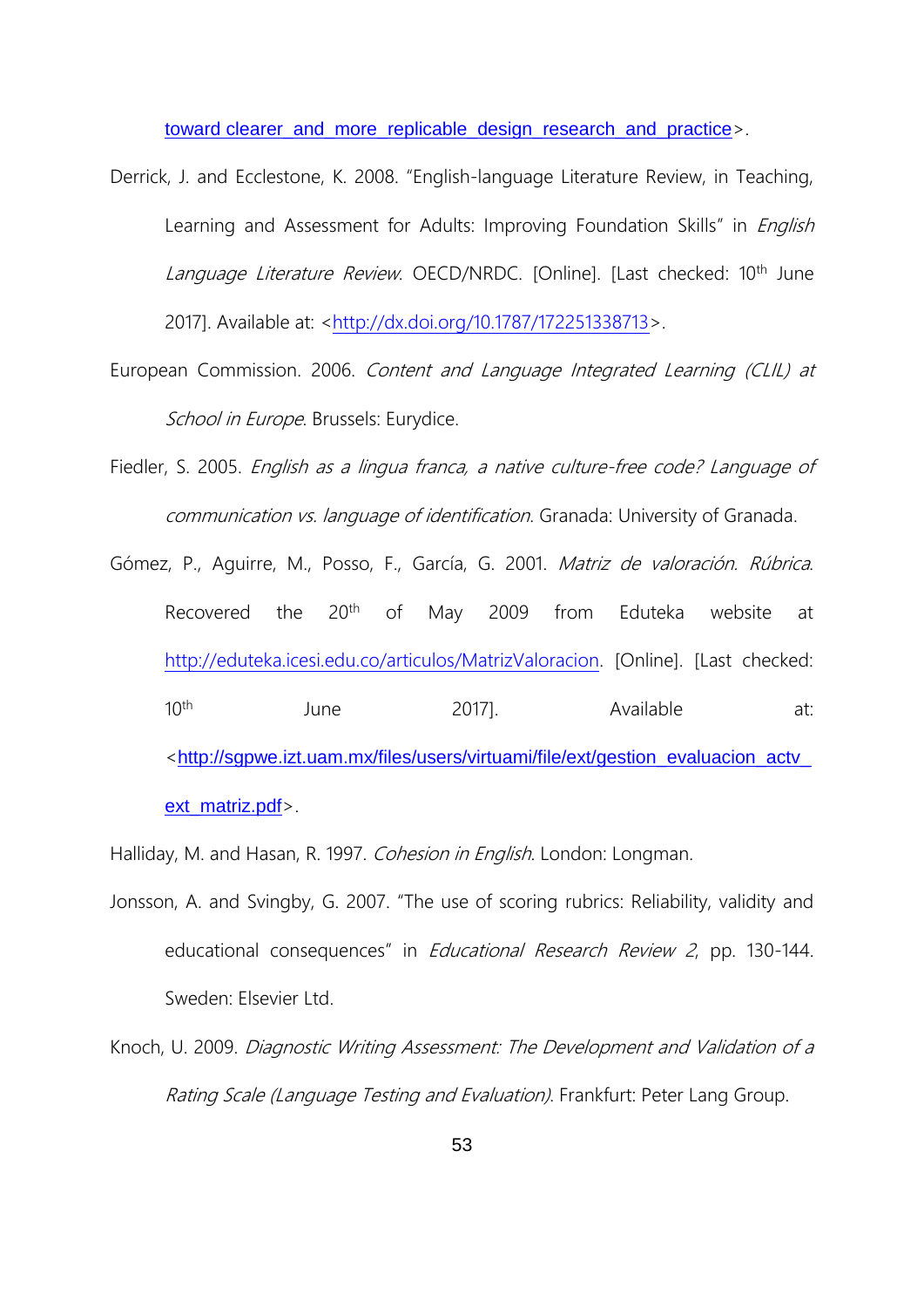toward_clearer_and_more_replicable_design_research_and_practice>.

Derrick, J. and Ecclestone, K. 2008. "English-language Literature Review, in Teaching, Learning and Assessment for Adults: Improving Foundation Skills" in *English Language Literature Review*. OECD/NRDC. [Online]. [Last checked: 10th June 2017]. Available at: <http://dx.doi.org/10.1787/172251338713>.

European Commission. 2006. *Content and Language Integrated Learning (CLIL) at School in Europe*. Brussels: Eurydice.

Fiedler, S. 2005. *English as a lingua franca, a native culture-free code? Language of communication vs. language of identification*. Granada: University of Granada.

Gómez, P., Aguirre, M., Posso, F., García, G. 2001. *Matriz de valoración. Rúbrica*. Recovered the 20th of May 2009 from Eduteka website at http://eduteka.icesi.edu.co/articulos/MatrizValoracion. [Online]. [Last checked: 10th June 2017]. Available at: <http://sgpwe.izt.uam.mx/files/users/virtuami/file/ext/gestion_evaluacion_actv_ext_matriz.pdf>.

Halliday, M. and Hasan, R. 1997. *Cohesion in English*. London: Longman.

Jonsson, A. and Svingby, G. 2007. "The use of scoring rubrics: Reliability, validity and educational consequences" in *Educational Research Review 2*, pp. 130-144. Sweden: Elsevier Ltd.

Knoch, U. 2009. *Diagnostic Writing Assessment: The Development and Validation of a Rating Scale (Language Testing and Evaluation)*. Frankfurt: Peter Lang Group.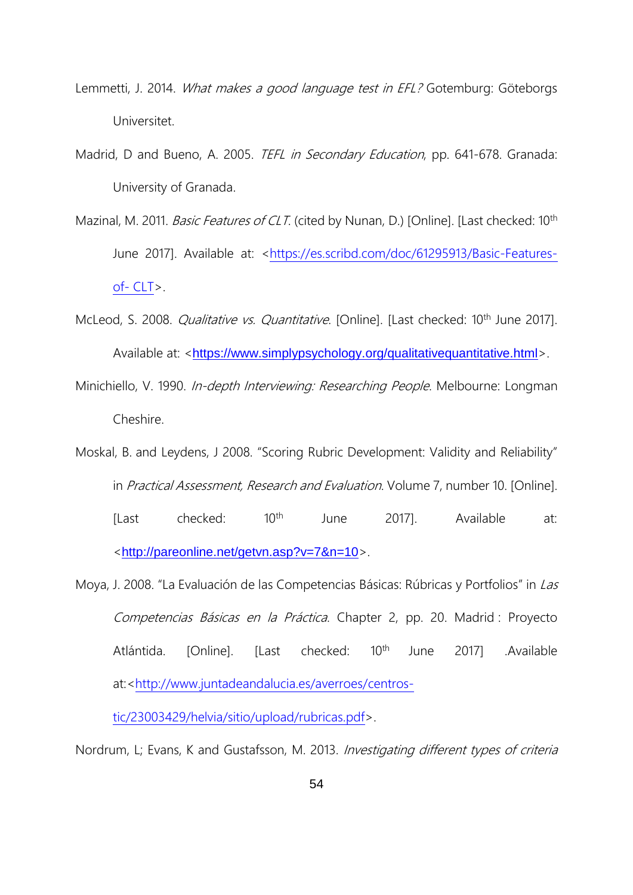Lemmetti, J. 2014. *What makes a good language test in EFL?* Gotemburg: Göteborgs Universitet.

Madrid, D and Bueno, A. 2005. *TEFL in Secondary Education*, pp. 641-678. Granada: University of Granada.

Mazinal, M. 2011. *Basic Features of CLT*. (cited by Nunan, D.) [Online]. [Last checked: 10th June 2017]. Available at: <https://es.scribd.com/doc/61295913/Basic-Features-of- CLT>.

McLeod, S. 2008. *Qualitative vs. Quantitative*. [Online]. [Last checked: 10th June 2017]. Available at: <https://www.simplypsychology.org/qualitativequantitative.html>.

Minichiello, V. 1990. *In-depth Interviewing: Researching People*. Melbourne: Longman Cheshire.

Moskal, B. and Leydens, J 2008. "Scoring Rubric Development: Validity and Reliability" in *Practical Assessment, Research and Evaluation*. Volume 7, number 10. [Online]. [Last checked: 10th June 2017]. Available at: <http://pareonline.net/getvn.asp?v=7&n=10>.

Moya, J. 2008. "La Evaluación de las Competencias Básicas: Rúbricas y Portfolios" in *Las Competencias Básicas en la Práctica*. Chapter 2, pp. 20. Madrid : Proyecto Atlántida. [Online]. [Last checked: 10th June 2017] .Available at:<http://www.juntadeandalucia.es/averroes/centros-tic/23003429/helvia/sitio/upload/rubricas.pdf>.

Nordrum, L; Evans, K and Gustafsson, M. 2013. *Investigating different types of criteria*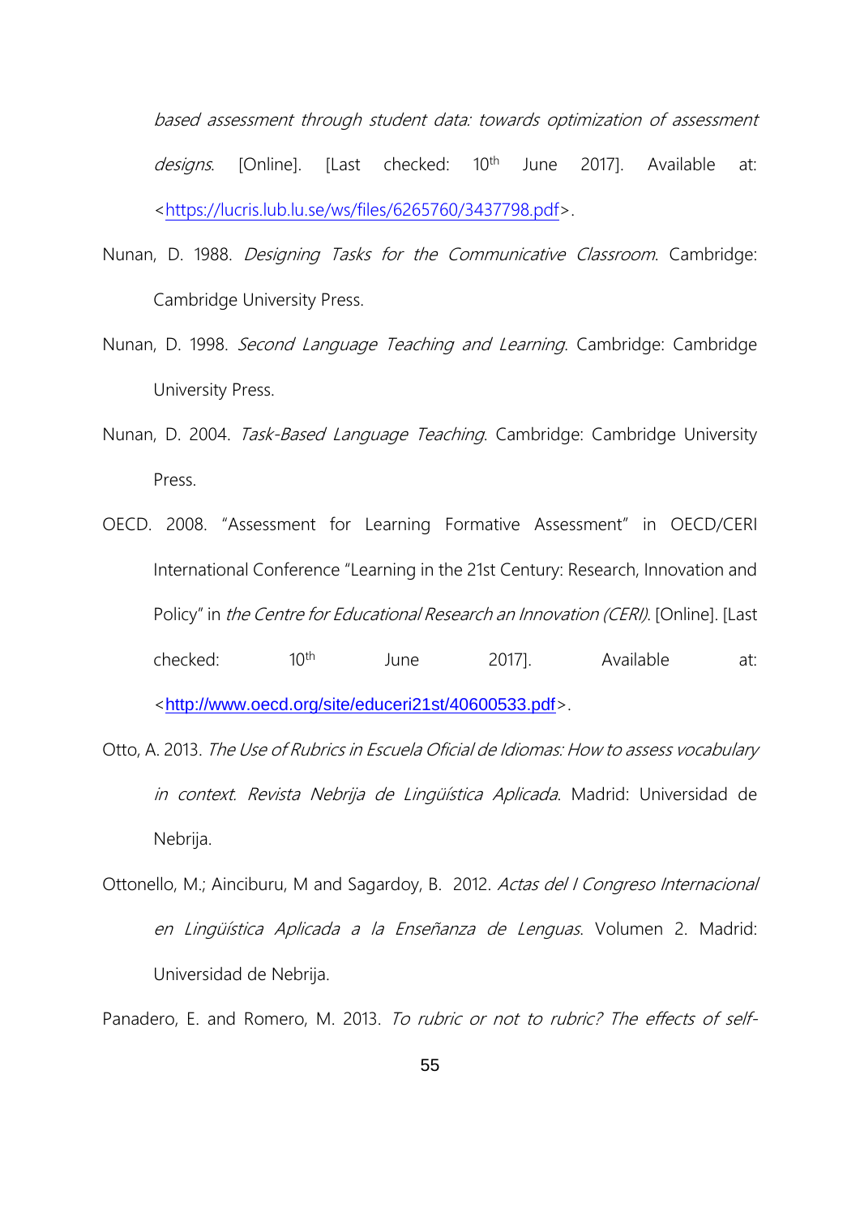*based assessment through student data: towards optimization of assessment designs*. [Online]. [Last checked: 10th June 2017]. Available at: <https://lucris.lub.lu.se/ws/files/6265760/3437798.pdf>.

Nunan, D. 1988. *Designing Tasks for the Communicative Classroom*. Cambridge: Cambridge University Press.

Nunan, D. 1998. *Second Language Teaching and Learning*. Cambridge: Cambridge University Press.

Nunan, D. 2004. *Task-Based Language Teaching*. Cambridge: Cambridge University Press.

OECD. 2008. "Assessment for Learning Formative Assessment" in OECD/CERI International Conference "Learning in the 21st Century: Research, Innovation and Policy" in *the Centre for Educational Research an Innovation (CERI)*. [Online]. [Last checked: 10th June 2017]. Available at: <http://www.oecd.org/site/educeri21st/40600533.pdf>.

Otto, A. 2013. *The Use of Rubrics in Escuela Oficial de Idiomas: How to assess vocabulary in context. Revista Nebrija de Lingüística Aplicada*. Madrid: Universidad de Nebrija.

Ottonello, M.; Ainciburu, M and Sagardoy, B. 2012. *Actas del I Congreso Internacional en Lingüística Aplicada a la Enseñanza de Lenguas*. Volumen 2. Madrid: Universidad de Nebrija.

Panadero, E. and Romero, M. 2013. *To rubric or not to rubric? The effects of self-*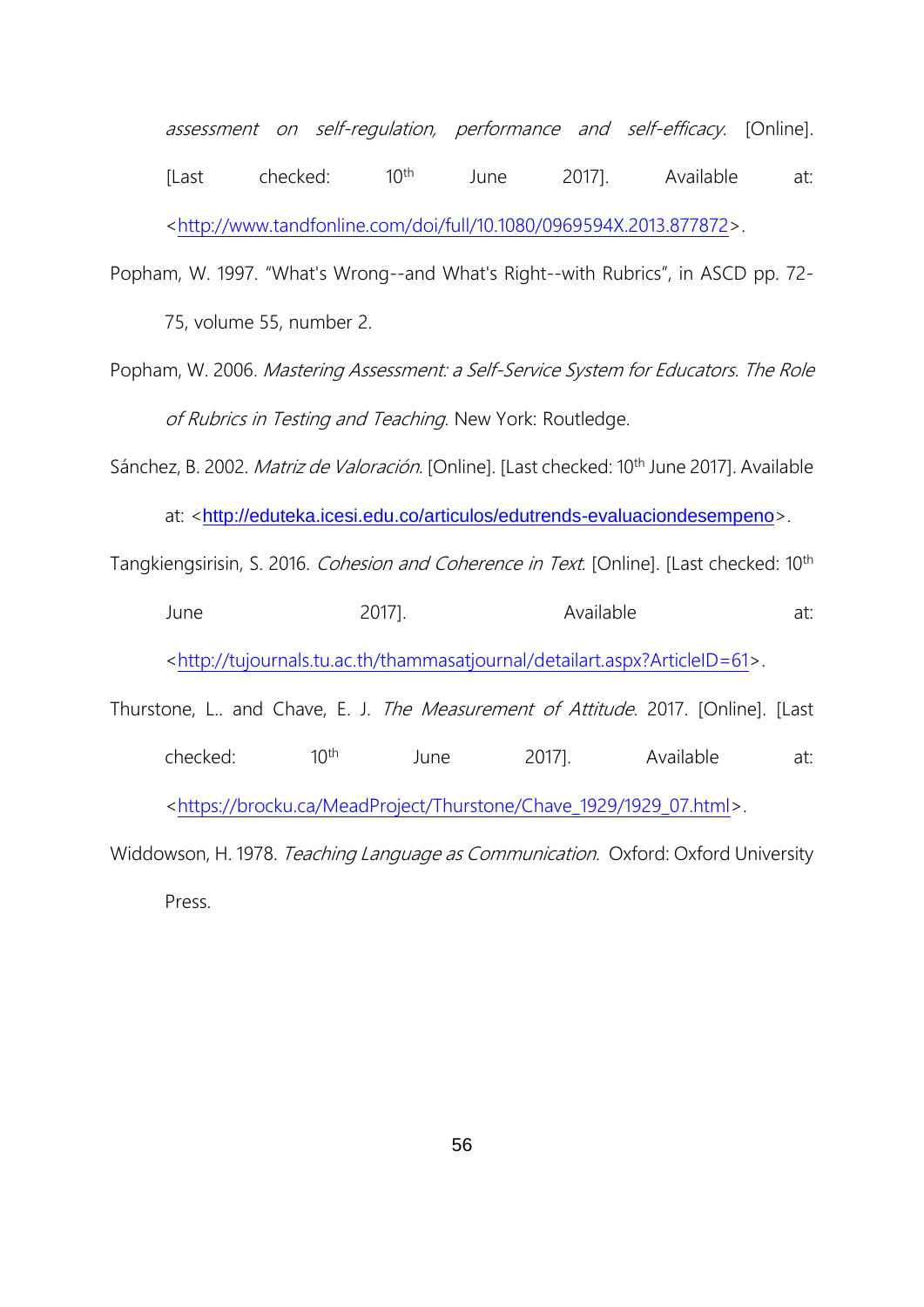*assessment on self-regulation, performance and self-efficacy*. [Online]. [Last checked: 10th June 2017]. Available at: <http://www.tandfonline.com/doi/full/10.1080/0969594X.2013.877872>.

Popham, W. 1997. "What's Wrong--and What's Right--with Rubrics", in ASCD pp. 72-75, volume 55, number 2.

Popham, W. 2006. *Mastering Assessment: a Self-Service System for Educators. The Role of Rubrics in Testing and Teaching*. New York: Routledge.

Sánchez, B. 2002. *Matriz de Valoración*. [Online]. [Last checked: 10th June 2017]. Available at: <http://eduteka.icesi.edu.co/articulos/edutrends-evaluaciondesempeno>.

Tangkiengsirisin, S. 2016. *Cohesion and Coherence in Text*. [Online]. [Last checked: 10th June 2017]. Available at: <http://tujournals.tu.ac.th/thammasatjournal/detailart.aspx?ArticleID=61>.

Thurstone, L.. and Chave, E. J. *The Measurement of Attitude*. 2017. [Online]. [Last checked: 10th June 2017]. Available at: <https://brocku.ca/MeadProject/Thurstone/Chave_1929/1929_07.html>.

Widdowson, H. 1978. *Teaching Language as Communication*. Oxford: Oxford University Press.